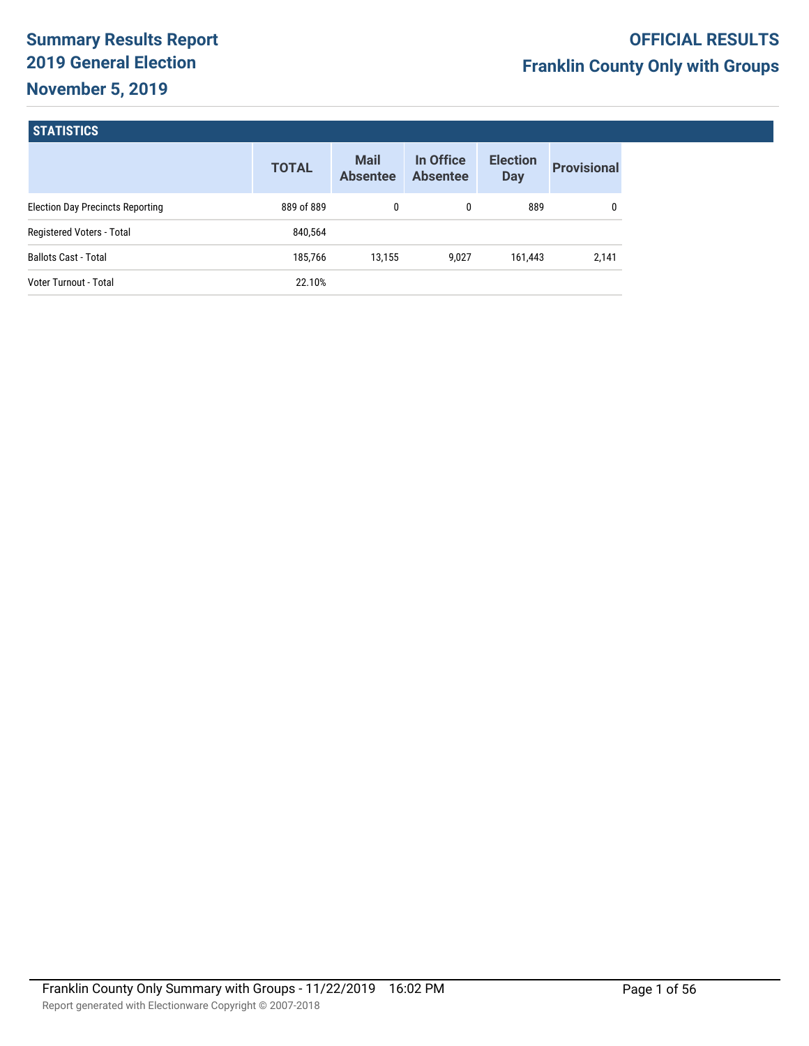# Summary Results Report
## 2019 General Election
## November 5, 2019

**OFFICIAL RESULTS**
**Franklin County Only with Groups**

### STATISTICS

| | TOTAL | Mail Absentee | In Office Absentee | Election Day | Provisional |
|---|---|---|---|---|---|
| Election Day Precincts Reporting | 889 of 889 | 0 | 0 | 889 | 0 |
| Registered Voters - Total | 840,564 | | | | |
| Ballots Cast - Total | 185,766 | 13,155 | 9,027 | 161,443 | 2,141 |
| Voter Turnout - Total | 22.10% | | | | |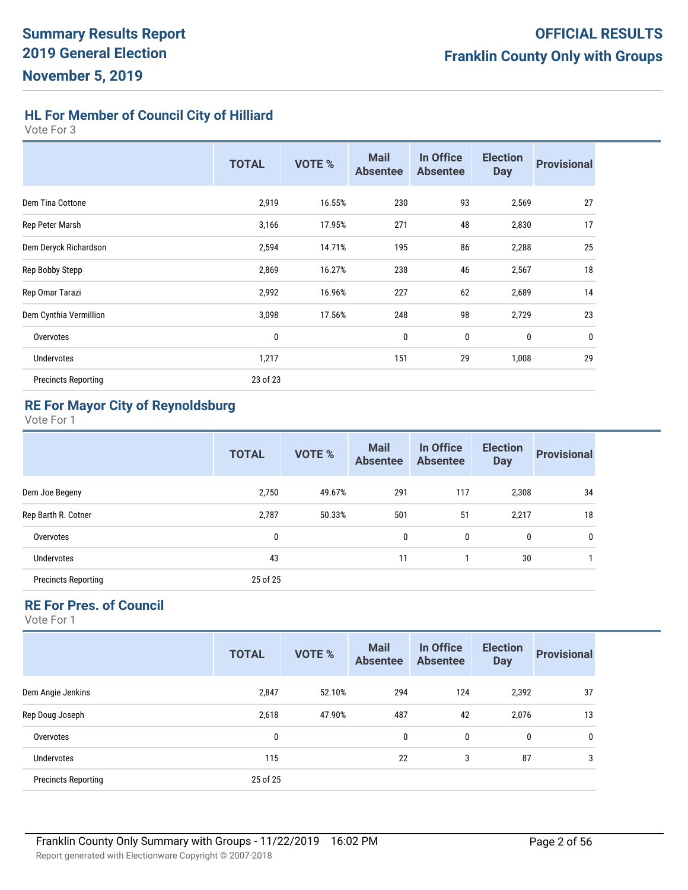## HL For Member of Council City of Hilliard

Vote For 3

| | TOTAL | VOTE % | Mail Absentee | In Office Absentee | Election Day | Provisional |
|---|---|---|---|---|---|---|
| Dem Tina Cottone | 2,919 | 16.55% | 230 | 93 | 2,569 | 27 |
| Rep Peter Marsh | 3,166 | 17.95% | 271 | 48 | 2,830 | 17 |
| Dem Deryck Richardson | 2,594 | 14.71% | 195 | 86 | 2,288 | 25 |
| Rep Bobby Stepp | 2,869 | 16.27% | 238 | 46 | 2,567 | 18 |
| Rep Omar Tarazi | 2,992 | 16.96% | 227 | 62 | 2,689 | 14 |
| Dem Cynthia Vermillion | 3,098 | 17.56% | 248 | 98 | 2,729 | 23 |
| Overvotes | 0 | | 0 | 0 | 0 | 0 |
| Undervotes | 1,217 | | 151 | 29 | 1,008 | 29 |
| Precincts Reporting | 23 of 23 | | | | | |

## RE For Mayor City of Reynoldsburg

Vote For 1

| | TOTAL | VOTE % | Mail Absentee | In Office Absentee | Election Day | Provisional |
|---|---|---|---|---|---|---|
| Dem Joe Begeny | 2,750 | 49.67% | 291 | 117 | 2,308 | 34 |
| Rep Barth R. Cotner | 2,787 | 50.33% | 501 | 51 | 2,217 | 18 |
| Overvotes | 0 | | 0 | 0 | 0 | 0 |
| Undervotes | 43 | | 11 | 1 | 30 | 1 |
| Precincts Reporting | 25 of 25 | | | | | |

## RE For Pres. of Council

Vote For 1

| | TOTAL | VOTE % | Mail Absentee | In Office Absentee | Election Day | Provisional |
|---|---|---|---|---|---|---|
| Dem Angie Jenkins | 2,847 | 52.10% | 294 | 124 | 2,392 | 37 |
| Rep Doug Joseph | 2,618 | 47.90% | 487 | 42 | 2,076 | 13 |
| Overvotes | 0 | | 0 | 0 | 0 | 0 |
| Undervotes | 115 | | 22 | 3 | 87 | 3 |
| Precincts Reporting | 25 of 25 | | | | | |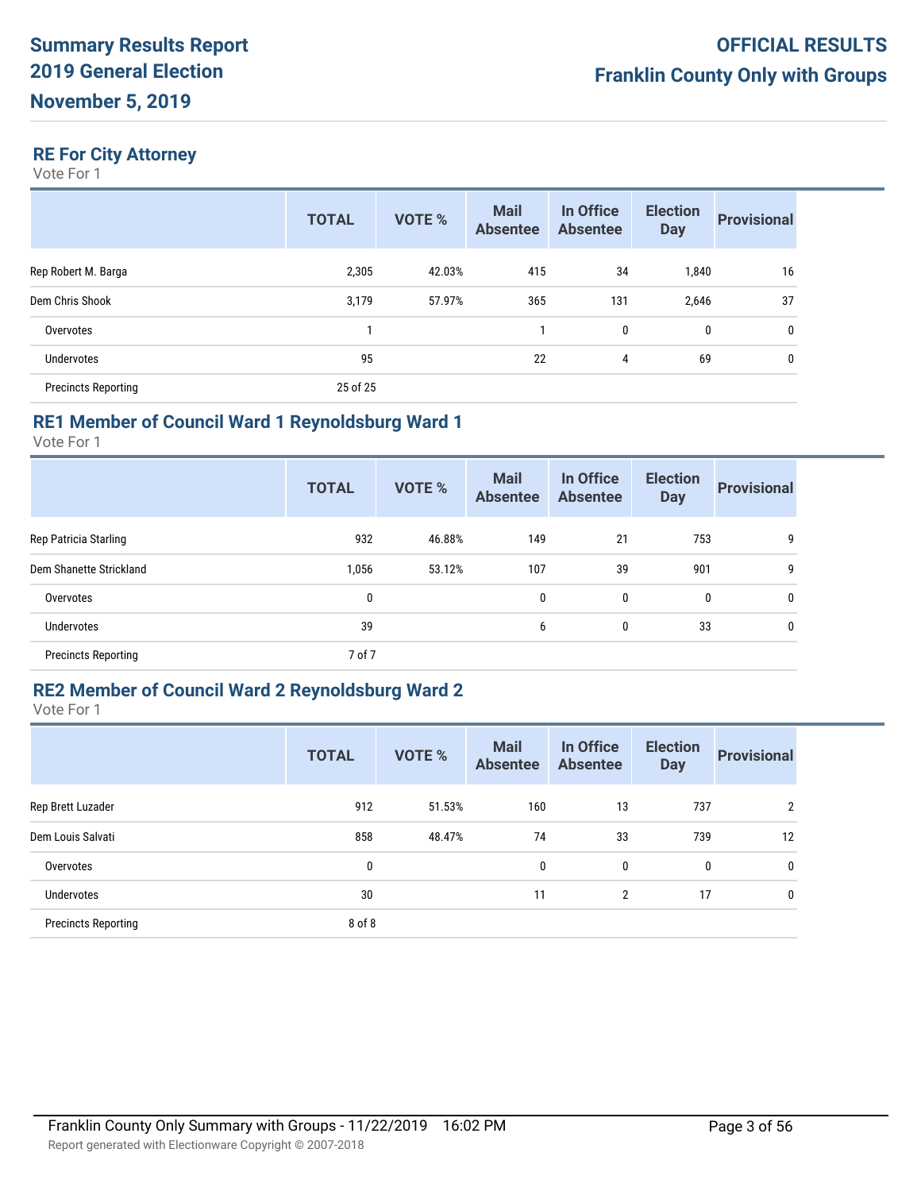# Summary Results Report 2019 General Election November 5, 2019

**OFFICIAL RESULTS**

**Franklin County Only with Groups**

## RE For City Attorney

Vote For 1

| | TOTAL | VOTE % | Mail Absentee | In Office Absentee | Election Day | Provisional |
|---|---|---|---|---|---|---|
| Rep Robert M. Barga | 2,305 | 42.03% | 415 | 34 | 1,840 | 16 |
| Dem Chris Shook | 3,179 | 57.97% | 365 | 131 | 2,646 | 37 |
| Overvotes | 1 | | 1 | 0 | 0 | 0 |
| Undervotes | 95 | | 22 | 4 | 69 | 0 |
| Precincts Reporting | 25 of 25 | | | | | |

## RE1 Member of Council Ward 1 Reynoldsburg Ward 1

Vote For 1

| | TOTAL | VOTE % | Mail Absentee | In Office Absentee | Election Day | Provisional |
|---|---|---|---|---|---|---|
| Rep Patricia Starling | 932 | 46.88% | 149 | 21 | 753 | 9 |
| Dem Shanette Strickland | 1,056 | 53.12% | 107 | 39 | 901 | 9 |
| Overvotes | 0 | | 0 | 0 | 0 | 0 |
| Undervotes | 39 | | 6 | 0 | 33 | 0 |
| Precincts Reporting | 7 of 7 | | | | | |

## RE2 Member of Council Ward 2 Reynoldsburg Ward 2

Vote For 1

| | TOTAL | VOTE % | Mail Absentee | In Office Absentee | Election Day | Provisional |
|---|---|---|---|---|---|---|
| Rep Brett Luzader | 912 | 51.53% | 160 | 13 | 737 | 2 |
| Dem Louis Salvati | 858 | 48.47% | 74 | 33 | 739 | 12 |
| Overvotes | 0 | | 0 | 0 | 0 | 0 |
| Undervotes | 30 | | 11 | 2 | 17 | 0 |
| Precincts Reporting | 8 of 8 | | | | | |

Franklin County Only Summary with Groups - 11/22/2019 16:02 PM

Report generated with Electionware Copyright © 2007-2018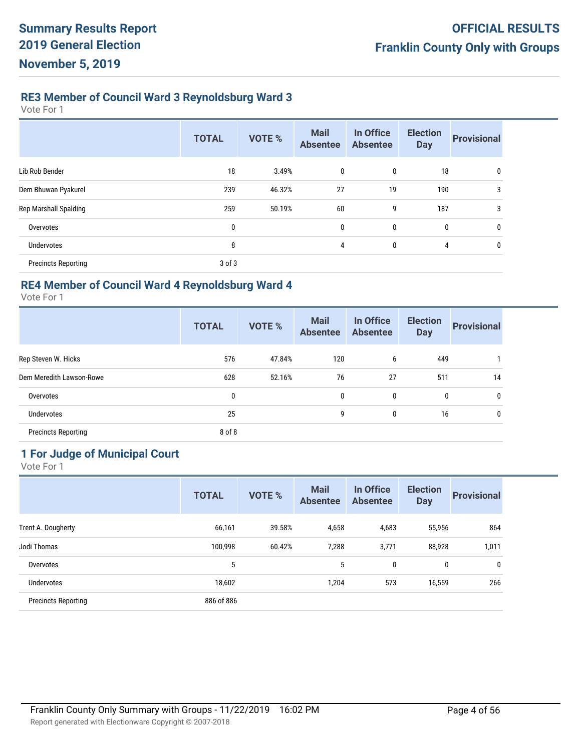# Summary Results Report
# 2019 General Election
# November 5, 2019

**OFFICIAL RESULTS**
**Franklin County Only with Groups**

## RE3 Member of Council Ward 3 Reynoldsburg Ward 3

Vote For 1

| | TOTAL | VOTE % | Mail Absentee | In Office Absentee | Election Day | Provisional |
|---|---|---|---|---|---|---|
| Lib Rob Bender | 18 | 3.49% | 0 | 0 | 18 | 0 |
| Dem Bhuwan Pyakurel | 239 | 46.32% | 27 | 19 | 190 | 3 |
| Rep Marshall Spalding | 259 | 50.19% | 60 | 9 | 187 | 3 |
| Overvotes | 0 | | 0 | 0 | 0 | 0 |
| Undervotes | 8 | | 4 | 0 | 4 | 0 |
| Precincts Reporting | 3 of 3 | | | | | |

## RE4 Member of Council Ward 4 Reynoldsburg Ward 4

Vote For 1

| | TOTAL | VOTE % | Mail Absentee | In Office Absentee | Election Day | Provisional |
|---|---|---|---|---|---|---|
| Rep Steven W. Hicks | 576 | 47.84% | 120 | 6 | 449 | 1 |
| Dem Meredith Lawson-Rowe | 628 | 52.16% | 76 | 27 | 511 | 14 |
| Overvotes | 0 | | 0 | 0 | 0 | 0 |
| Undervotes | 25 | | 9 | 0 | 16 | 0 |
| Precincts Reporting | 8 of 8 | | | | | |

## 1 For Judge of Municipal Court

Vote For 1

| | TOTAL | VOTE % | Mail Absentee | In Office Absentee | Election Day | Provisional |
|---|---|---|---|---|---|---|
| Trent A. Dougherty | 66,161 | 39.58% | 4,658 | 4,683 | 55,956 | 864 |
| Jodi Thomas | 100,998 | 60.42% | 7,288 | 3,771 | 88,928 | 1,011 |
| Overvotes | 5 | | 5 | 0 | 0 | 0 |
| Undervotes | 18,602 | | 1,204 | 573 | 16,559 | 266 |
| Precincts Reporting | 886 of 886 | | | | | |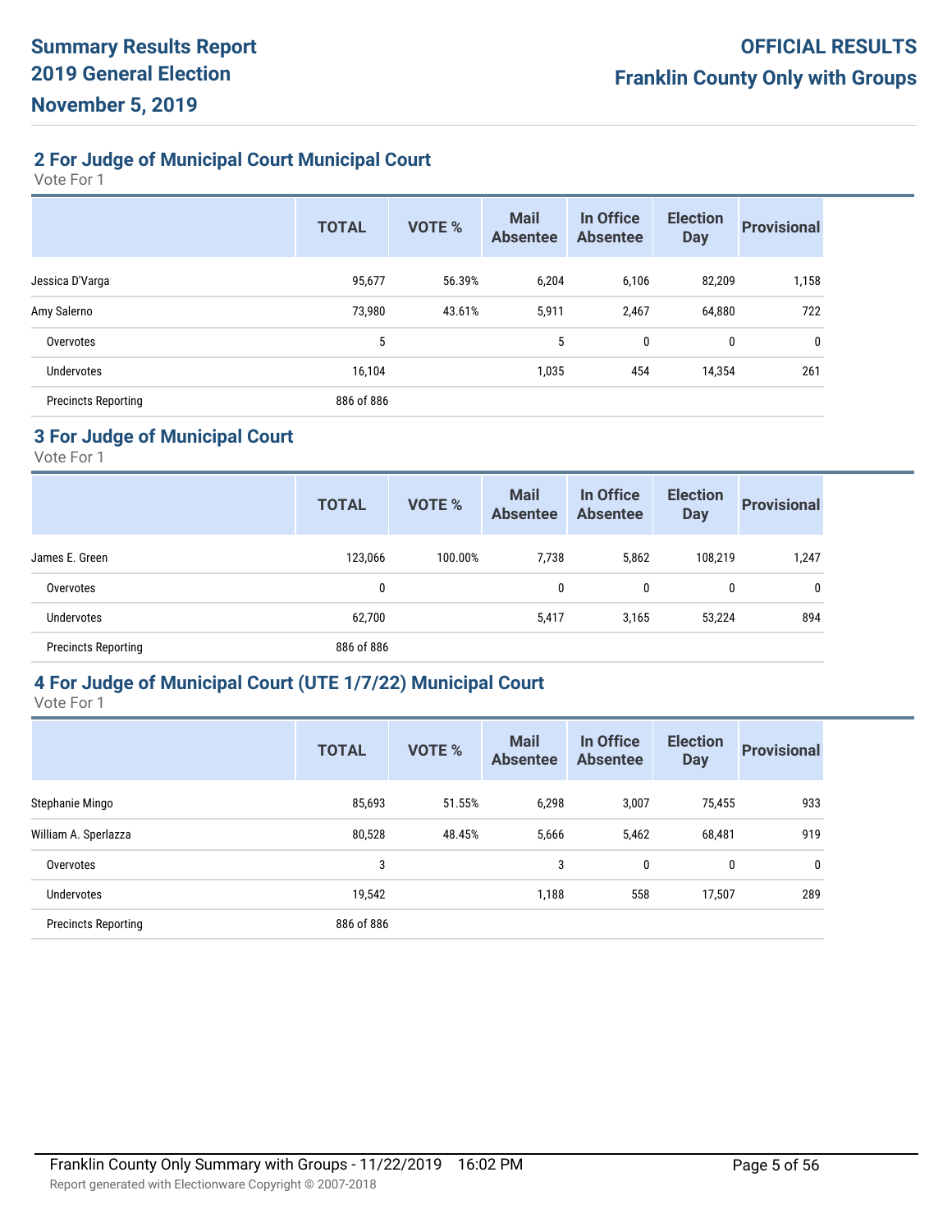## 2 For Judge of Municipal Court Municipal Court

Vote For 1

| | TOTAL | VOTE % | Mail Absentee | In Office Absentee | Election Day | Provisional |
|---|---|---|---|---|---|---|
| Jessica D'Varga | 95,677 | 56.39% | 6,204 | 6,106 | 82,209 | 1,158 |
| Amy Salerno | 73,980 | 43.61% | 5,911 | 2,467 | 64,880 | 722 |
| Overvotes | 5 | | 5 | 0 | 0 | 0 |
| Undervotes | 16,104 | | 1,035 | 454 | 14,354 | 261 |
| Precincts Reporting | 886 of 886 | | | | | |

## 3 For Judge of Municipal Court

Vote For 1

| | TOTAL | VOTE % | Mail Absentee | In Office Absentee | Election Day | Provisional |
|---|---|---|---|---|---|---|
| James E. Green | 123,066 | 100.00% | 7,738 | 5,862 | 108,219 | 1,247 |
| Overvotes | 0 | | 0 | 0 | 0 | 0 |
| Undervotes | 62,700 | | 5,417 | 3,165 | 53,224 | 894 |
| Precincts Reporting | 886 of 886 | | | | | |

## 4 For Judge of Municipal Court (UTE 1/7/22) Municipal Court

Vote For 1

| | TOTAL | VOTE % | Mail Absentee | In Office Absentee | Election Day | Provisional |
|---|---|---|---|---|---|---|
| Stephanie Mingo | 85,693 | 51.55% | 6,298 | 3,007 | 75,455 | 933 |
| William A. Sperlazza | 80,528 | 48.45% | 5,666 | 5,462 | 68,481 | 919 |
| Overvotes | 3 | | 3 | 0 | 0 | 0 |
| Undervotes | 19,542 | | 1,188 | 558 | 17,507 | 289 |
| Precincts Reporting | 886 of 886 | | | | | |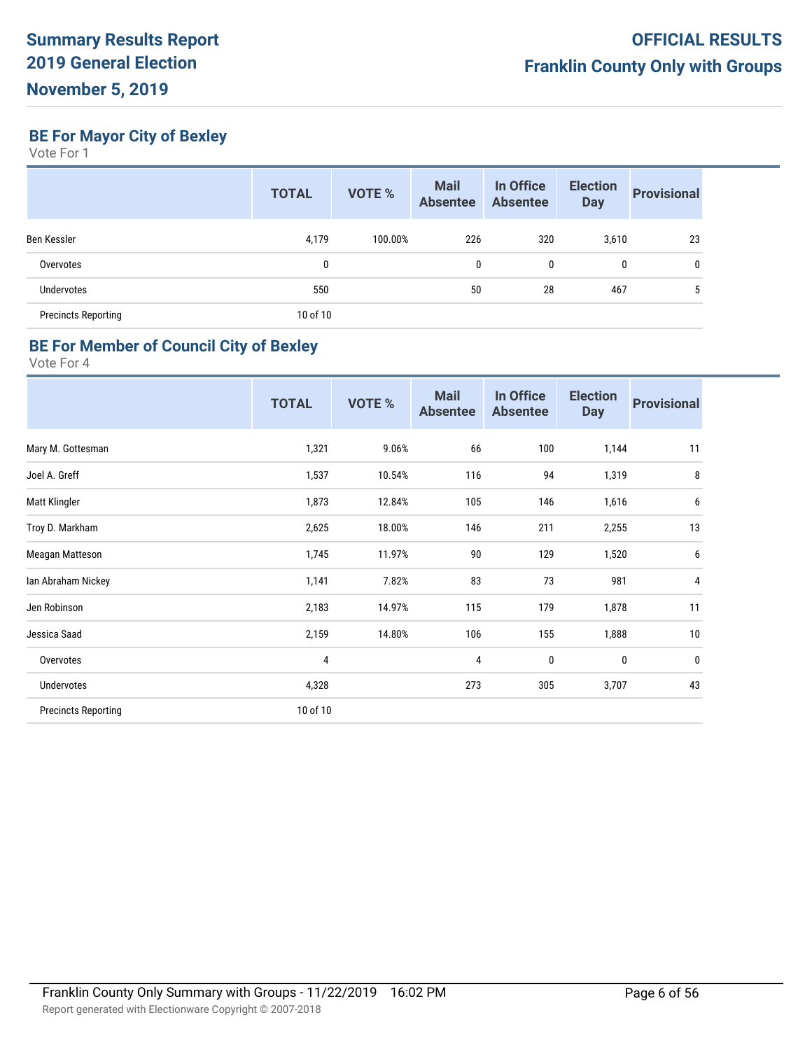# Summary Results Report
# 2019 General Election
# November 5, 2019

**OFFICIAL RESULTS**
**Franklin County Only with Groups**

## BE For Mayor City of Bexley

Vote For 1

| | TOTAL | VOTE % | Mail Absentee | In Office Absentee | Election Day | Provisional |
|---|---|---|---|---|---|---|
| Ben Kessler | 4,179 | 100.00% | 226 | 320 | 3,610 | 23 |
| Overvotes | 0 | | 0 | 0 | 0 | 0 |
| Undervotes | 550 | | 50 | 28 | 467 | 5 |
| Precincts Reporting | 10 of 10 | | | | | |

## BE For Member of Council City of Bexley

Vote For 4

| | TOTAL | VOTE % | Mail Absentee | In Office Absentee | Election Day | Provisional |
|---|---|---|---|---|---|---|
| Mary M. Gottesman | 1,321 | 9.06% | 66 | 100 | 1,144 | 11 |
| Joel A. Greff | 1,537 | 10.54% | 116 | 94 | 1,319 | 8 |
| Matt Klingler | 1,873 | 12.84% | 105 | 146 | 1,616 | 6 |
| Troy D. Markham | 2,625 | 18.00% | 146 | 211 | 2,255 | 13 |
| Meagan Matteson | 1,745 | 11.97% | 90 | 129 | 1,520 | 6 |
| Ian Abraham Nickey | 1,141 | 7.82% | 83 | 73 | 981 | 4 |
| Jen Robinson | 2,183 | 14.97% | 115 | 179 | 1,878 | 11 |
| Jessica Saad | 2,159 | 14.80% | 106 | 155 | 1,888 | 10 |
| Overvotes | 4 | | 4 | 0 | 0 | 0 |
| Undervotes | 4,328 | | 273 | 305 | 3,707 | 43 |
| Precincts Reporting | 10 of 10 | | | | | |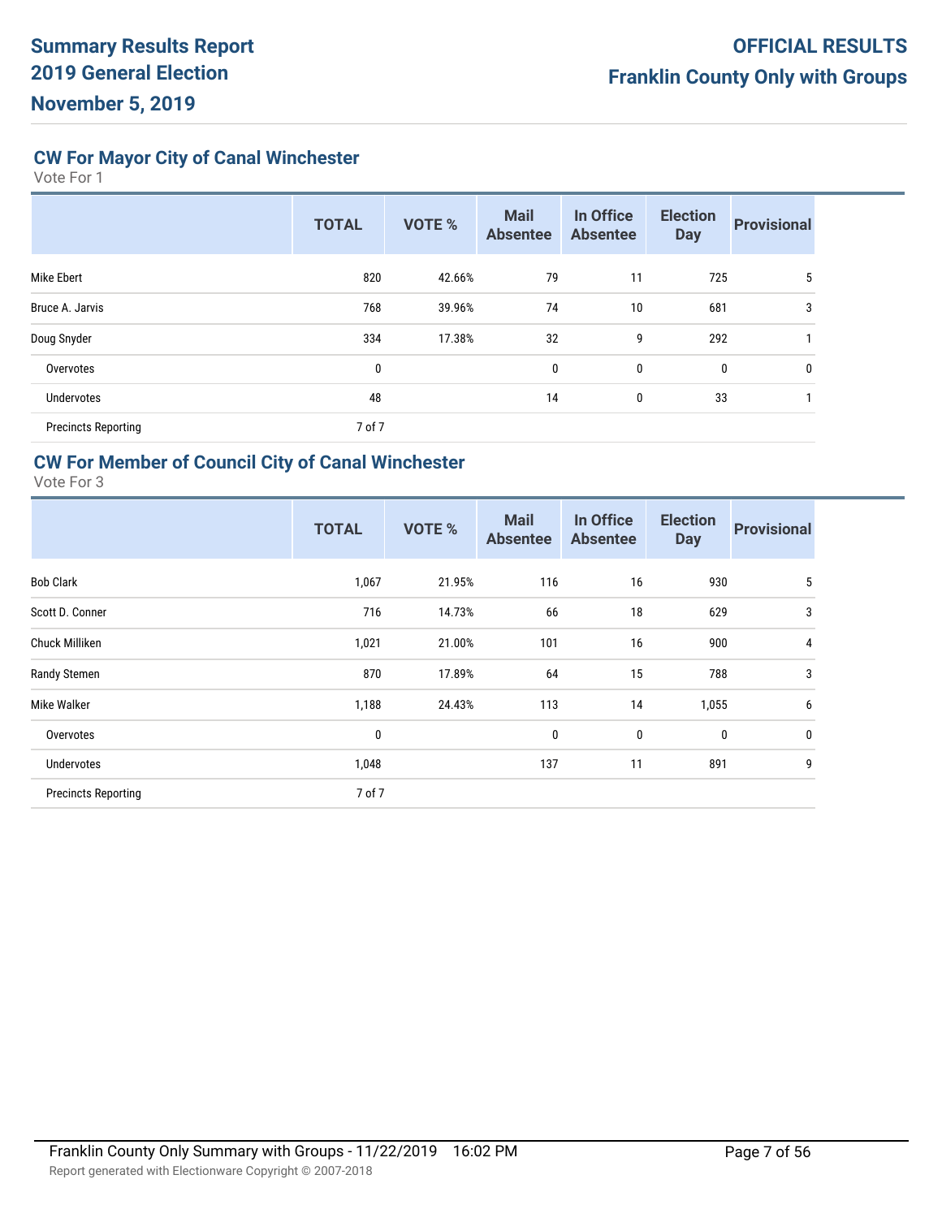## CW For Mayor City of Canal Winchester

Vote For 1

| | TOTAL | VOTE % | Mail Absentee | In Office Absentee | Election Day | Provisional |
|---|---|---|---|---|---|---|
| Mike Ebert | 820 | 42.66% | 79 | 11 | 725 | 5 |
| Bruce A. Jarvis | 768 | 39.96% | 74 | 10 | 681 | 3 |
| Doug Snyder | 334 | 17.38% | 32 | 9 | 292 | 1 |
| Overvotes | 0 | | 0 | 0 | 0 | 0 |
| Undervotes | 48 | | 14 | 0 | 33 | 1 |
| Precincts Reporting | 7 of 7 | | | | | |

## CW For Member of Council City of Canal Winchester

Vote For 3

| | TOTAL | VOTE % | Mail Absentee | In Office Absentee | Election Day | Provisional |
|---|---|---|---|---|---|---|
| Bob Clark | 1,067 | 21.95% | 116 | 16 | 930 | 5 |
| Scott D. Conner | 716 | 14.73% | 66 | 18 | 629 | 3 |
| Chuck Milliken | 1,021 | 21.00% | 101 | 16 | 900 | 4 |
| Randy Stemen | 870 | 17.89% | 64 | 15 | 788 | 3 |
| Mike Walker | 1,188 | 24.43% | 113 | 14 | 1,055 | 6 |
| Overvotes | 0 | | 0 | 0 | 0 | 0 |
| Undervotes | 1,048 | | 137 | 11 | 891 | 9 |
| Precincts Reporting | 7 of 7 | | | | | |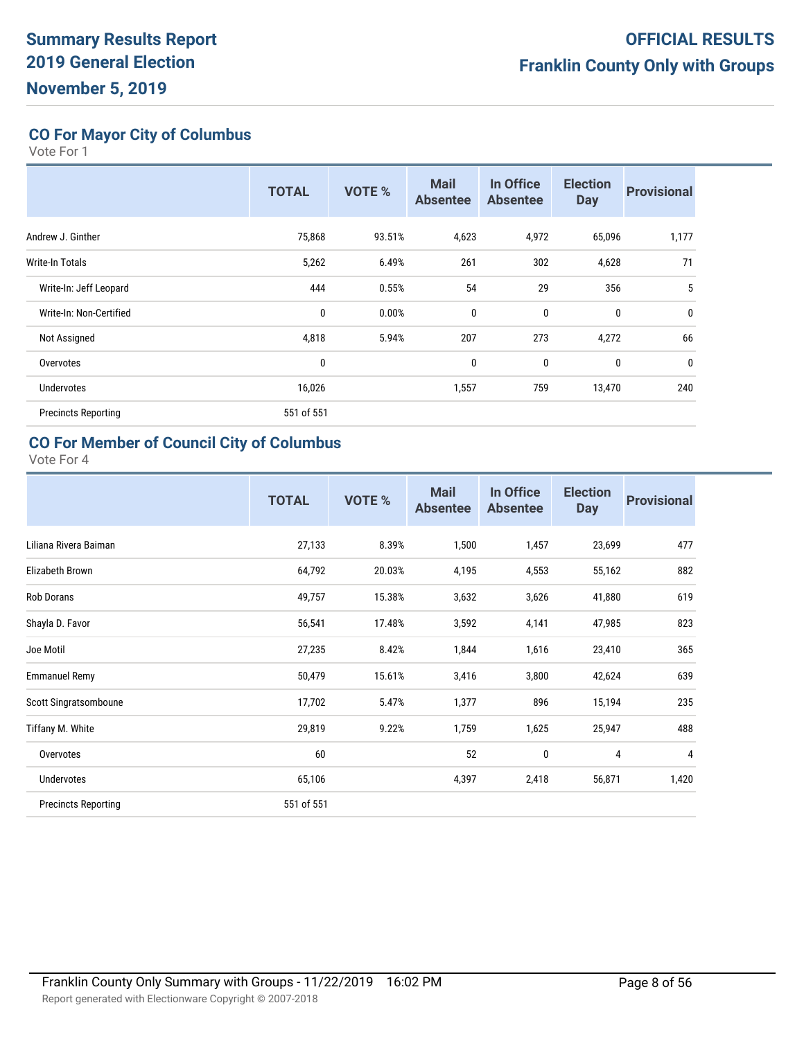# Summary Results Report
## 2019 General Election
## November 5, 2019

**OFFICIAL RESULTS**
**Franklin County Only with Groups**

### CO For Mayor City of Columbus

Vote For 1

| | TOTAL | VOTE % | Mail Absentee | In Office Absentee | Election Day | Provisional |
|---|---|---|---|---|---|---|
| Andrew J. Ginther | 75,868 | 93.51% | 4,623 | 4,972 | 65,096 | 1,177 |
| Write-In Totals | 5,262 | 6.49% | 261 | 302 | 4,628 | 71 |
| Write-In: Jeff Leopard | 444 | 0.55% | 54 | 29 | 356 | 5 |
| Write-In: Non-Certified | 0 | 0.00% | 0 | 0 | 0 | 0 |
| Not Assigned | 4,818 | 5.94% | 207 | 273 | 4,272 | 66 |
| Overvotes | 0 | | 0 | 0 | 0 | 0 |
| Undervotes | 16,026 | | 1,557 | 759 | 13,470 | 240 |
| Precincts Reporting | 551 of 551 | | | | | |

### CO For Member of Council City of Columbus

Vote For 4

| | TOTAL | VOTE % | Mail Absentee | In Office Absentee | Election Day | Provisional |
|---|---|---|---|---|---|---|
| Liliana Rivera Baiman | 27,133 | 8.39% | 1,500 | 1,457 | 23,699 | 477 |
| Elizabeth Brown | 64,792 | 20.03% | 4,195 | 4,553 | 55,162 | 882 |
| Rob Dorans | 49,757 | 15.38% | 3,632 | 3,626 | 41,880 | 619 |
| Shayla D. Favor | 56,541 | 17.48% | 3,592 | 4,141 | 47,985 | 823 |
| Joe Motil | 27,235 | 8.42% | 1,844 | 1,616 | 23,410 | 365 |
| Emmanuel Remy | 50,479 | 15.61% | 3,416 | 3,800 | 42,624 | 639 |
| Scott Singratsomboune | 17,702 | 5.47% | 1,377 | 896 | 15,194 | 235 |
| Tiffany M. White | 29,819 | 9.22% | 1,759 | 1,625 | 25,947 | 488 |
| Overvotes | 60 | | 52 | 0 | 4 | 4 |
| Undervotes | 65,106 | | 4,397 | 2,418 | 56,871 | 1,420 |
| Precincts Reporting | 551 of 551 | | | | | |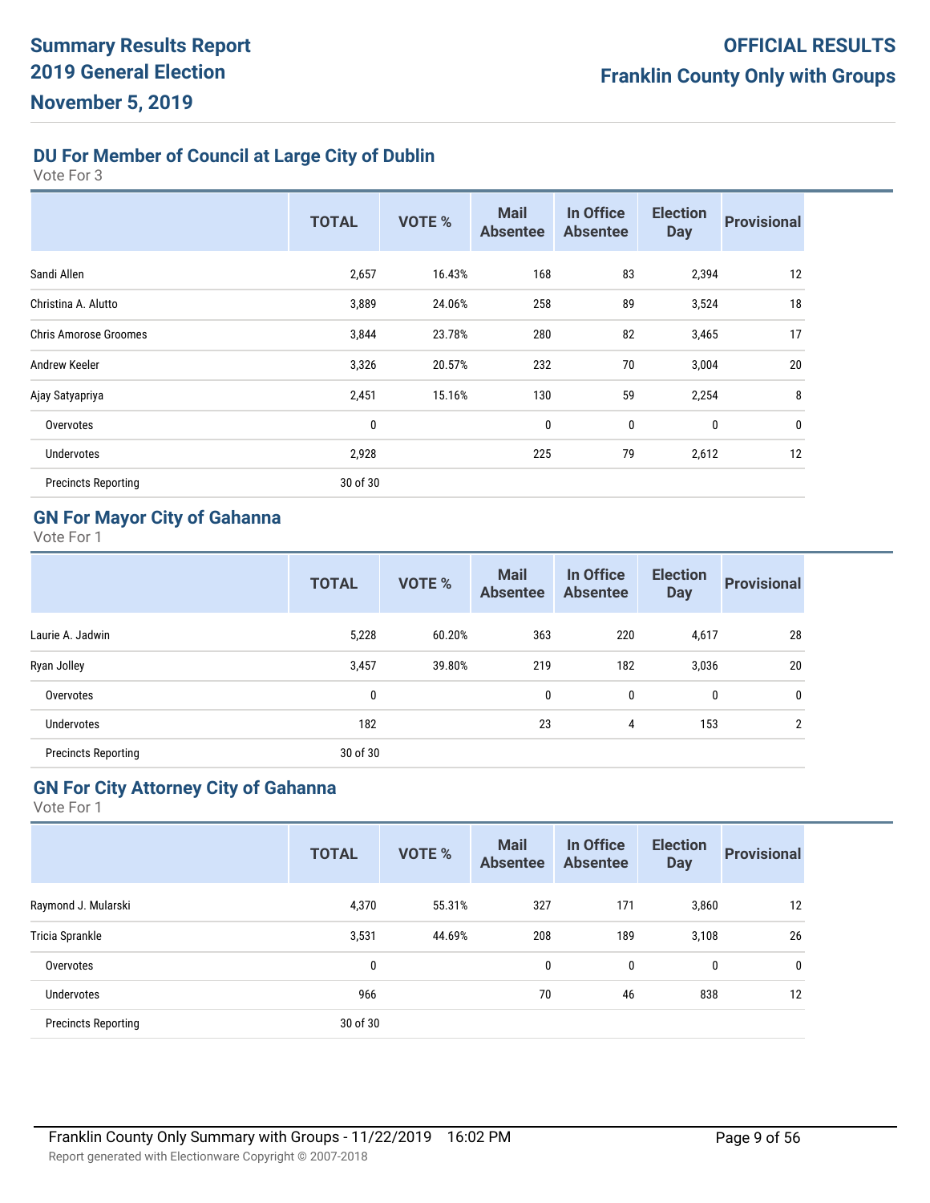## DU For Member of Council at Large City of Dublin

Vote For 3

| | TOTAL | VOTE % | Mail Absentee | In Office Absentee | Election Day | Provisional |
|---|---|---|---|---|---|---|
| Sandi Allen | 2,657 | 16.43% | 168 | 83 | 2,394 | 12 |
| Christina A. Alutto | 3,889 | 24.06% | 258 | 89 | 3,524 | 18 |
| Chris Amorose Groomes | 3,844 | 23.78% | 280 | 82 | 3,465 | 17 |
| Andrew Keeler | 3,326 | 20.57% | 232 | 70 | 3,004 | 20 |
| Ajay Satyapriya | 2,451 | 15.16% | 130 | 59 | 2,254 | 8 |
| Overvotes | 0 | | 0 | 0 | 0 | 0 |
| Undervotes | 2,928 | | 225 | 79 | 2,612 | 12 |
| Precincts Reporting | 30 of 30 | | | | | |

## GN For Mayor City of Gahanna

Vote For 1

| | TOTAL | VOTE % | Mail Absentee | In Office Absentee | Election Day | Provisional |
|---|---|---|---|---|---|---|
| Laurie A. Jadwin | 5,228 | 60.20% | 363 | 220 | 4,617 | 28 |
| Ryan Jolley | 3,457 | 39.80% | 219 | 182 | 3,036 | 20 |
| Overvotes | 0 | | 0 | 0 | 0 | 0 |
| Undervotes | 182 | | 23 | 4 | 153 | 2 |
| Precincts Reporting | 30 of 30 | | | | | |

## GN For City Attorney City of Gahanna

Vote For 1

| | TOTAL | VOTE % | Mail Absentee | In Office Absentee | Election Day | Provisional |
|---|---|---|---|---|---|---|
| Raymond J. Mularski | 4,370 | 55.31% | 327 | 171 | 3,860 | 12 |
| Tricia Sprankle | 3,531 | 44.69% | 208 | 189 | 3,108 | 26 |
| Overvotes | 0 | | 0 | 0 | 0 | 0 |
| Undervotes | 966 | | 70 | 46 | 838 | 12 |
| Precincts Reporting | 30 of 30 | | | | | |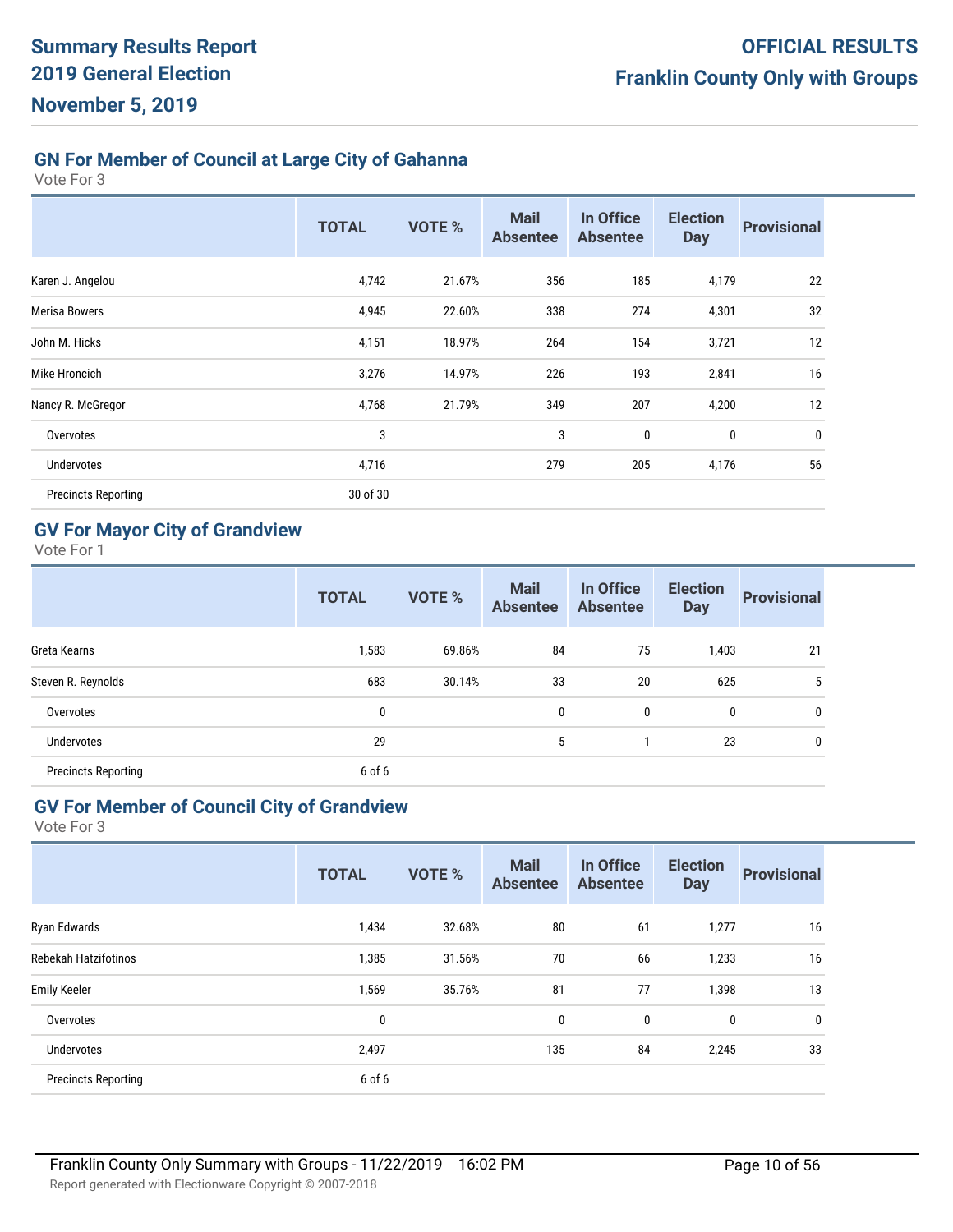**Summary Results Report**
**2019 General Election**
**November 5, 2019**

**OFFICIAL RESULTS**
**Franklin County Only with Groups**

## GN For Member of Council at Large City of Gahanna

Vote For 3

| | TOTAL | VOTE % | Mail Absentee | In Office Absentee | Election Day | Provisional |
|---|---|---|---|---|---|---|
| Karen J. Angelou | 4,742 | 21.67% | 356 | 185 | 4,179 | 22 |
| Merisa Bowers | 4,945 | 22.60% | 338 | 274 | 4,301 | 32 |
| John M. Hicks | 4,151 | 18.97% | 264 | 154 | 3,721 | 12 |
| Mike Hroncich | 3,276 | 14.97% | 226 | 193 | 2,841 | 16 |
| Nancy R. McGregor | 4,768 | 21.79% | 349 | 207 | 4,200 | 12 |
| Overvotes | 3 | | 3 | 0 | 0 | 0 |
| Undervotes | 4,716 | | 279 | 205 | 4,176 | 56 |
| Precincts Reporting | 30 of 30 | | | | | |

## GV For Mayor City of Grandview

Vote For 1

| | TOTAL | VOTE % | Mail Absentee | In Office Absentee | Election Day | Provisional |
|---|---|---|---|---|---|---|
| Greta Kearns | 1,583 | 69.86% | 84 | 75 | 1,403 | 21 |
| Steven R. Reynolds | 683 | 30.14% | 33 | 20 | 625 | 5 |
| Overvotes | 0 | | 0 | 0 | 0 | 0 |
| Undervotes | 29 | | 5 | 1 | 23 | 0 |
| Precincts Reporting | 6 of 6 | | | | | |

## GV For Member of Council City of Grandview

Vote For 3

| | TOTAL | VOTE % | Mail Absentee | In Office Absentee | Election Day | Provisional |
|---|---|---|---|---|---|---|
| Ryan Edwards | 1,434 | 32.68% | 80 | 61 | 1,277 | 16 |
| Rebekah Hatzifotinos | 1,385 | 31.56% | 70 | 66 | 1,233 | 16 |
| Emily Keeler | 1,569 | 35.76% | 81 | 77 | 1,398 | 13 |
| Overvotes | 0 | | 0 | 0 | 0 | 0 |
| Undervotes | 2,497 | | 135 | 84 | 2,245 | 33 |
| Precincts Reporting | 6 of 6 | | | | | |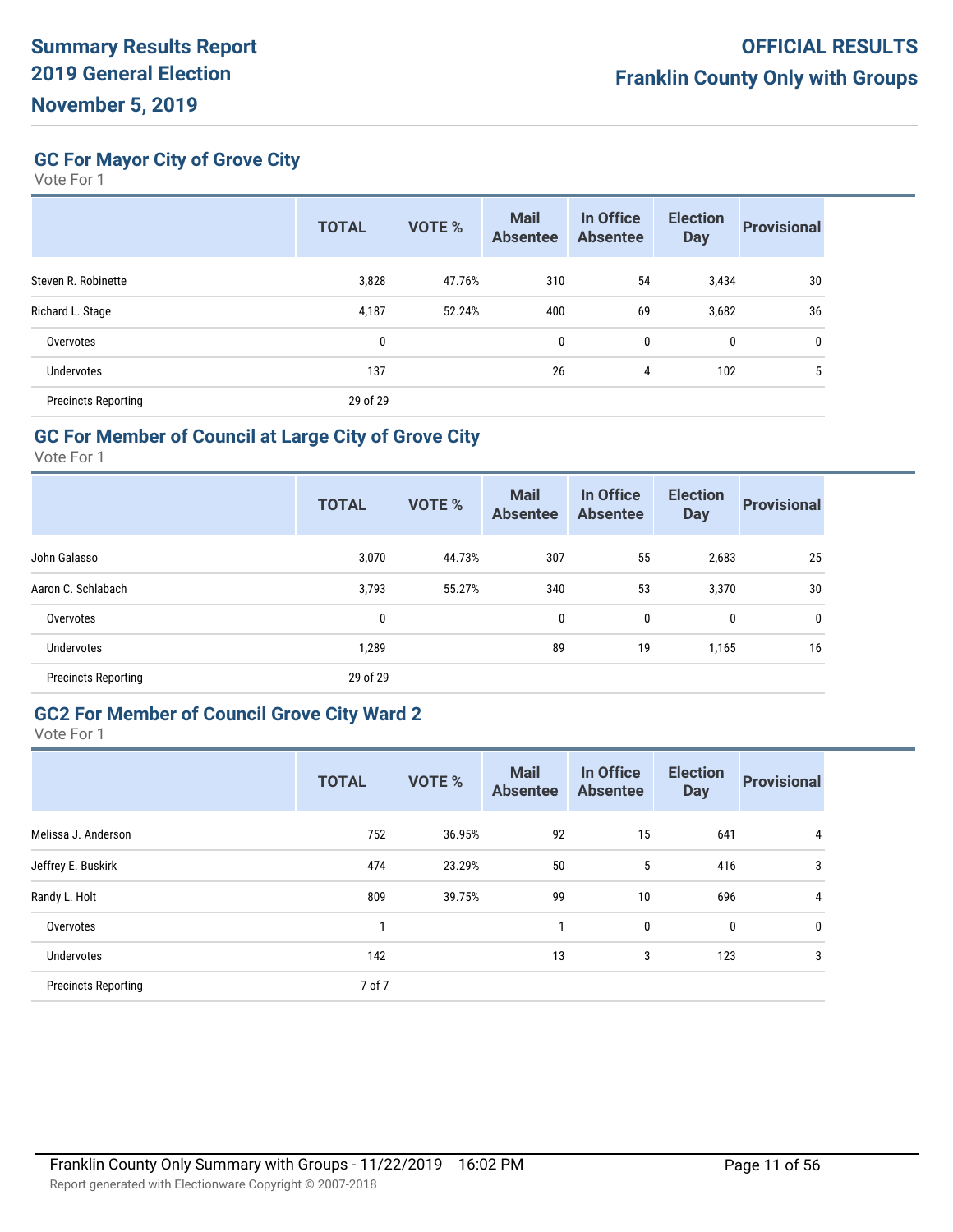# Summary Results Report 2019 General Election November 5, 2019

# OFFICIAL RESULTS Franklin County Only with Groups

## GC For Mayor City of Grove City

Vote For 1

| | TOTAL | VOTE % | Mail Absentee | In Office Absentee | Election Day | Provisional |
|---|---|---|---|---|---|---|
| Steven R. Robinette | 3,828 | 47.76% | 310 | 54 | 3,434 | 30 |
| Richard L. Stage | 4,187 | 52.24% | 400 | 69 | 3,682 | 36 |
| Overvotes | 0 | | 0 | 0 | 0 | 0 |
| Undervotes | 137 | | 26 | 4 | 102 | 5 |
| Precincts Reporting | 29 of 29 | | | | | |

## GC For Member of Council at Large City of Grove City

Vote For 1

| | TOTAL | VOTE % | Mail Absentee | In Office Absentee | Election Day | Provisional |
|---|---|---|---|---|---|---|
| John Galasso | 3,070 | 44.73% | 307 | 55 | 2,683 | 25 |
| Aaron C. Schlabach | 3,793 | 55.27% | 340 | 53 | 3,370 | 30 |
| Overvotes | 0 | | 0 | 0 | 0 | 0 |
| Undervotes | 1,289 | | 89 | 19 | 1,165 | 16 |
| Precincts Reporting | 29 of 29 | | | | | |

## GC2 For Member of Council Grove City Ward 2

Vote For 1

| | TOTAL | VOTE % | Mail Absentee | In Office Absentee | Election Day | Provisional |
|---|---|---|---|---|---|---|
| Melissa J. Anderson | 752 | 36.95% | 92 | 15 | 641 | 4 |
| Jeffrey E. Buskirk | 474 | 23.29% | 50 | 5 | 416 | 3 |
| Randy L. Holt | 809 | 39.75% | 99 | 10 | 696 | 4 |
| Overvotes | 1 | | 1 | 0 | 0 | 0 |
| Undervotes | 142 | | 13 | 3 | 123 | 3 |
| Precincts Reporting | 7 of 7 | | | | | |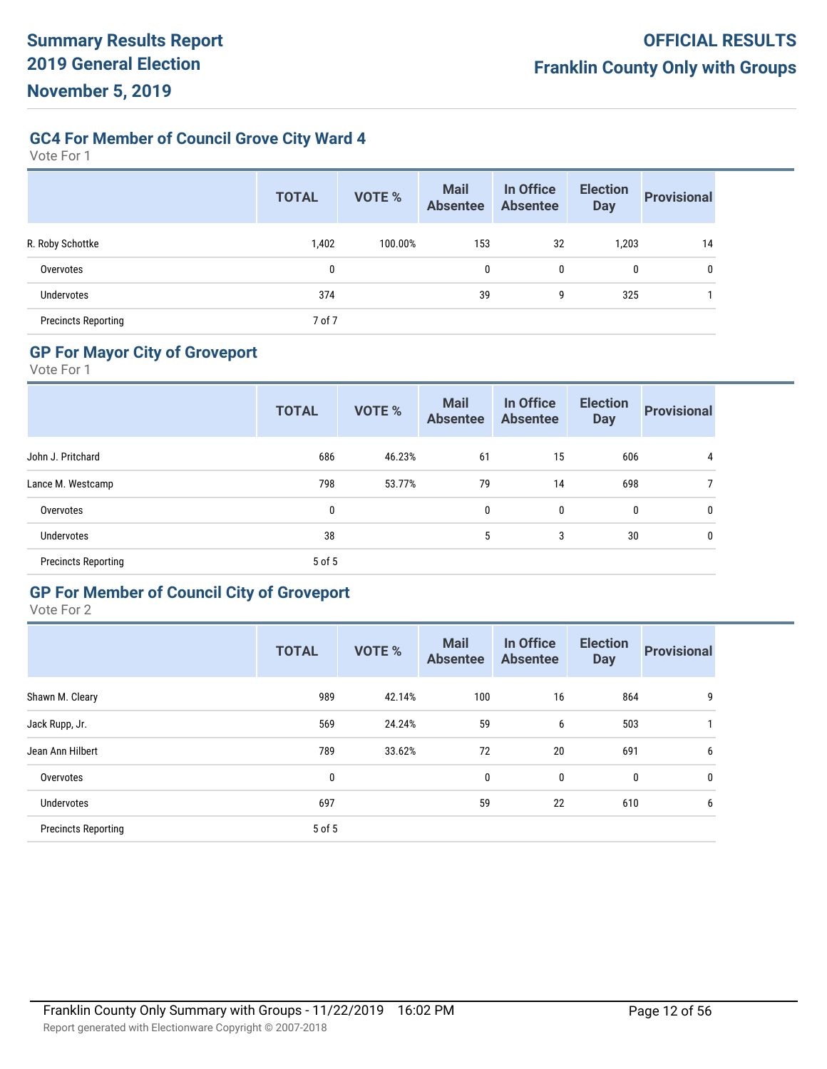# Summary Results Report
# 2019 General Election
# November 5, 2019

**OFFICIAL RESULTS**
**Franklin County Only with Groups**

## GC4 For Member of Council Grove City Ward 4

Vote For 1

| | TOTAL | VOTE % | Mail Absentee | In Office Absentee | Election Day | Provisional |
|---|---|---|---|---|---|---|
| R. Roby Schottke | 1,402 | 100.00% | 153 | 32 | 1,203 | 14 |
| Overvotes | 0 | | 0 | 0 | 0 | 0 |
| Undervotes | 374 | | 39 | 9 | 325 | 1 |
| Precincts Reporting | 7 of 7 | | | | | |

## GP For Mayor City of Groveport

Vote For 1

| | TOTAL | VOTE % | Mail Absentee | In Office Absentee | Election Day | Provisional |
|---|---|---|---|---|---|---|
| John J. Pritchard | 686 | 46.23% | 61 | 15 | 606 | 4 |
| Lance M. Westcamp | 798 | 53.77% | 79 | 14 | 698 | 7 |
| Overvotes | 0 | | 0 | 0 | 0 | 0 |
| Undervotes | 38 | | 5 | 3 | 30 | 0 |
| Precincts Reporting | 5 of 5 | | | | | |

## GP For Member of Council City of Groveport

Vote For 2

| | TOTAL | VOTE % | Mail Absentee | In Office Absentee | Election Day | Provisional |
|---|---|---|---|---|---|---|
| Shawn M. Cleary | 989 | 42.14% | 100 | 16 | 864 | 9 |
| Jack Rupp, Jr. | 569 | 24.24% | 59 | 6 | 503 | 1 |
| Jean Ann Hilbert | 789 | 33.62% | 72 | 20 | 691 | 6 |
| Overvotes | 0 | | 0 | 0 | 0 | 0 |
| Undervotes | 697 | | 59 | 22 | 610 | 6 |
| Precincts Reporting | 5 of 5 | | | | | |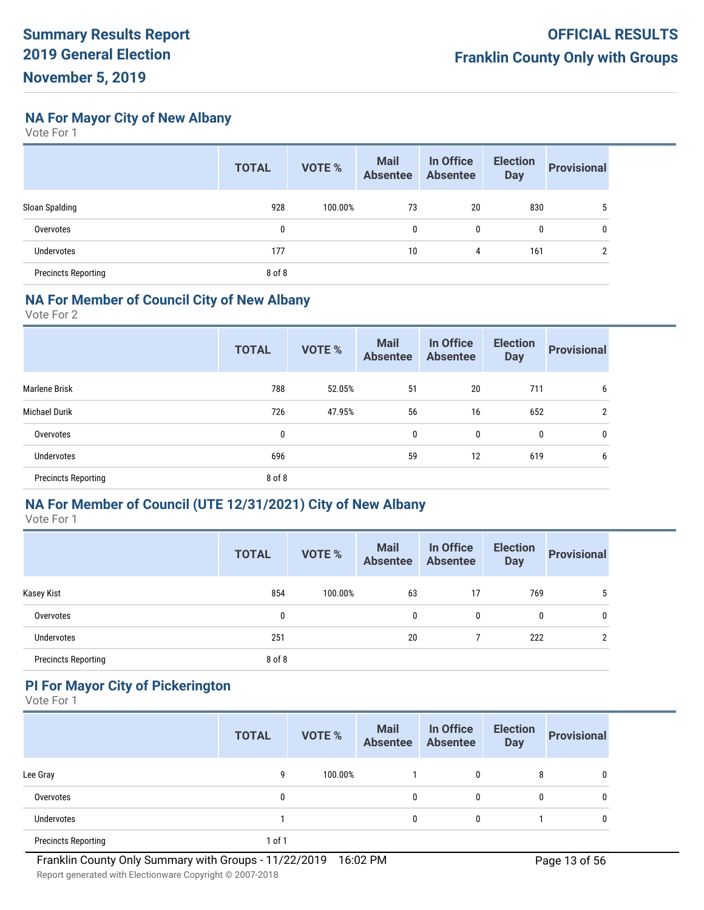# Summary Results Report
# 2019 General Election
# November 5, 2019

**OFFICIAL RESULTS**
**Franklin County Only with Groups**

## NA For Mayor City of New Albany

Vote For 1

| | TOTAL | VOTE % | Mail Absentee | In Office Absentee | Election Day | Provisional |
|---|---|---|---|---|---|---|
| Sloan Spalding | 928 | 100.00% | 73 | 20 | 830 | 5 |
| Overvotes | 0 | | 0 | 0 | 0 | 0 |
| Undervotes | 177 | | 10 | 4 | 161 | 2 |
| Precincts Reporting | 8 of 8 | | | | | |

## NA For Member of Council City of New Albany

Vote For 2

| | TOTAL | VOTE % | Mail Absentee | In Office Absentee | Election Day | Provisional |
|---|---|---|---|---|---|---|
| Marlene Brisk | 788 | 52.05% | 51 | 20 | 711 | 6 |
| Michael Durik | 726 | 47.95% | 56 | 16 | 652 | 2 |
| Overvotes | 0 | | 0 | 0 | 0 | 0 |
| Undervotes | 696 | | 59 | 12 | 619 | 6 |
| Precincts Reporting | 8 of 8 | | | | | |

## NA For Member of Council (UTE 12/31/2021) City of New Albany

Vote For 1

| | TOTAL | VOTE % | Mail Absentee | In Office Absentee | Election Day | Provisional |
|---|---|---|---|---|---|---|
| Kasey Kist | 854 | 100.00% | 63 | 17 | 769 | 5 |
| Overvotes | 0 | | 0 | 0 | 0 | 0 |
| Undervotes | 251 | | 20 | 7 | 222 | 2 |
| Precincts Reporting | 8 of 8 | | | | | |

## PI For Mayor City of Pickerington

Vote For 1

| | TOTAL | VOTE % | Mail Absentee | In Office Absentee | Election Day | Provisional |
|---|---|---|---|---|---|---|
| Lee Gray | 9 | 100.00% | 1 | 0 | 8 | 0 |
| Overvotes | 0 | | 0 | 0 | 0 | 0 |
| Undervotes | 1 | | 0 | 0 | 1 | 0 |
| Precincts Reporting | 1 of 1 | | | | | |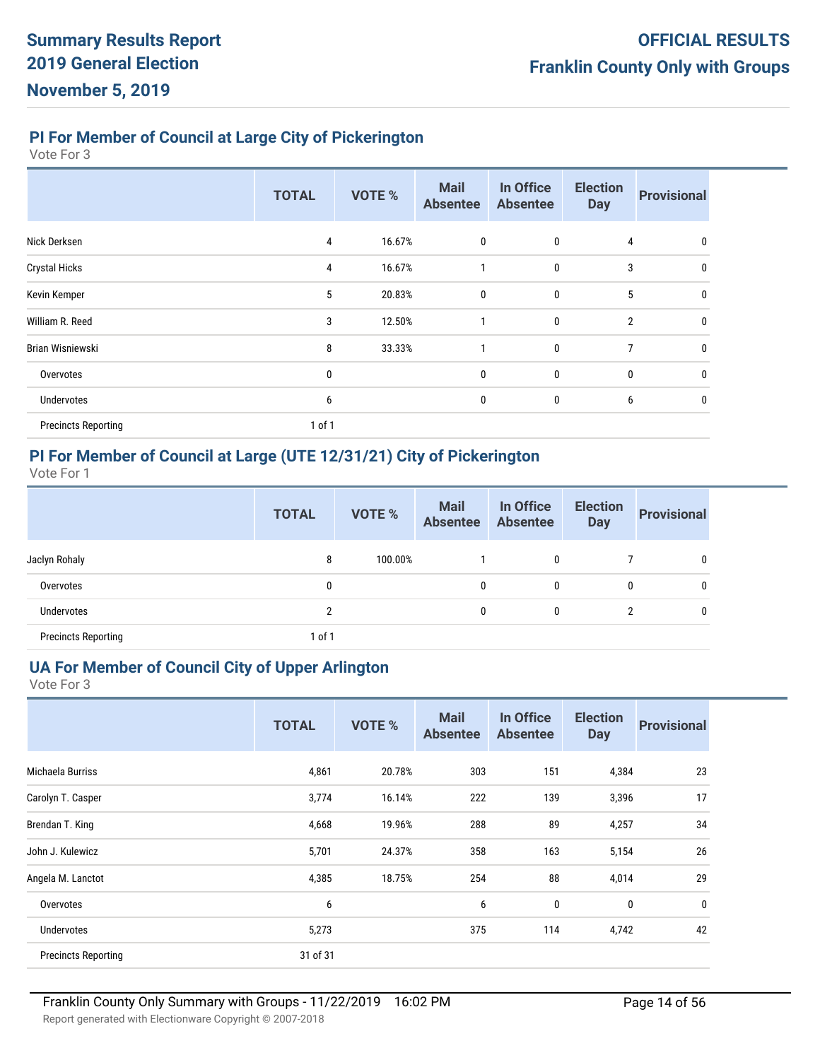## PI For Member of Council at Large City of Pickerington

Vote For 3

| | TOTAL | VOTE % | Mail Absentee | In Office Absentee | Election Day | Provisional |
|---|---|---|---|---|---|---|
| Nick Derksen | 4 | 16.67% | 0 | 0 | 4 | 0 |
| Crystal Hicks | 4 | 16.67% | 1 | 0 | 3 | 0 |
| Kevin Kemper | 5 | 20.83% | 0 | 0 | 5 | 0 |
| William R. Reed | 3 | 12.50% | 1 | 0 | 2 | 0 |
| Brian Wisniewski | 8 | 33.33% | 1 | 0 | 7 | 0 |
| Overvotes | 0 | | 0 | 0 | 0 | 0 |
| Undervotes | 6 | | 0 | 0 | 6 | 0 |
| Precincts Reporting | 1 of 1 | | | | | |

## PI For Member of Council at Large (UTE 12/31/21) City of Pickerington

Vote For 1

| | TOTAL | VOTE % | Mail Absentee | In Office Absentee | Election Day | Provisional |
|---|---|---|---|---|---|---|
| Jaclyn Rohaly | 8 | 100.00% | 1 | 0 | 7 | 0 |
| Overvotes | 0 | | 0 | 0 | 0 | 0 |
| Undervotes | 2 | | 0 | 0 | 2 | 0 |
| Precincts Reporting | 1 of 1 | | | | | |

## UA For Member of Council City of Upper Arlington

Vote For 3

| | TOTAL | VOTE % | Mail Absentee | In Office Absentee | Election Day | Provisional |
|---|---|---|---|---|---|---|
| Michaela Burriss | 4,861 | 20.78% | 303 | 151 | 4,384 | 23 |
| Carolyn T. Casper | 3,774 | 16.14% | 222 | 139 | 3,396 | 17 |
| Brendan T. King | 4,668 | 19.96% | 288 | 89 | 4,257 | 34 |
| John J. Kulewicz | 5,701 | 24.37% | 358 | 163 | 5,154 | 26 |
| Angela M. Lanctot | 4,385 | 18.75% | 254 | 88 | 4,014 | 29 |
| Overvotes | 6 | | 6 | 0 | 0 | 0 |
| Undervotes | 5,273 | | 375 | 114 | 4,742 | 42 |
| Precincts Reporting | 31 of 31 | | | | | |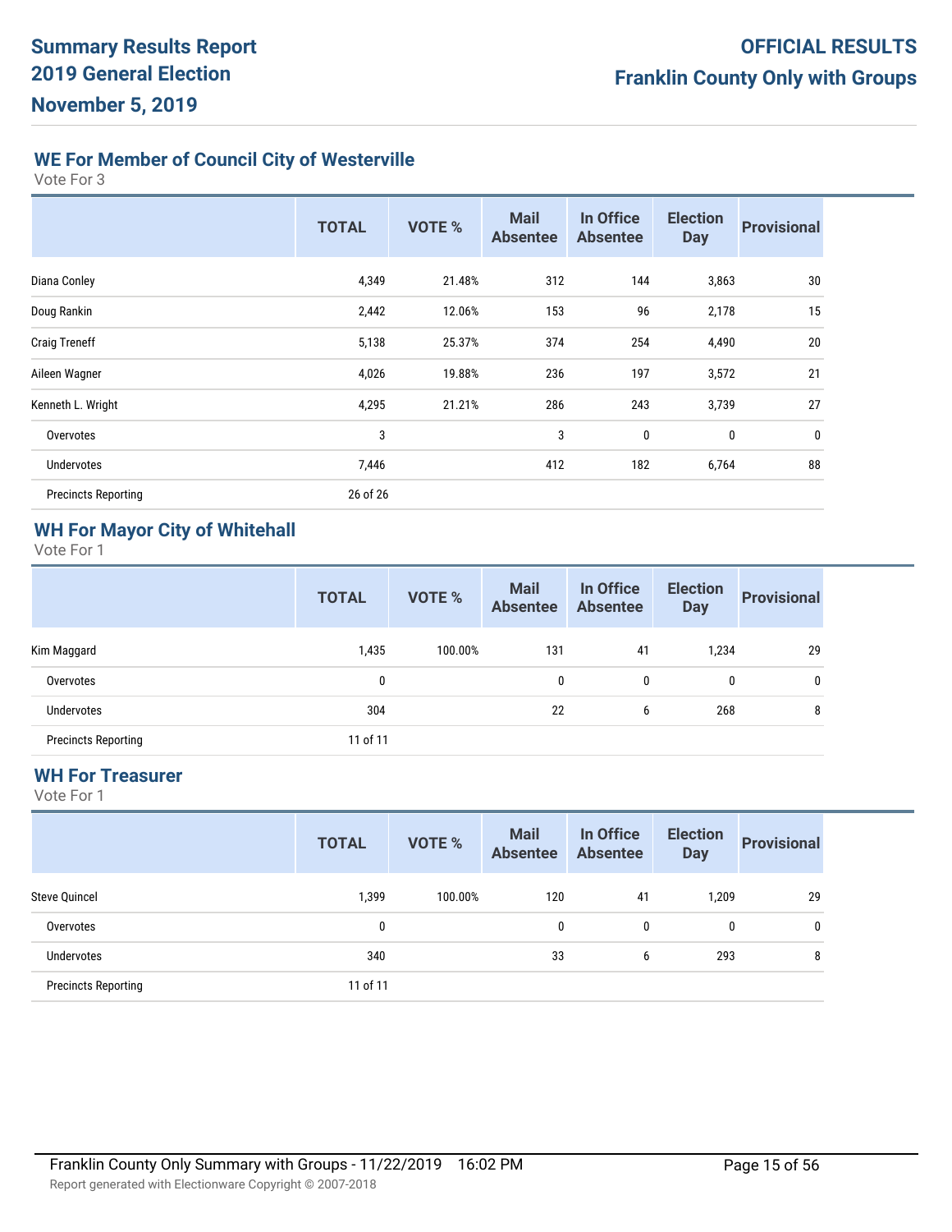## WE For Member of Council City of Westerville

Vote For 3

| | TOTAL | VOTE % | Mail Absentee | In Office Absentee | Election Day | Provisional |
|---|---|---|---|---|---|---|
| Diana Conley | 4,349 | 21.48% | 312 | 144 | 3,863 | 30 |
| Doug Rankin | 2,442 | 12.06% | 153 | 96 | 2,178 | 15 |
| Craig Treneff | 5,138 | 25.37% | 374 | 254 | 4,490 | 20 |
| Aileen Wagner | 4,026 | 19.88% | 236 | 197 | 3,572 | 21 |
| Kenneth L. Wright | 4,295 | 21.21% | 286 | 243 | 3,739 | 27 |
| Overvotes | 3 | | 3 | 0 | 0 | 0 |
| Undervotes | 7,446 | | 412 | 182 | 6,764 | 88 |
| Precincts Reporting | 26 of 26 | | | | | |

## WH For Mayor City of Whitehall

Vote For 1

| | TOTAL | VOTE % | Mail Absentee | In Office Absentee | Election Day | Provisional |
|---|---|---|---|---|---|---|
| Kim Maggard | 1,435 | 100.00% | 131 | 41 | 1,234 | 29 |
| Overvotes | 0 | | 0 | 0 | 0 | 0 |
| Undervotes | 304 | | 22 | 6 | 268 | 8 |
| Precincts Reporting | 11 of 11 | | | | | |

## WH For Treasurer

Vote For 1

| | TOTAL | VOTE % | Mail Absentee | In Office Absentee | Election Day | Provisional |
|---|---|---|---|---|---|---|
| Steve Quincel | 1,399 | 100.00% | 120 | 41 | 1,209 | 29 |
| Overvotes | 0 | | 0 | 0 | 0 | 0 |
| Undervotes | 340 | | 33 | 6 | 293 | 8 |
| Precincts Reporting | 11 of 11 | | | | | |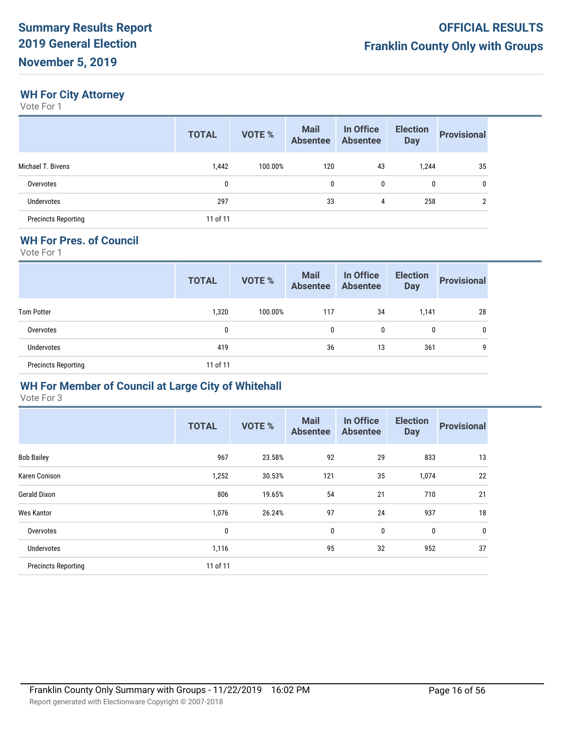## WH For City Attorney

Vote For 1

| | TOTAL | VOTE % | Mail Absentee | In Office Absentee | Election Day | Provisional |
|---|---|---|---|---|---|---|
| Michael T. Bivens | 1,442 | 100.00% | 120 | 43 | 1,244 | 35 |
| Overvotes | 0 | | 0 | 0 | 0 | 0 |
| Undervotes | 297 | | 33 | 4 | 258 | 2 |
| Precincts Reporting | 11 of 11 | | | | | |

## WH For Pres. of Council

Vote For 1

| | TOTAL | VOTE % | Mail Absentee | In Office Absentee | Election Day | Provisional |
|---|---|---|---|---|---|---|
| Tom Potter | 1,320 | 100.00% | 117 | 34 | 1,141 | 28 |
| Overvotes | 0 | | 0 | 0 | 0 | 0 |
| Undervotes | 419 | | 36 | 13 | 361 | 9 |
| Precincts Reporting | 11 of 11 | | | | | |

## WH For Member of Council at Large City of Whitehall

Vote For 3

| | TOTAL | VOTE % | Mail Absentee | In Office Absentee | Election Day | Provisional |
|---|---|---|---|---|---|---|
| Bob Bailey | 967 | 23.58% | 92 | 29 | 833 | 13 |
| Karen Conison | 1,252 | 30.53% | 121 | 35 | 1,074 | 22 |
| Gerald Dixon | 806 | 19.65% | 54 | 21 | 710 | 21 |
| Wes Kantor | 1,076 | 26.24% | 97 | 24 | 937 | 18 |
| Overvotes | 0 | | 0 | 0 | 0 | 0 |
| Undervotes | 1,116 | | 95 | 32 | 952 | 37 |
| Precincts Reporting | 11 of 11 | | | | | |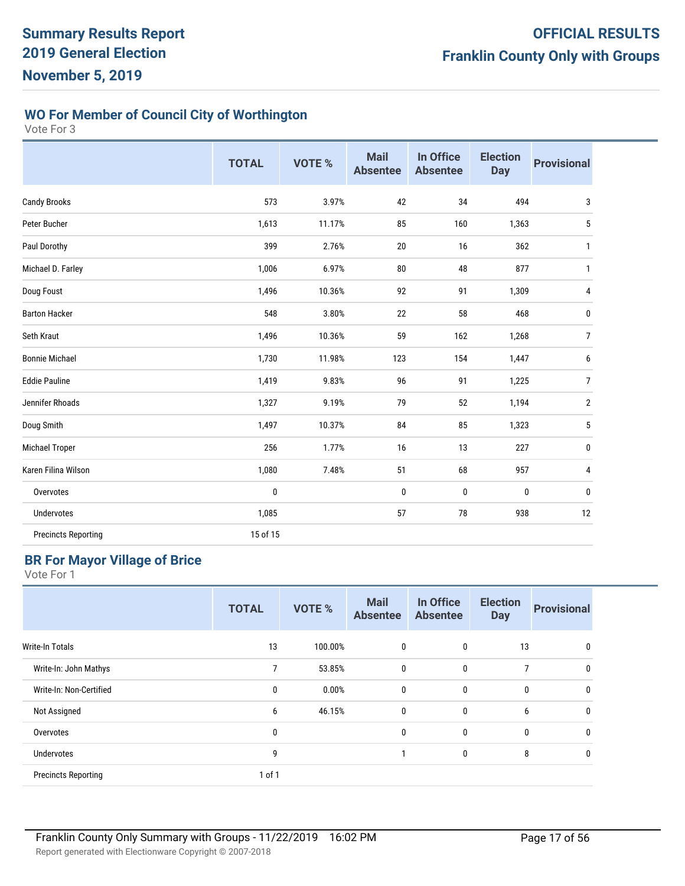# Summary Results Report
# 2019 General Election
# November 5, 2019

**OFFICIAL RESULTS**
**Franklin County Only with Groups**

## WO For Member of Council City of Worthington

Vote For 3

| | TOTAL | VOTE % | Mail Absentee | In Office Absentee | Election Day | Provisional |
|---|---|---|---|---|---|---|
| Candy Brooks | 573 | 3.97% | 42 | 34 | 494 | 3 |
| Peter Bucher | 1,613 | 11.17% | 85 | 160 | 1,363 | 5 |
| Paul Dorothy | 399 | 2.76% | 20 | 16 | 362 | 1 |
| Michael D. Farley | 1,006 | 6.97% | 80 | 48 | 877 | 1 |
| Doug Foust | 1,496 | 10.36% | 92 | 91 | 1,309 | 4 |
| Barton Hacker | 548 | 3.80% | 22 | 58 | 468 | 0 |
| Seth Kraut | 1,496 | 10.36% | 59 | 162 | 1,268 | 7 |
| Bonnie Michael | 1,730 | 11.98% | 123 | 154 | 1,447 | 6 |
| Eddie Pauline | 1,419 | 9.83% | 96 | 91 | 1,225 | 7 |
| Jennifer Rhoads | 1,327 | 9.19% | 79 | 52 | 1,194 | 2 |
| Doug Smith | 1,497 | 10.37% | 84 | 85 | 1,323 | 5 |
| Michael Troper | 256 | 1.77% | 16 | 13 | 227 | 0 |
| Karen Filina Wilson | 1,080 | 7.48% | 51 | 68 | 957 | 4 |
| Overvotes | 0 | | 0 | 0 | 0 | 0 |
| Undervotes | 1,085 | | 57 | 78 | 938 | 12 |
| Precincts Reporting | 15 of 15 | | | | | |

## BR For Mayor Village of Brice

Vote For 1

| | TOTAL | VOTE % | Mail Absentee | In Office Absentee | Election Day | Provisional |
|---|---|---|---|---|---|---|
| Write-In Totals | 13 | 100.00% | 0 | 0 | 13 | 0 |
| Write-In: John Mathys | 7 | 53.85% | 0 | 0 | 7 | 0 |
| Write-In: Non-Certified | 0 | 0.00% | 0 | 0 | 0 | 0 |
| Not Assigned | 6 | 46.15% | 0 | 0 | 6 | 0 |
| Overvotes | 0 | | 0 | 0 | 0 | 0 |
| Undervotes | 9 | | 1 | 0 | 8 | 0 |
| Precincts Reporting | 1 of 1 | | | | | |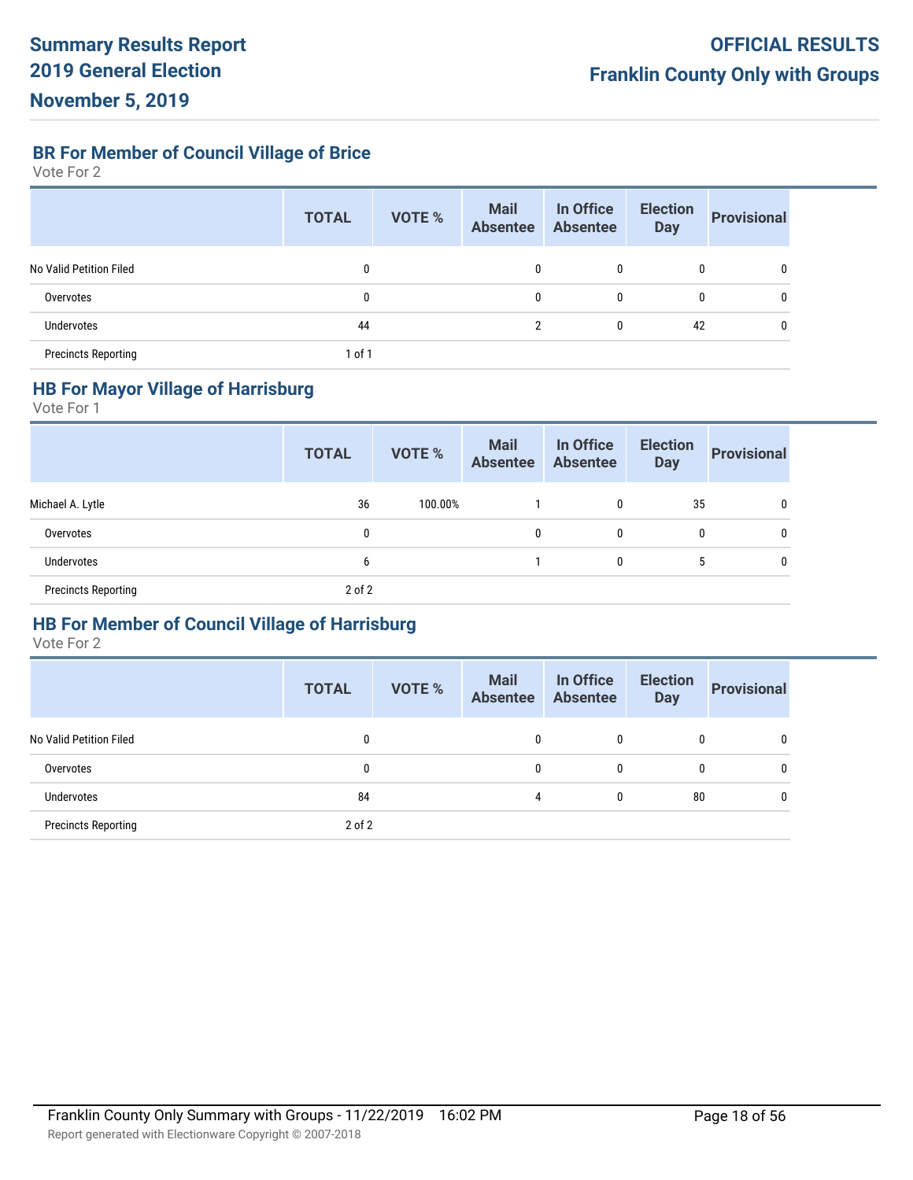## BR For Member of Council Village of Brice

Vote For 2

| | TOTAL | VOTE % | Mail Absentee | In Office Absentee | Election Day | Provisional |
|---|---|---|---|---|---|---|
| No Valid Petition Filed | 0 | | 0 | 0 | 0 | 0 |
| Overvotes | 0 | | 0 | 0 | 0 | 0 |
| Undervotes | 44 | | 2 | 0 | 42 | 0 |
| Precincts Reporting | 1 of 1 | | | | | |

## HB For Mayor Village of Harrisburg

Vote For 1

| | TOTAL | VOTE % | Mail Absentee | In Office Absentee | Election Day | Provisional |
|---|---|---|---|---|---|---|
| Michael A. Lytle | 36 | 100.00% | 1 | 0 | 35 | 0 |
| Overvotes | 0 | | 0 | 0 | 0 | 0 |
| Undervotes | 6 | | 1 | 0 | 5 | 0 |
| Precincts Reporting | 2 of 2 | | | | | |

## HB For Member of Council Village of Harrisburg

Vote For 2

| | TOTAL | VOTE % | Mail Absentee | In Office Absentee | Election Day | Provisional |
|---|---|---|---|---|---|---|
| No Valid Petition Filed | 0 | | 0 | 0 | 0 | 0 |
| Overvotes | 0 | | 0 | 0 | 0 | 0 |
| Undervotes | 84 | | 4 | 0 | 80 | 0 |
| Precincts Reporting | 2 of 2 | | | | | |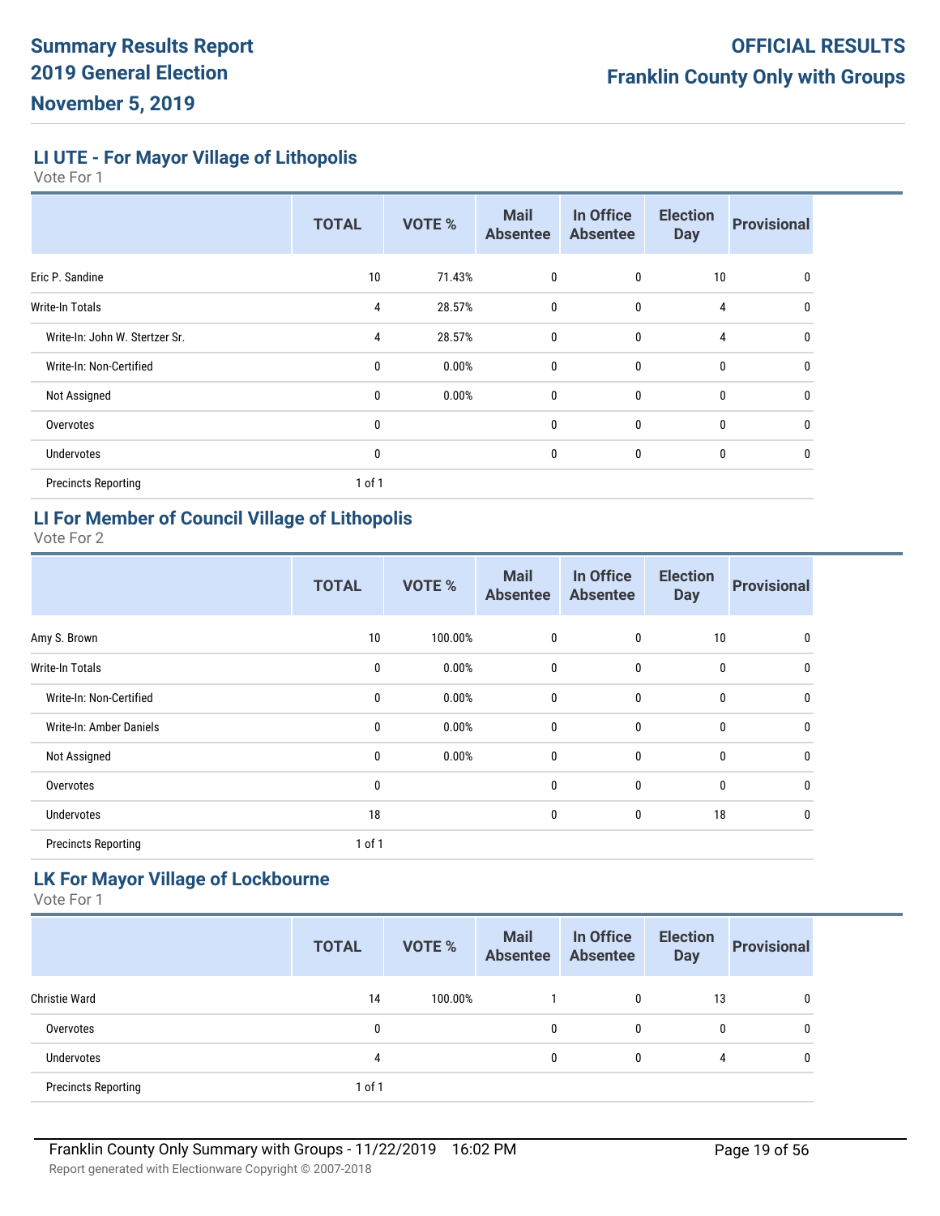# Summary Results Report
# 2019 General Election
# November 5, 2019

# OFFICIAL RESULTS
# Franklin County Only with Groups

## LI UTE - For Mayor Village of Lithopolis

Vote For 1

| | TOTAL | VOTE % | Mail Absentee | In Office Absentee | Election Day | Provisional |
|---|---|---|---|---|---|---|
| Eric P. Sandine | 10 | 71.43% | 0 | 0 | 10 | 0 |
| Write-In Totals | 4 | 28.57% | 0 | 0 | 4 | 0 |
| Write-In: John W. Stertzer Sr. | 4 | 28.57% | 0 | 0 | 4 | 0 |
| Write-In: Non-Certified | 0 | 0.00% | 0 | 0 | 0 | 0 |
| Not Assigned | 0 | 0.00% | 0 | 0 | 0 | 0 |
| Overvotes | 0 | | 0 | 0 | 0 | 0 |
| Undervotes | 0 | | 0 | 0 | 0 | 0 |
| Precincts Reporting | 1 of 1 | | | | | |

## LI For Member of Council Village of Lithopolis

Vote For 2

| | TOTAL | VOTE % | Mail Absentee | In Office Absentee | Election Day | Provisional |
|---|---|---|---|---|---|---|
| Amy S. Brown | 10 | 100.00% | 0 | 0 | 10 | 0 |
| Write-In Totals | 0 | 0.00% | 0 | 0 | 0 | 0 |
| Write-In: Non-Certified | 0 | 0.00% | 0 | 0 | 0 | 0 |
| Write-In: Amber Daniels | 0 | 0.00% | 0 | 0 | 0 | 0 |
| Not Assigned | 0 | 0.00% | 0 | 0 | 0 | 0 |
| Overvotes | 0 | | 0 | 0 | 0 | 0 |
| Undervotes | 18 | | 0 | 0 | 18 | 0 |
| Precincts Reporting | 1 of 1 | | | | | |

## LK For Mayor Village of Lockbourne

Vote For 1

| | TOTAL | VOTE % | Mail Absentee | In Office Absentee | Election Day | Provisional |
|---|---|---|---|---|---|---|
| Christie Ward | 14 | 100.00% | 1 | 0 | 13 | 0 |
| Overvotes | 0 | | 0 | 0 | 0 | 0 |
| Undervotes | 4 | | 0 | 0 | 4 | 0 |
| Precincts Reporting | 1 of 1 | | | | | |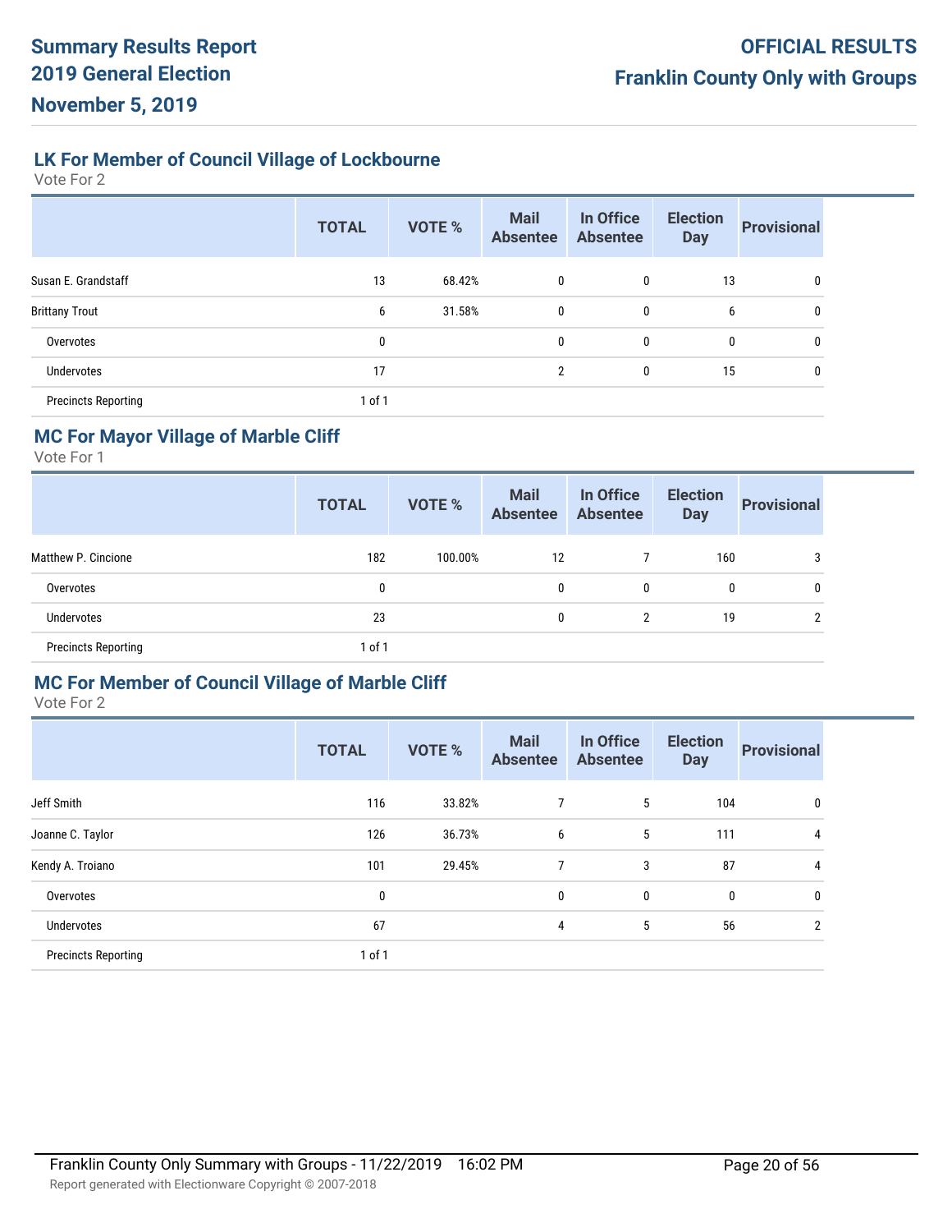## LK For Member of Council Village of Lockbourne

Vote For 2

| | TOTAL | VOTE % | Mail Absentee | In Office Absentee | Election Day | Provisional |
|---|---|---|---|---|---|---|
| Susan E. Grandstaff | 13 | 68.42% | 0 | 0 | 13 | 0 |
| Brittany Trout | 6 | 31.58% | 0 | 0 | 6 | 0 |
| Overvotes | 0 | | 0 | 0 | 0 | 0 |
| Undervotes | 17 | | 2 | 0 | 15 | 0 |
| Precincts Reporting | 1 of 1 | | | | | |

## MC For Mayor Village of Marble Cliff

Vote For 1

| | TOTAL | VOTE % | Mail Absentee | In Office Absentee | Election Day | Provisional |
|---|---|---|---|---|---|---|
| Matthew P. Cincione | 182 | 100.00% | 12 | 7 | 160 | 3 |
| Overvotes | 0 | | 0 | 0 | 0 | 0 |
| Undervotes | 23 | | 0 | 2 | 19 | 2 |
| Precincts Reporting | 1 of 1 | | | | | |

## MC For Member of Council Village of Marble Cliff

Vote For 2

| | TOTAL | VOTE % | Mail Absentee | In Office Absentee | Election Day | Provisional |
|---|---|---|---|---|---|---|
| Jeff Smith | 116 | 33.82% | 7 | 5 | 104 | 0 |
| Joanne C. Taylor | 126 | 36.73% | 6 | 5 | 111 | 4 |
| Kendy A. Troiano | 101 | 29.45% | 7 | 3 | 87 | 4 |
| Overvotes | 0 | | 0 | 0 | 0 | 0 |
| Undervotes | 67 | | 4 | 5 | 56 | 2 |
| Precincts Reporting | 1 of 1 | | | | | |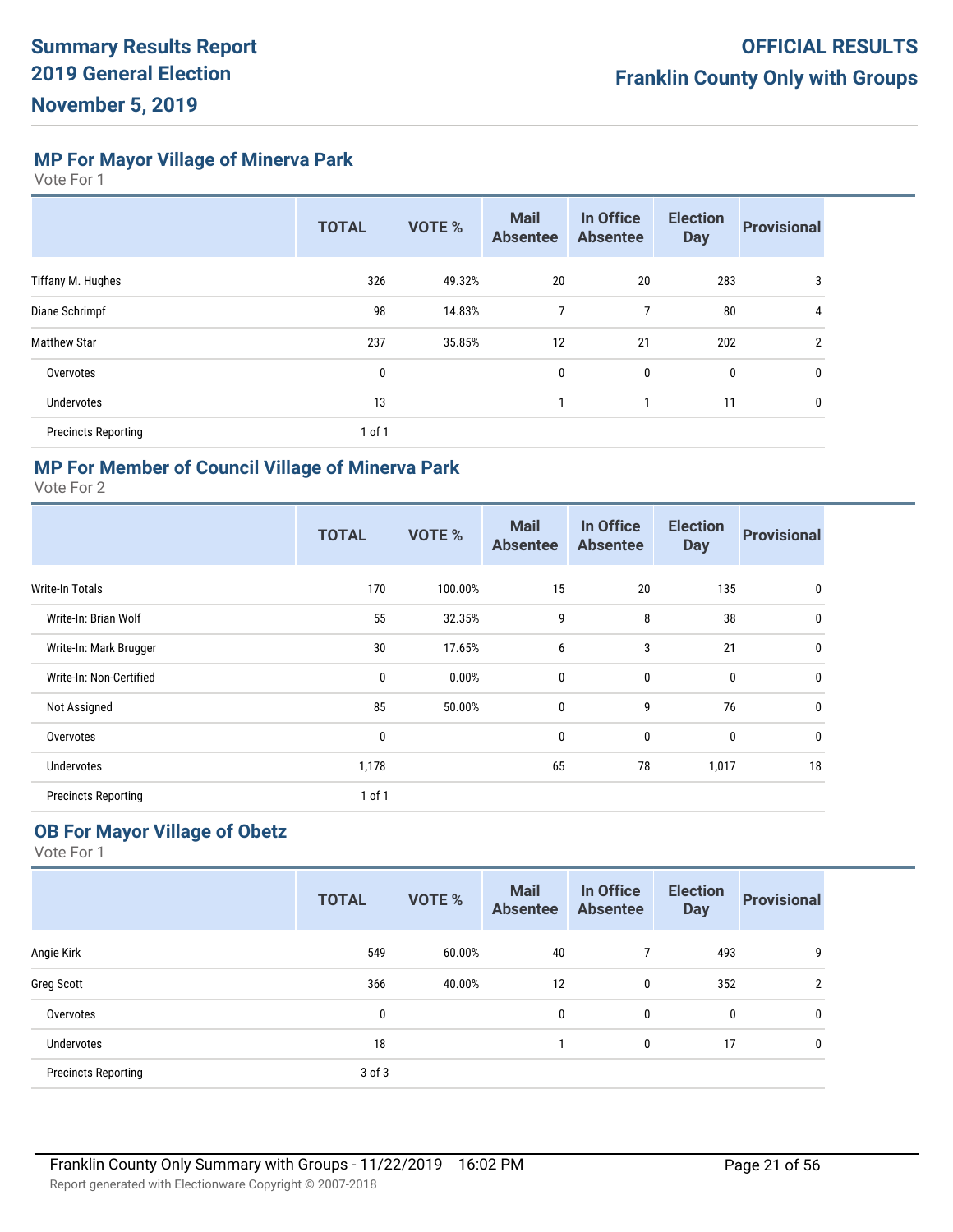# Summary Results Report
# 2019 General Election
# November 5, 2019

**OFFICIAL RESULTS**
**Franklin County Only with Groups**

## MP For Mayor Village of Minerva Park

Vote For 1

| | TOTAL | VOTE % | Mail Absentee | In Office Absentee | Election Day | Provisional |
|---|---|---|---|---|---|---|
| Tiffany M. Hughes | 326 | 49.32% | 20 | 20 | 283 | 3 |
| Diane Schrimpf | 98 | 14.83% | 7 | 7 | 80 | 4 |
| Matthew Star | 237 | 35.85% | 12 | 21 | 202 | 2 |
| Overvotes | 0 | | 0 | 0 | 0 | 0 |
| Undervotes | 13 | | 1 | 1 | 11 | 0 |
| Precincts Reporting | 1 of 1 | | | | | |

## MP For Member of Council Village of Minerva Park

Vote For 2

| | TOTAL | VOTE % | Mail Absentee | In Office Absentee | Election Day | Provisional |
|---|---|---|---|---|---|---|
| Write-In Totals | 170 | 100.00% | 15 | 20 | 135 | 0 |
| Write-In: Brian Wolf | 55 | 32.35% | 9 | 8 | 38 | 0 |
| Write-In: Mark Brugger | 30 | 17.65% | 6 | 3 | 21 | 0 |
| Write-In: Non-Certified | 0 | 0.00% | 0 | 0 | 0 | 0 |
| Not Assigned | 85 | 50.00% | 0 | 9 | 76 | 0 |
| Overvotes | 0 | | 0 | 0 | 0 | 0 |
| Undervotes | 1,178 | | 65 | 78 | 1,017 | 18 |
| Precincts Reporting | 1 of 1 | | | | | |

## OB For Mayor Village of Obetz

Vote For 1

| | TOTAL | VOTE % | Mail Absentee | In Office Absentee | Election Day | Provisional |
|---|---|---|---|---|---|---|
| Angie Kirk | 549 | 60.00% | 40 | 7 | 493 | 9 |
| Greg Scott | 366 | 40.00% | 12 | 0 | 352 | 2 |
| Overvotes | 0 | | 0 | 0 | 0 | 0 |
| Undervotes | 18 | | 1 | 0 | 17 | 0 |
| Precincts Reporting | 3 of 3 | | | | | |

Franklin County Only Summary with Groups - 11/22/2019 16:02 PM

Report generated with Electionware Copyright © 2007-2018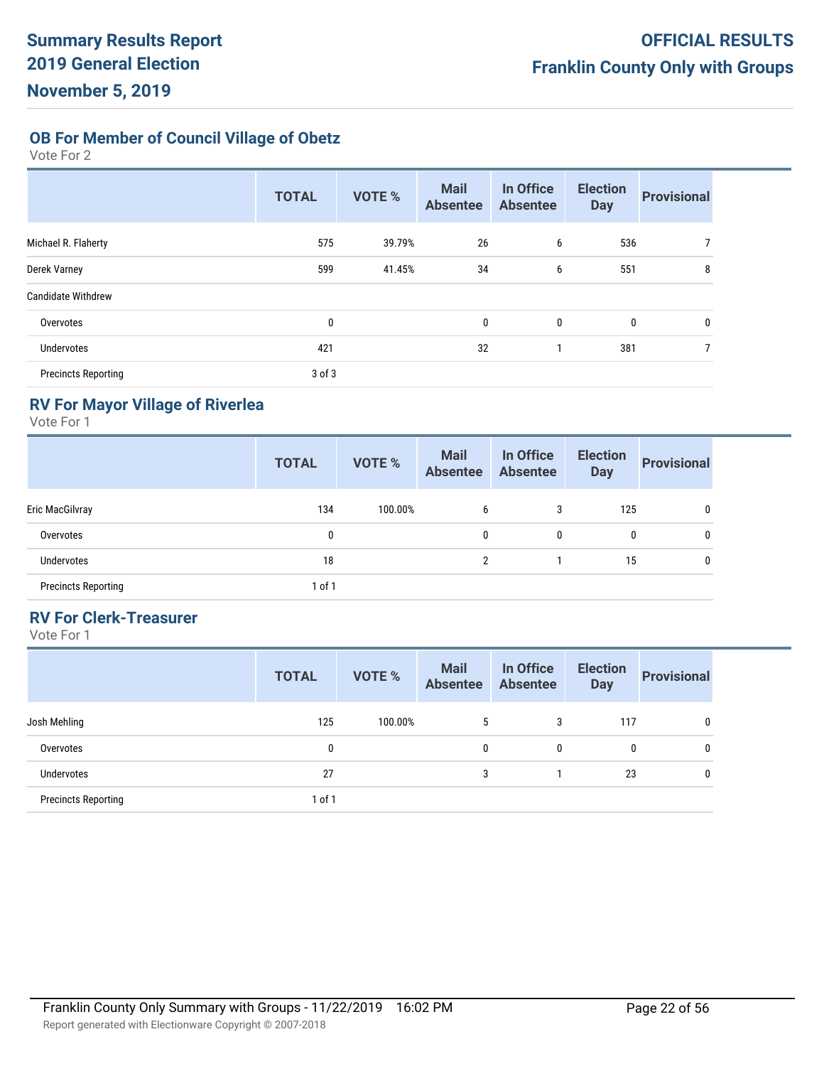**Summary Results Report**
**2019 General Election**
**November 5, 2019**

**OFFICIAL RESULTS**
**Franklin County Only with Groups**

## OB For Member of Council Village of Obetz

Vote For 2

| | TOTAL | VOTE % | Mail Absentee | In Office Absentee | Election Day | Provisional |
|---|---|---|---|---|---|---|
| Michael R. Flaherty | 575 | 39.79% | 26 | 6 | 536 | 7 |
| Derek Varney | 599 | 41.45% | 34 | 6 | 551 | 8 |
| Candidate Withdrew | | | | | | |
| Overvotes | 0 | | 0 | 0 | 0 | 0 |
| Undervotes | 421 | | 32 | 1 | 381 | 7 |
| Precincts Reporting | 3 of 3 | | | | | |

## RV For Mayor Village of Riverlea

Vote For 1

| | TOTAL | VOTE % | Mail Absentee | In Office Absentee | Election Day | Provisional |
|---|---|---|---|---|---|---|
| Eric MacGilvray | 134 | 100.00% | 6 | 3 | 125 | 0 |
| Overvotes | 0 | | 0 | 0 | 0 | 0 |
| Undervotes | 18 | | 2 | 1 | 15 | 0 |
| Precincts Reporting | 1 of 1 | | | | | |

## RV For Clerk-Treasurer

Vote For 1

| | TOTAL | VOTE % | Mail Absentee | In Office Absentee | Election Day | Provisional |
|---|---|---|---|---|---|---|
| Josh Mehling | 125 | 100.00% | 5 | 3 | 117 | 0 |
| Overvotes | 0 | | 0 | 0 | 0 | 0 |
| Undervotes | 27 | | 3 | 1 | 23 | 0 |
| Precincts Reporting | 1 of 1 | | | | | |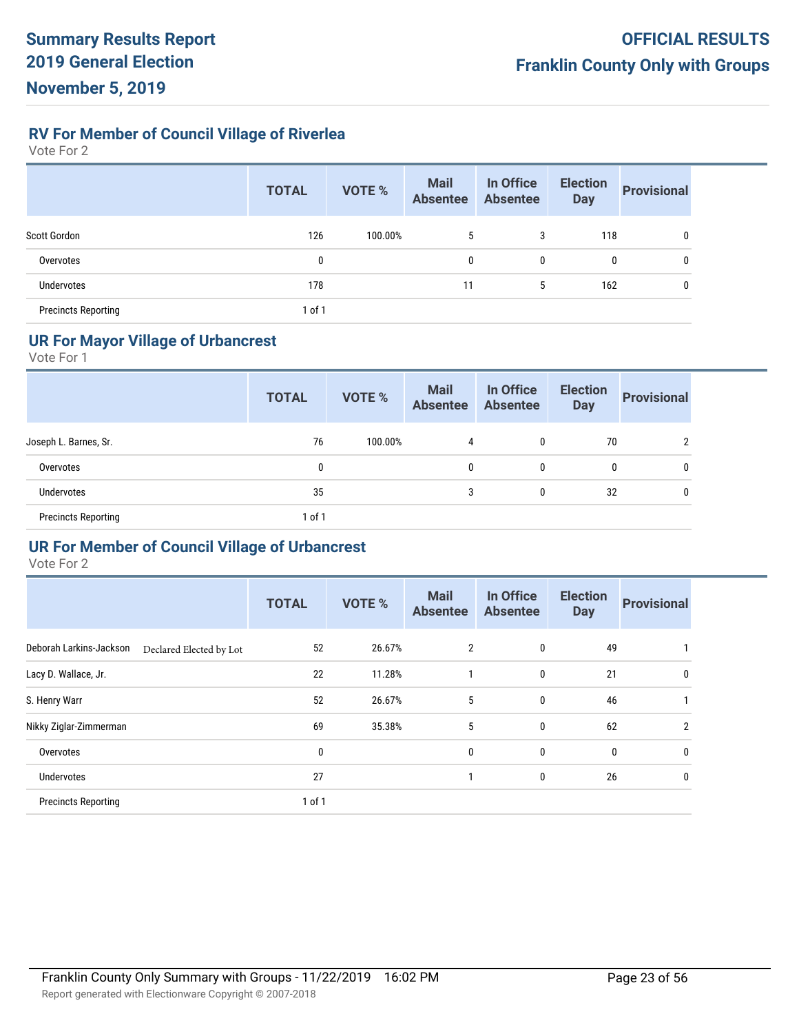## RV For Member of Council Village of Riverlea

Vote For 2

| | TOTAL | VOTE % | Mail Absentee | In Office Absentee | Election Day | Provisional |
|---|---|---|---|---|---|---|
| Scott Gordon | 126 | 100.00% | 5 | 3 | 118 | 0 |
| Overvotes | 0 | | 0 | 0 | 0 | 0 |
| Undervotes | 178 | | 11 | 5 | 162 | 0 |
| Precincts Reporting | 1 of 1 | | | | | |

## UR For Mayor Village of Urbancrest

Vote For 1

| | TOTAL | VOTE % | Mail Absentee | In Office Absentee | Election Day | Provisional |
|---|---|---|---|---|---|---|
| Joseph L. Barnes, Sr. | 76 | 100.00% | 4 | 0 | 70 | 2 |
| Overvotes | 0 | | 0 | 0 | 0 | 0 |
| Undervotes | 35 | | 3 | 0 | 32 | 0 |
| Precincts Reporting | 1 of 1 | | | | | |

## UR For Member of Council Village of Urbancrest

Vote For 2

| | TOTAL | VOTE % | Mail Absentee | In Office Absentee | Election Day | Provisional |
|---|---|---|---|---|---|---|
| Deborah Larkins-Jackson Declared Elected by Lot | 52 | 26.67% | 2 | 0 | 49 | 1 |
| Lacy D. Wallace, Jr. | 22 | 11.28% | 1 | 0 | 21 | 0 |
| S. Henry Warr | 52 | 26.67% | 5 | 0 | 46 | 1 |
| Nikky Ziglar-Zimmerman | 69 | 35.38% | 5 | 0 | 62 | 2 |
| Overvotes | 0 | | 0 | 0 | 0 | 0 |
| Undervotes | 27 | | 1 | 0 | 26 | 0 |
| Precincts Reporting | 1 of 1 | | | | | |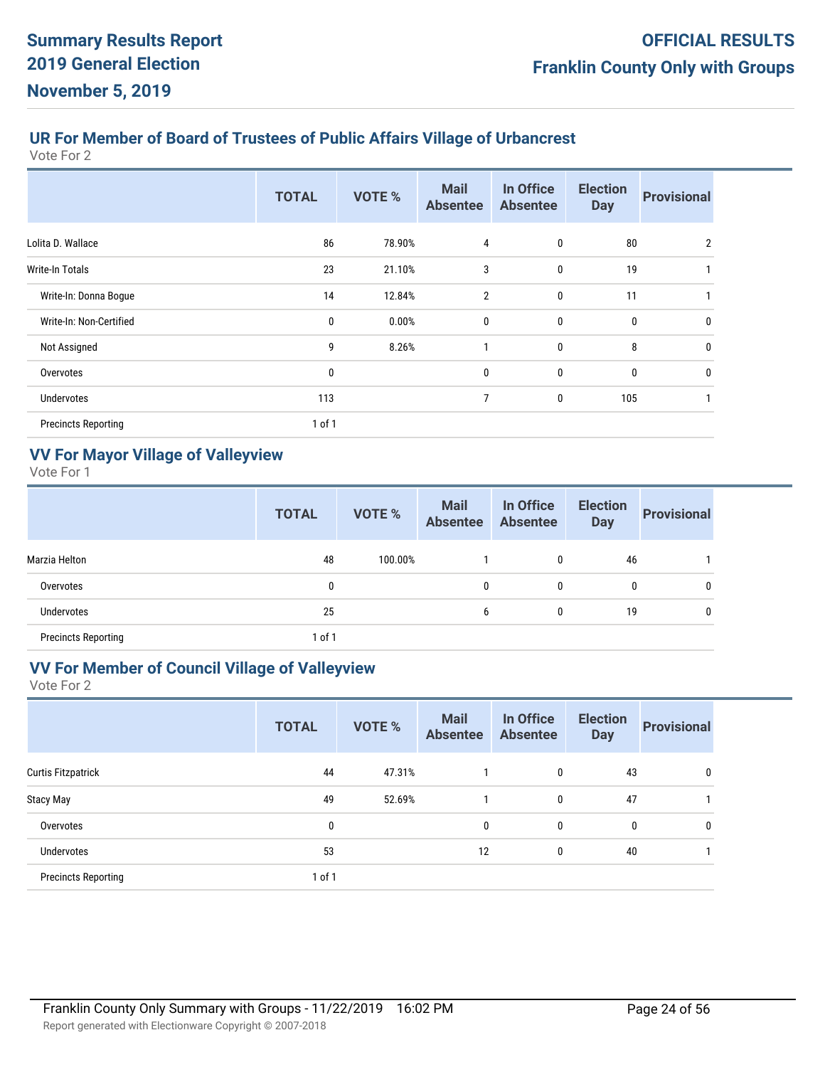## UR For Member of Board of Trustees of Public Affairs Village of Urbancrest

Vote For 2

| | TOTAL | VOTE % | Mail Absentee | In Office Absentee | Election Day | Provisional |
|---|---|---|---|---|---|---|
| Lolita D. Wallace | 86 | 78.90% | 4 | 0 | 80 | 2 |
| Write-In Totals | 23 | 21.10% | 3 | 0 | 19 | 1 |
| Write-In: Donna Bogue | 14 | 12.84% | 2 | 0 | 11 | 1 |
| Write-In: Non-Certified | 0 | 0.00% | 0 | 0 | 0 | 0 |
| Not Assigned | 9 | 8.26% | 1 | 0 | 8 | 0 |
| Overvotes | 0 | | 0 | 0 | 0 | 0 |
| Undervotes | 113 | | 7 | 0 | 105 | 1 |
| Precincts Reporting | 1 of 1 | | | | | |

## VV For Mayor Village of Valleyview

Vote For 1

| | TOTAL | VOTE % | Mail Absentee | In Office Absentee | Election Day | Provisional |
|---|---|---|---|---|---|---|
| Marzia Helton | 48 | 100.00% | 1 | 0 | 46 | 1 |
| Overvotes | 0 | | 0 | 0 | 0 | 0 |
| Undervotes | 25 | | 6 | 0 | 19 | 0 |
| Precincts Reporting | 1 of 1 | | | | | |

## VV For Member of Council Village of Valleyview

Vote For 2

| | TOTAL | VOTE % | Mail Absentee | In Office Absentee | Election Day | Provisional |
|---|---|---|---|---|---|---|
| Curtis Fitzpatrick | 44 | 47.31% | 1 | 0 | 43 | 0 |
| Stacy May | 49 | 52.69% | 1 | 0 | 47 | 1 |
| Overvotes | 0 | | 0 | 0 | 0 | 0 |
| Undervotes | 53 | | 12 | 0 | 40 | 1 |
| Precincts Reporting | 1 of 1 | | | | | |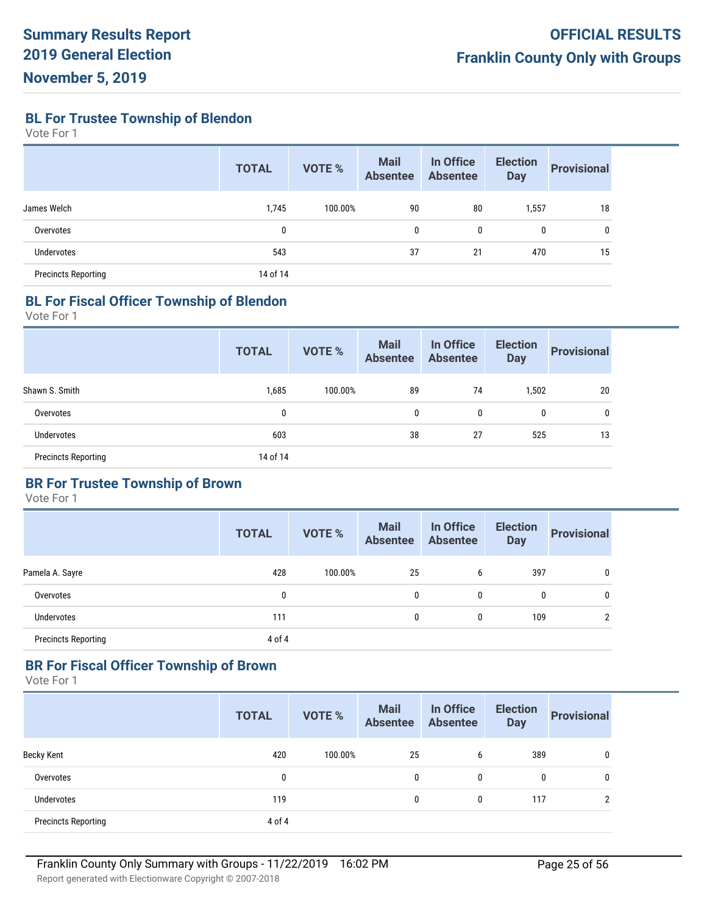**Summary Results Report**
**2019 General Election**
**November 5, 2019**

**OFFICIAL RESULTS**
**Franklin County Only with Groups**

## BL For Trustee Township of Blendon

Vote For 1

| | TOTAL | VOTE % | Mail Absentee | In Office Absentee | Election Day | Provisional |
|---|---|---|---|---|---|---|
| James Welch | 1,745 | 100.00% | 90 | 80 | 1,557 | 18 |
| Overvotes | 0 | | 0 | 0 | 0 | 0 |
| Undervotes | 543 | | 37 | 21 | 470 | 15 |
| Precincts Reporting | 14 of 14 | | | | | |

## BL For Fiscal Officer Township of Blendon

Vote For 1

| | TOTAL | VOTE % | Mail Absentee | In Office Absentee | Election Day | Provisional |
|---|---|---|---|---|---|---|
| Shawn S. Smith | 1,685 | 100.00% | 89 | 74 | 1,502 | 20 |
| Overvotes | 0 | | 0 | 0 | 0 | 0 |
| Undervotes | 603 | | 38 | 27 | 525 | 13 |
| Precincts Reporting | 14 of 14 | | | | | |

## BR For Trustee Township of Brown

Vote For 1

| | TOTAL | VOTE % | Mail Absentee | In Office Absentee | Election Day | Provisional |
|---|---|---|---|---|---|---|
| Pamela A. Sayre | 428 | 100.00% | 25 | 6 | 397 | 0 |
| Overvotes | 0 | | 0 | 0 | 0 | 0 |
| Undervotes | 111 | | 0 | 0 | 109 | 2 |
| Precincts Reporting | 4 of 4 | | | | | |

## BR For Fiscal Officer Township of Brown

Vote For 1

| | TOTAL | VOTE % | Mail Absentee | In Office Absentee | Election Day | Provisional |
|---|---|---|---|---|---|---|
| Becky Kent | 420 | 100.00% | 25 | 6 | 389 | 0 |
| Overvotes | 0 | | 0 | 0 | 0 | 0 |
| Undervotes | 119 | | 0 | 0 | 117 | 2 |
| Precincts Reporting | 4 of 4 | | | | | |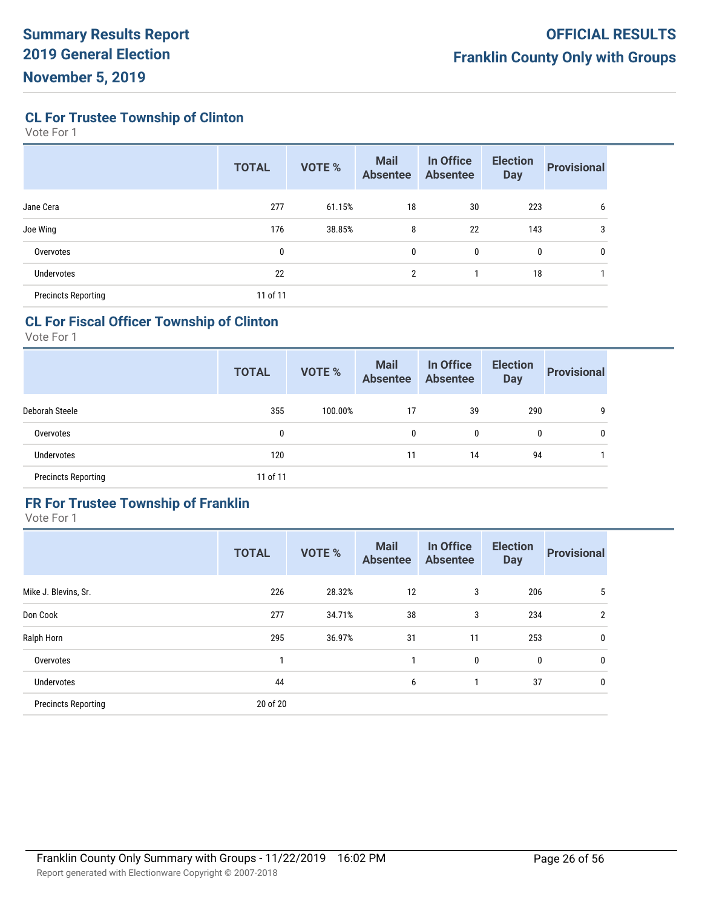# Summary Results Report
# 2019 General Election
# November 5, 2019

**OFFICIAL RESULTS**
**Franklin County Only with Groups**

## CL For Trustee Township of Clinton

Vote For 1

| | TOTAL | VOTE % | Mail Absentee | In Office Absentee | Election Day | Provisional |
|---|---|---|---|---|---|---|
| Jane Cera | 277 | 61.15% | 18 | 30 | 223 | 6 |
| Joe Wing | 176 | 38.85% | 8 | 22 | 143 | 3 |
| Overvotes | 0 | | 0 | 0 | 0 | 0 |
| Undervotes | 22 | | 2 | 1 | 18 | 1 |
| Precincts Reporting | 11 of 11 | | | | | |

## CL For Fiscal Officer Township of Clinton

Vote For 1

| | TOTAL | VOTE % | Mail Absentee | In Office Absentee | Election Day | Provisional |
|---|---|---|---|---|---|---|
| Deborah Steele | 355 | 100.00% | 17 | 39 | 290 | 9 |
| Overvotes | 0 | | 0 | 0 | 0 | 0 |
| Undervotes | 120 | | 11 | 14 | 94 | 1 |
| Precincts Reporting | 11 of 11 | | | | | |

## FR For Trustee Township of Franklin

Vote For 1

| | TOTAL | VOTE % | Mail Absentee | In Office Absentee | Election Day | Provisional |
|---|---|---|---|---|---|---|
| Mike J. Blevins, Sr. | 226 | 28.32% | 12 | 3 | 206 | 5 |
| Don Cook | 277 | 34.71% | 38 | 3 | 234 | 2 |
| Ralph Horn | 295 | 36.97% | 31 | 11 | 253 | 0 |
| Overvotes | 1 | | 1 | 0 | 0 | 0 |
| Undervotes | 44 | | 6 | 1 | 37 | 0 |
| Precincts Reporting | 20 of 20 | | | | | |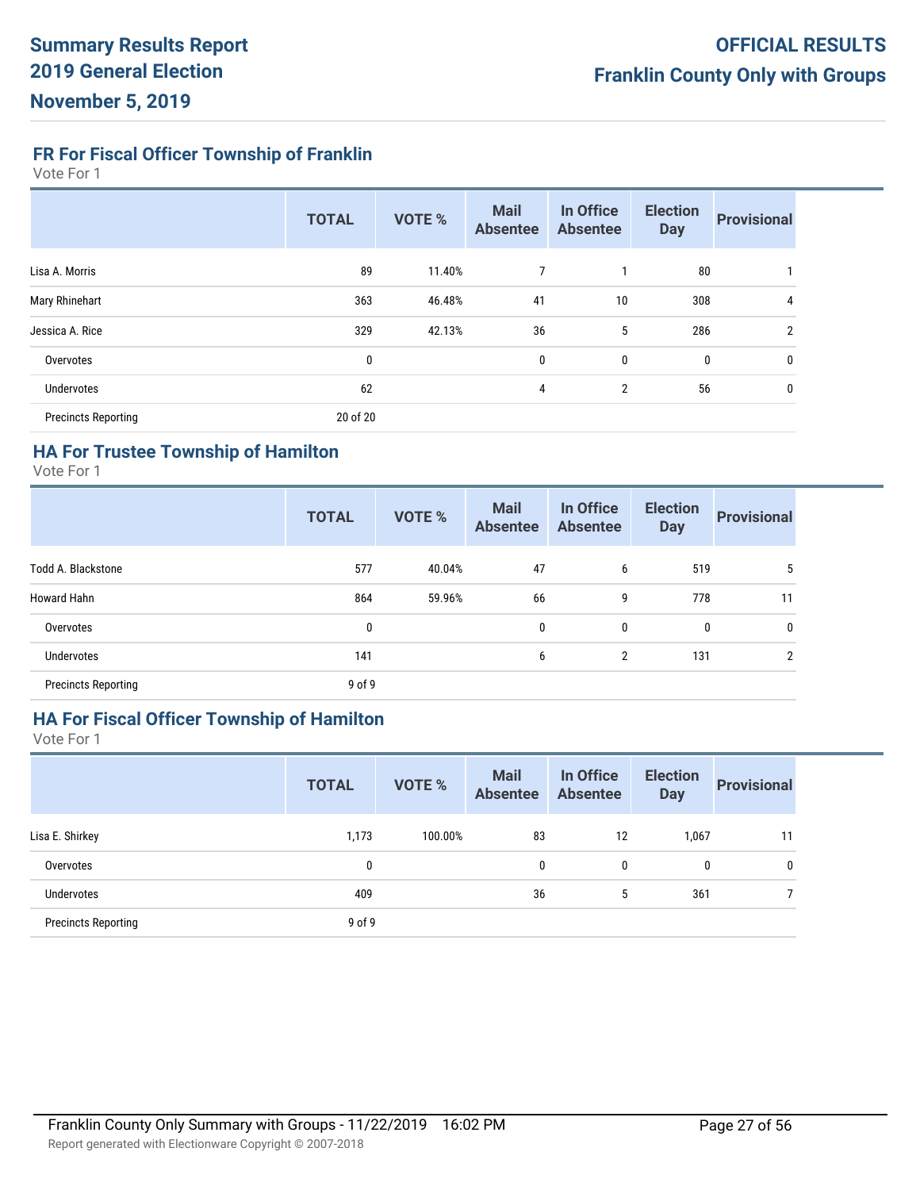## FR For Fiscal Officer Township of Franklin

Vote For 1

| | TOTAL | VOTE % | Mail Absentee | In Office Absentee | Election Day | Provisional |
|---|---|---|---|---|---|---|
| Lisa A. Morris | 89 | 11.40% | 7 | 1 | 80 | 1 |
| Mary Rhinehart | 363 | 46.48% | 41 | 10 | 308 | 4 |
| Jessica A. Rice | 329 | 42.13% | 36 | 5 | 286 | 2 |
| Overvotes | 0 | | 0 | 0 | 0 | 0 |
| Undervotes | 62 | | 4 | 2 | 56 | 0 |
| Precincts Reporting | 20 of 20 | | | | | |

## HA For Trustee Township of Hamilton

Vote For 1

| | TOTAL | VOTE % | Mail Absentee | In Office Absentee | Election Day | Provisional |
|---|---|---|---|---|---|---|
| Todd A. Blackstone | 577 | 40.04% | 47 | 6 | 519 | 5 |
| Howard Hahn | 864 | 59.96% | 66 | 9 | 778 | 11 |
| Overvotes | 0 | | 0 | 0 | 0 | 0 |
| Undervotes | 141 | | 6 | 2 | 131 | 2 |
| Precincts Reporting | 9 of 9 | | | | | |

## HA For Fiscal Officer Township of Hamilton

Vote For 1

| | TOTAL | VOTE % | Mail Absentee | In Office Absentee | Election Day | Provisional |
|---|---|---|---|---|---|---|
| Lisa E. Shirkey | 1,173 | 100.00% | 83 | 12 | 1,067 | 11 |
| Overvotes | 0 | | 0 | 0 | 0 | 0 |
| Undervotes | 409 | | 36 | 5 | 361 | 7 |
| Precincts Reporting | 9 of 9 | | | | | |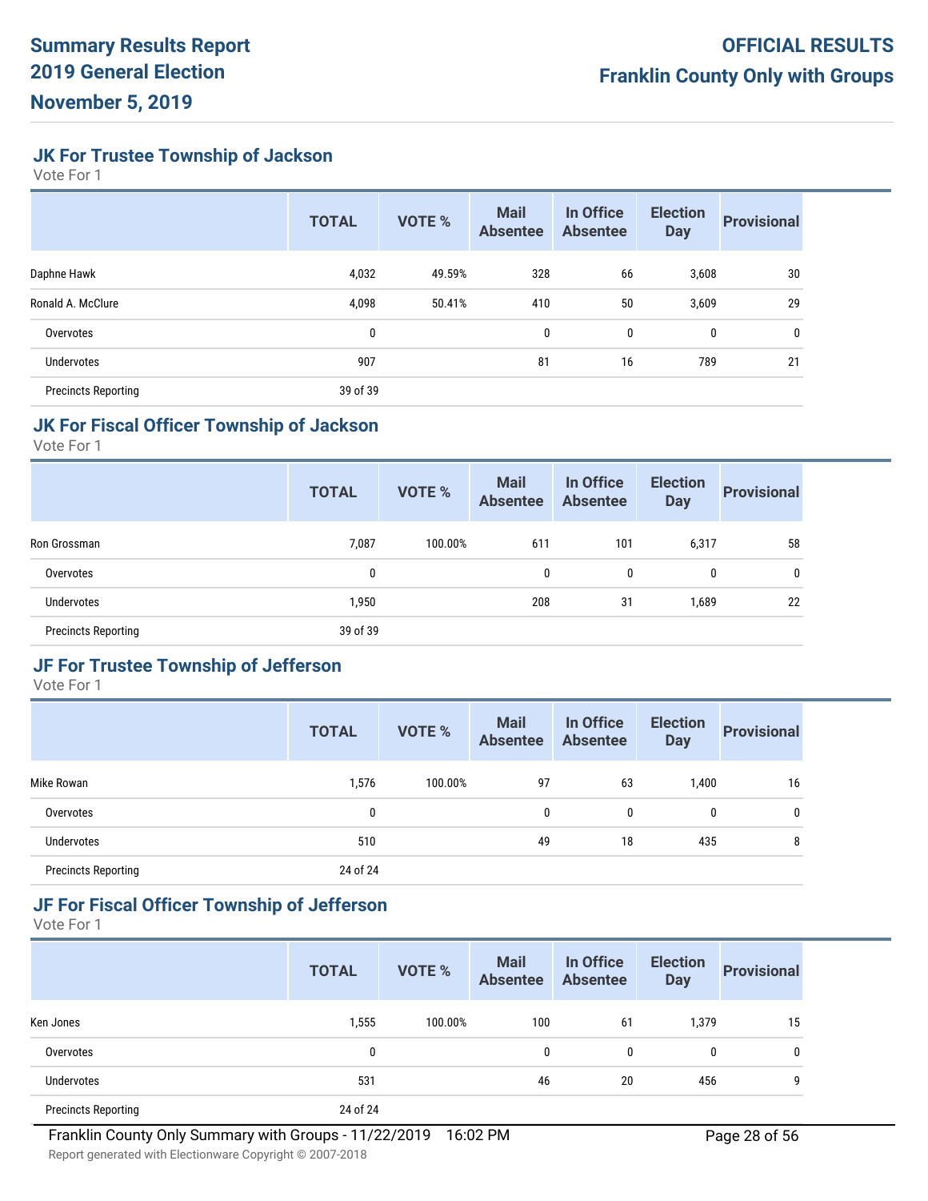## JK For Trustee Township of Jackson

Vote For 1

| | TOTAL | VOTE % | Mail Absentee | In Office Absentee | Election Day | Provisional |
|---|---|---|---|---|---|---|
| Daphne Hawk | 4,032 | 49.59% | 328 | 66 | 3,608 | 30 |
| Ronald A. McClure | 4,098 | 50.41% | 410 | 50 | 3,609 | 29 |
| Overvotes | 0 | | 0 | 0 | 0 | 0 |
| Undervotes | 907 | | 81 | 16 | 789 | 21 |
| Precincts Reporting | 39 of 39 | | | | | |

## JK For Fiscal Officer Township of Jackson

Vote For 1

| | TOTAL | VOTE % | Mail Absentee | In Office Absentee | Election Day | Provisional |
|---|---|---|---|---|---|---|
| Ron Grossman | 7,087 | 100.00% | 611 | 101 | 6,317 | 58 |
| Overvotes | 0 | | 0 | 0 | 0 | 0 |
| Undervotes | 1,950 | | 208 | 31 | 1,689 | 22 |
| Precincts Reporting | 39 of 39 | | | | | |

## JF For Trustee Township of Jefferson

Vote For 1

| | TOTAL | VOTE % | Mail Absentee | In Office Absentee | Election Day | Provisional |
|---|---|---|---|---|---|---|
| Mike Rowan | 1,576 | 100.00% | 97 | 63 | 1,400 | 16 |
| Overvotes | 0 | | 0 | 0 | 0 | 0 |
| Undervotes | 510 | | 49 | 18 | 435 | 8 |
| Precincts Reporting | 24 of 24 | | | | | |

## JF For Fiscal Officer Township of Jefferson

Vote For 1

| | TOTAL | VOTE % | Mail Absentee | In Office Absentee | Election Day | Provisional |
|---|---|---|---|---|---|---|
| Ken Jones | 1,555 | 100.00% | 100 | 61 | 1,379 | 15 |
| Overvotes | 0 | | 0 | 0 | 0 | 0 |
| Undervotes | 531 | | 46 | 20 | 456 | 9 |
| Precincts Reporting | 24 of 24 | | | | | |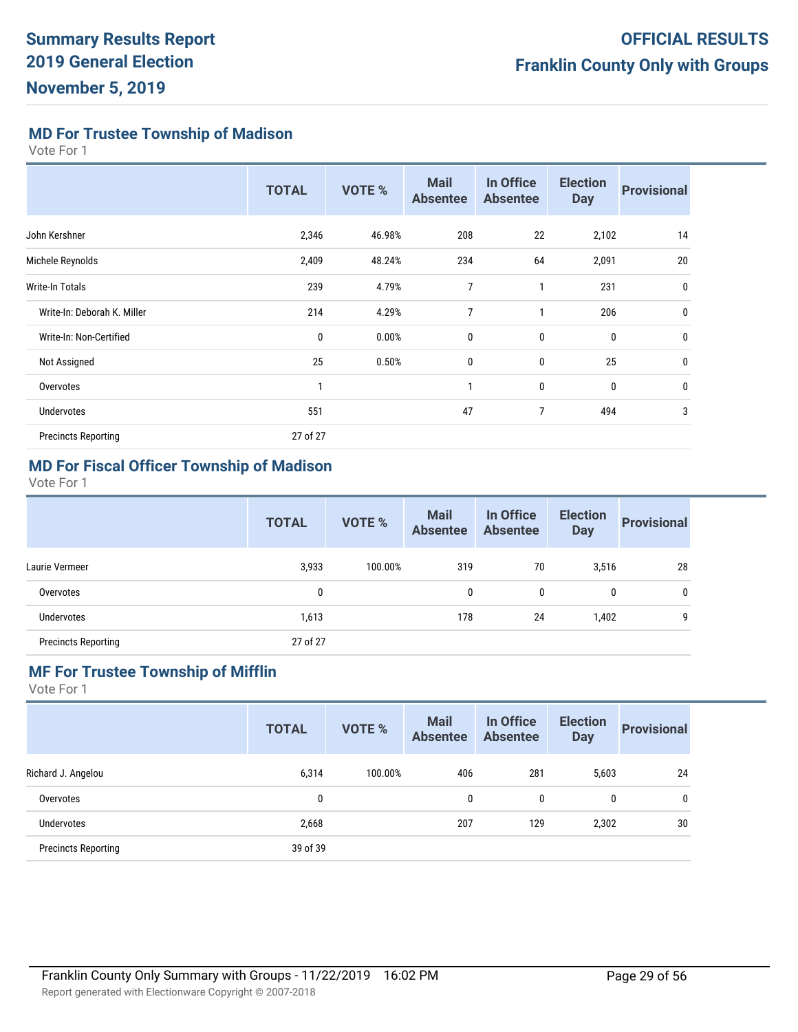## MD For Trustee Township of Madison

Vote For 1

| | TOTAL | VOTE % | Mail Absentee | In Office Absentee | Election Day | Provisional |
|---|---|---|---|---|---|---|
| John Kershner | 2,346 | 46.98% | 208 | 22 | 2,102 | 14 |
| Michele Reynolds | 2,409 | 48.24% | 234 | 64 | 2,091 | 20 |
| Write-In Totals | 239 | 4.79% | 7 | 1 | 231 | 0 |
| Write-In: Deborah K. Miller | 214 | 4.29% | 7 | 1 | 206 | 0 |
| Write-In: Non-Certified | 0 | 0.00% | 0 | 0 | 0 | 0 |
| Not Assigned | 25 | 0.50% | 0 | 0 | 25 | 0 |
| Overvotes | 1 | | 1 | 0 | 0 | 0 |
| Undervotes | 551 | | 47 | 7 | 494 | 3 |
| Precincts Reporting | 27 of 27 | | | | | |

## MD For Fiscal Officer Township of Madison

Vote For 1

| | TOTAL | VOTE % | Mail Absentee | In Office Absentee | Election Day | Provisional |
|---|---|---|---|---|---|---|
| Laurie Vermeer | 3,933 | 100.00% | 319 | 70 | 3,516 | 28 |
| Overvotes | 0 | | 0 | 0 | 0 | 0 |
| Undervotes | 1,613 | | 178 | 24 | 1,402 | 9 |
| Precincts Reporting | 27 of 27 | | | | | |

## MF For Trustee Township of Mifflin

Vote For 1

| | TOTAL | VOTE % | Mail Absentee | In Office Absentee | Election Day | Provisional |
|---|---|---|---|---|---|---|
| Richard J. Angelou | 6,314 | 100.00% | 406 | 281 | 5,603 | 24 |
| Overvotes | 0 | | 0 | 0 | 0 | 0 |
| Undervotes | 2,668 | | 207 | 129 | 2,302 | 30 |
| Precincts Reporting | 39 of 39 | | | | | |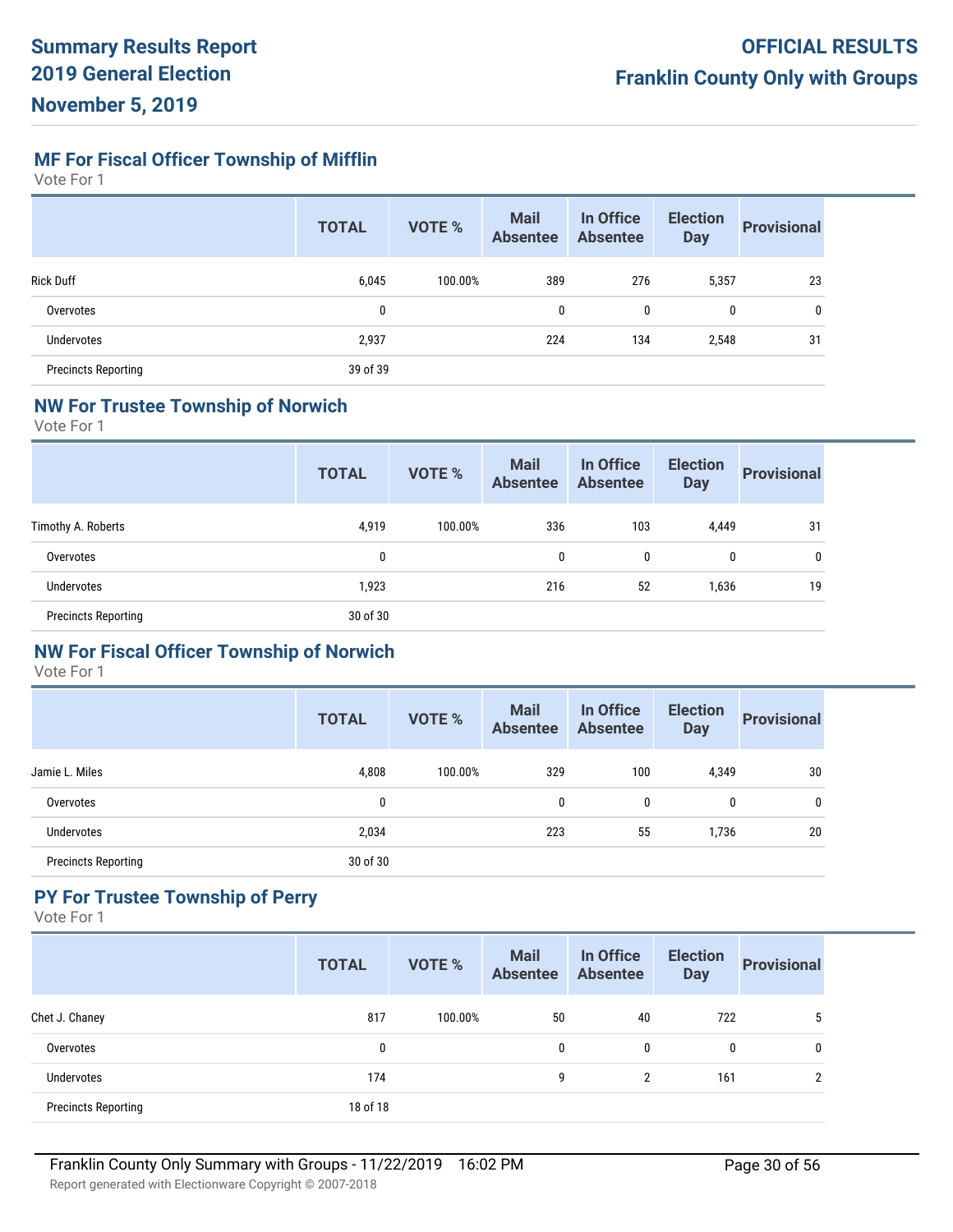## MF For Fiscal Officer Township of Mifflin

Vote For 1

| | TOTAL | VOTE % | Mail Absentee | In Office Absentee | Election Day | Provisional |
|---|---|---|---|---|---|---|
| Rick Duff | 6,045 | 100.00% | 389 | 276 | 5,357 | 23 |
| Overvotes | 0 | | 0 | 0 | 0 | 0 |
| Undervotes | 2,937 | | 224 | 134 | 2,548 | 31 |
| Precincts Reporting | 39 of 39 | | | | | |

## NW For Trustee Township of Norwich

Vote For 1

| | TOTAL | VOTE % | Mail Absentee | In Office Absentee | Election Day | Provisional |
|---|---|---|---|---|---|---|
| Timothy A. Roberts | 4,919 | 100.00% | 336 | 103 | 4,449 | 31 |
| Overvotes | 0 | | 0 | 0 | 0 | 0 |
| Undervotes | 1,923 | | 216 | 52 | 1,636 | 19 |
| Precincts Reporting | 30 of 30 | | | | | |

## NW For Fiscal Officer Township of Norwich

Vote For 1

| | TOTAL | VOTE % | Mail Absentee | In Office Absentee | Election Day | Provisional |
|---|---|---|---|---|---|---|
| Jamie L. Miles | 4,808 | 100.00% | 329 | 100 | 4,349 | 30 |
| Overvotes | 0 | | 0 | 0 | 0 | 0 |
| Undervotes | 2,034 | | 223 | 55 | 1,736 | 20 |
| Precincts Reporting | 30 of 30 | | | | | |

## PY For Trustee Township of Perry

Vote For 1

| | TOTAL | VOTE % | Mail Absentee | In Office Absentee | Election Day | Provisional |
|---|---|---|---|---|---|---|
| Chet J. Chaney | 817 | 100.00% | 50 | 40 | 722 | 5 |
| Overvotes | 0 | | 0 | 0 | 0 | 0 |
| Undervotes | 174 | | 9 | 2 | 161 | 2 |
| Precincts Reporting | 18 of 18 | | | | | |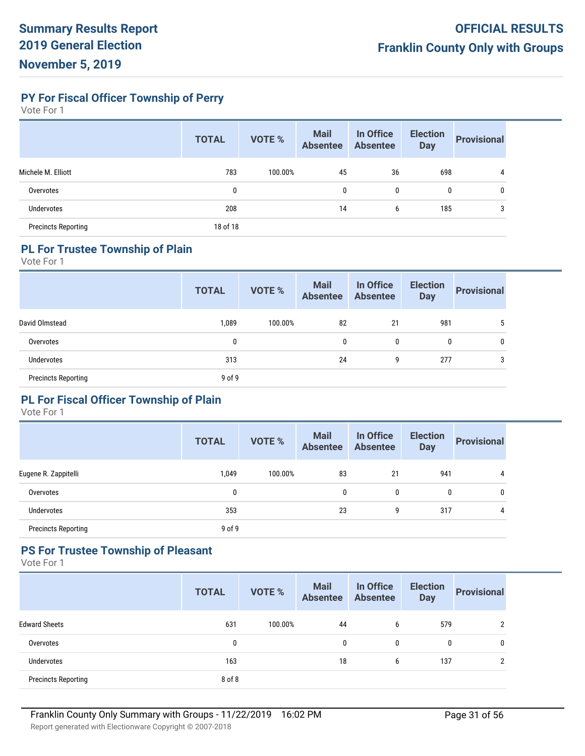## PY For Fiscal Officer Township of Perry

Vote For 1

| | TOTAL | VOTE % | Mail Absentee | In Office Absentee | Election Day | Provisional |
|---|---|---|---|---|---|---|
| Michele M. Elliott | 783 | 100.00% | 45 | 36 | 698 | 4 |
| Overvotes | 0 | | 0 | 0 | 0 | 0 |
| Undervotes | 208 | | 14 | 6 | 185 | 3 |
| Precincts Reporting | 18 of 18 | | | | | |

## PL For Trustee Township of Plain

Vote For 1

| | TOTAL | VOTE % | Mail Absentee | In Office Absentee | Election Day | Provisional |
|---|---|---|---|---|---|---|
| David Olmstead | 1,089 | 100.00% | 82 | 21 | 981 | 5 |
| Overvotes | 0 | | 0 | 0 | 0 | 0 |
| Undervotes | 313 | | 24 | 9 | 277 | 3 |
| Precincts Reporting | 9 of 9 | | | | | |

## PL For Fiscal Officer Township of Plain

Vote For 1

| | TOTAL | VOTE % | Mail Absentee | In Office Absentee | Election Day | Provisional |
|---|---|---|---|---|---|---|
| Eugene R. Zappitelli | 1,049 | 100.00% | 83 | 21 | 941 | 4 |
| Overvotes | 0 | | 0 | 0 | 0 | 0 |
| Undervotes | 353 | | 23 | 9 | 317 | 4 |
| Precincts Reporting | 9 of 9 | | | | | |

## PS For Trustee Township of Pleasant

Vote For 1

| | TOTAL | VOTE % | Mail Absentee | In Office Absentee | Election Day | Provisional |
|---|---|---|---|---|---|---|
| Edward Sheets | 631 | 100.00% | 44 | 6 | 579 | 2 |
| Overvotes | 0 | | 0 | 0 | 0 | 0 |
| Undervotes | 163 | | 18 | 6 | 137 | 2 |
| Precincts Reporting | 8 of 8 | | | | | |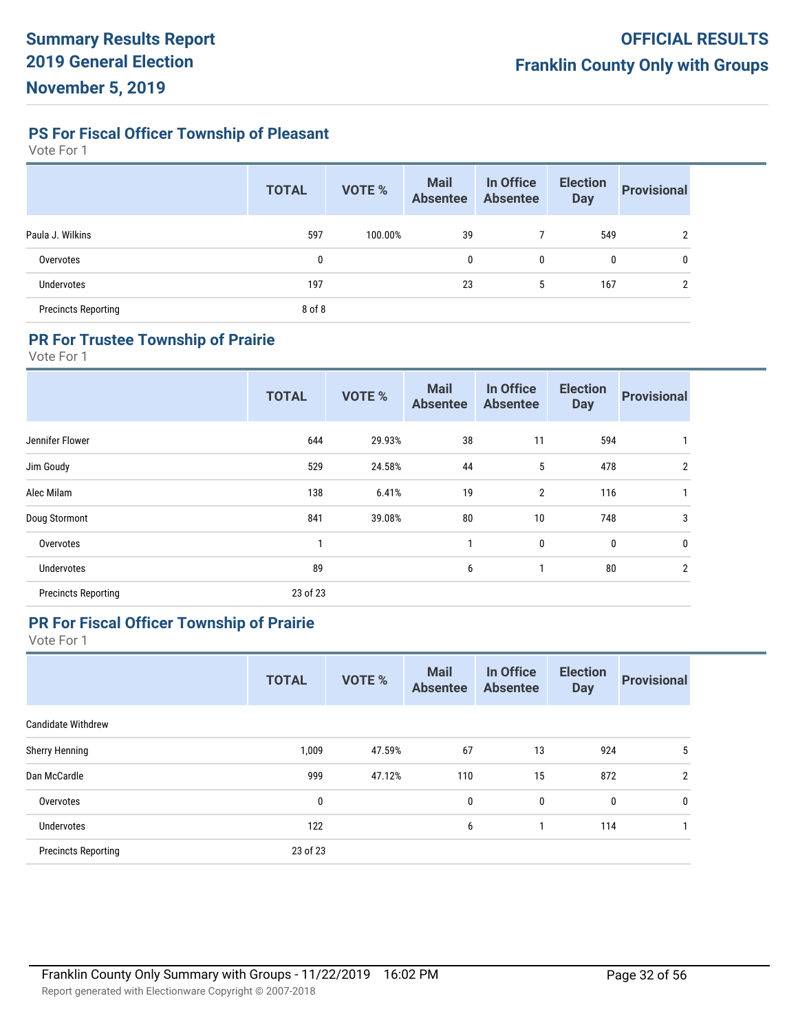## PS For Fiscal Officer Township of Pleasant

Vote For 1

| | TOTAL | VOTE % | Mail Absentee | In Office Absentee | Election Day | Provisional |
|---|---|---|---|---|---|---|
| Paula J. Wilkins | 597 | 100.00% | 39 | 7 | 549 | 2 |
| Overvotes | 0 | | 0 | 0 | 0 | 0 |
| Undervotes | 197 | | 23 | 5 | 167 | 2 |
| Precincts Reporting | 8 of 8 | | | | | |

## PR For Trustee Township of Prairie

Vote For 1

| | TOTAL | VOTE % | Mail Absentee | In Office Absentee | Election Day | Provisional |
|---|---|---|---|---|---|---|
| Jennifer Flower | 644 | 29.93% | 38 | 11 | 594 | 1 |
| Jim Goudy | 529 | 24.58% | 44 | 5 | 478 | 2 |
| Alec Milam | 138 | 6.41% | 19 | 2 | 116 | 1 |
| Doug Stormont | 841 | 39.08% | 80 | 10 | 748 | 3 |
| Overvotes | 1 | | 1 | 0 | 0 | 0 |
| Undervotes | 89 | | 6 | 1 | 80 | 2 |
| Precincts Reporting | 23 of 23 | | | | | |

## PR For Fiscal Officer Township of Prairie

Vote For 1

| | TOTAL | VOTE % | Mail Absentee | In Office Absentee | Election Day | Provisional |
|---|---|---|---|---|---|---|
| Candidate Withdrew | | | | | | |
| Sherry Henning | 1,009 | 47.59% | 67 | 13 | 924 | 5 |
| Dan McCardle | 999 | 47.12% | 110 | 15 | 872 | 2 |
| Overvotes | 0 | | 0 | 0 | 0 | 0 |
| Undervotes | 122 | | 6 | 1 | 114 | 1 |
| Precincts Reporting | 23 of 23 | | | | | |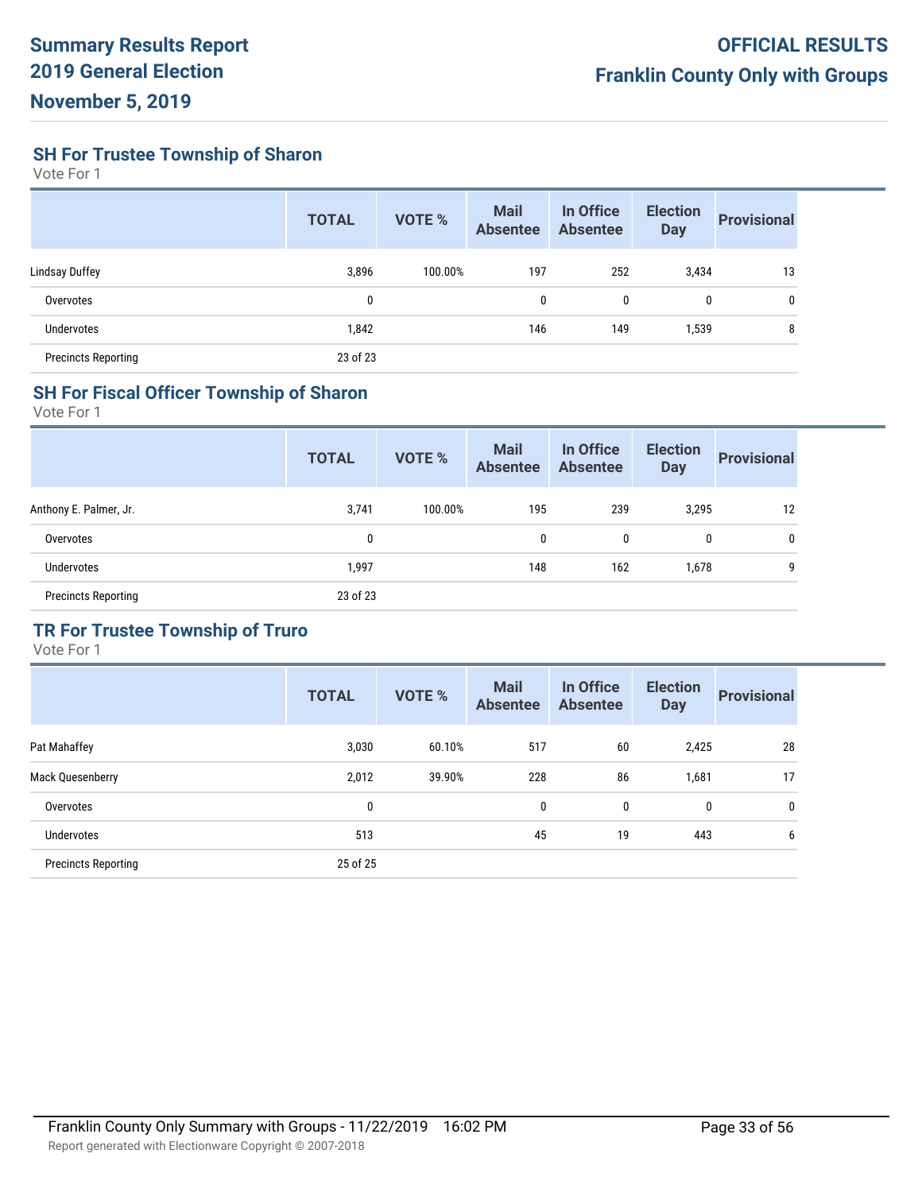## SH For Trustee Township of Sharon

Vote For 1

| | TOTAL | VOTE % | Mail Absentee | In Office Absentee | Election Day | Provisional |
|---|---|---|---|---|---|---|
| Lindsay Duffey | 3,896 | 100.00% | 197 | 252 | 3,434 | 13 |
| Overvotes | 0 | | 0 | 0 | 0 | 0 |
| Undervotes | 1,842 | | 146 | 149 | 1,539 | 8 |
| Precincts Reporting | 23 of 23 | | | | | |

## SH For Fiscal Officer Township of Sharon

Vote For 1

| | TOTAL | VOTE % | Mail Absentee | In Office Absentee | Election Day | Provisional |
|---|---|---|---|---|---|---|
| Anthony E. Palmer, Jr. | 3,741 | 100.00% | 195 | 239 | 3,295 | 12 |
| Overvotes | 0 | | 0 | 0 | 0 | 0 |
| Undervotes | 1,997 | | 148 | 162 | 1,678 | 9 |
| Precincts Reporting | 23 of 23 | | | | | |

## TR For Trustee Township of Truro

Vote For 1

| | TOTAL | VOTE % | Mail Absentee | In Office Absentee | Election Day | Provisional |
|---|---|---|---|---|---|---|
| Pat Mahaffey | 3,030 | 60.10% | 517 | 60 | 2,425 | 28 |
| Mack Quesenberry | 2,012 | 39.90% | 228 | 86 | 1,681 | 17 |
| Overvotes | 0 | | 0 | 0 | 0 | 0 |
| Undervotes | 513 | | 45 | 19 | 443 | 6 |
| Precincts Reporting | 25 of 25 | | | | | |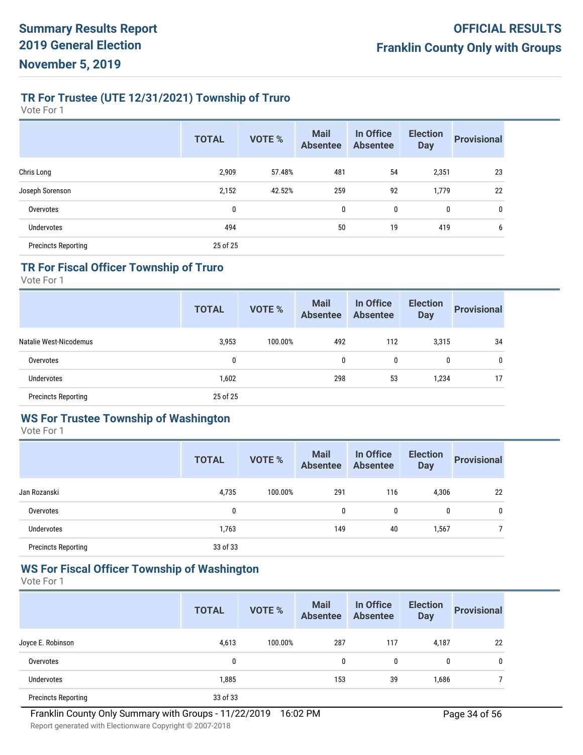# Summary Results Report
# 2019 General Election
# November 5, 2019

**OFFICIAL RESULTS**
**Franklin County Only with Groups**

## TR For Trustee (UTE 12/31/2021) Township of Truro

Vote For 1

| | TOTAL | VOTE % | Mail Absentee | In Office Absentee | Election Day | Provisional |
|---|---|---|---|---|---|---|
| Chris Long | 2,909 | 57.48% | 481 | 54 | 2,351 | 23 |
| Joseph Sorenson | 2,152 | 42.52% | 259 | 92 | 1,779 | 22 |
| Overvotes | 0 | | 0 | 0 | 0 | 0 |
| Undervotes | 494 | | 50 | 19 | 419 | 6 |
| Precincts Reporting | 25 of 25 | | | | | |

## TR For Fiscal Officer Township of Truro

Vote For 1

| | TOTAL | VOTE % | Mail Absentee | In Office Absentee | Election Day | Provisional |
|---|---|---|---|---|---|---|
| Natalie West-Nicodemus | 3,953 | 100.00% | 492 | 112 | 3,315 | 34 |
| Overvotes | 0 | | 0 | 0 | 0 | 0 |
| Undervotes | 1,602 | | 298 | 53 | 1,234 | 17 |
| Precincts Reporting | 25 of 25 | | | | | |

## WS For Trustee Township of Washington

Vote For 1

| | TOTAL | VOTE % | Mail Absentee | In Office Absentee | Election Day | Provisional |
|---|---|---|---|---|---|---|
| Jan Rozanski | 4,735 | 100.00% | 291 | 116 | 4,306 | 22 |
| Overvotes | 0 | | 0 | 0 | 0 | 0 |
| Undervotes | 1,763 | | 149 | 40 | 1,567 | 7 |
| Precincts Reporting | 33 of 33 | | | | | |

## WS For Fiscal Officer Township of Washington

Vote For 1

| | TOTAL | VOTE % | Mail Absentee | In Office Absentee | Election Day | Provisional |
|---|---|---|---|---|---|---|
| Joyce E. Robinson | 4,613 | 100.00% | 287 | 117 | 4,187 | 22 |
| Overvotes | 0 | | 0 | 0 | 0 | 0 |
| Undervotes | 1,885 | | 153 | 39 | 1,686 | 7 |
| Precincts Reporting | 33 of 33 | | | | | |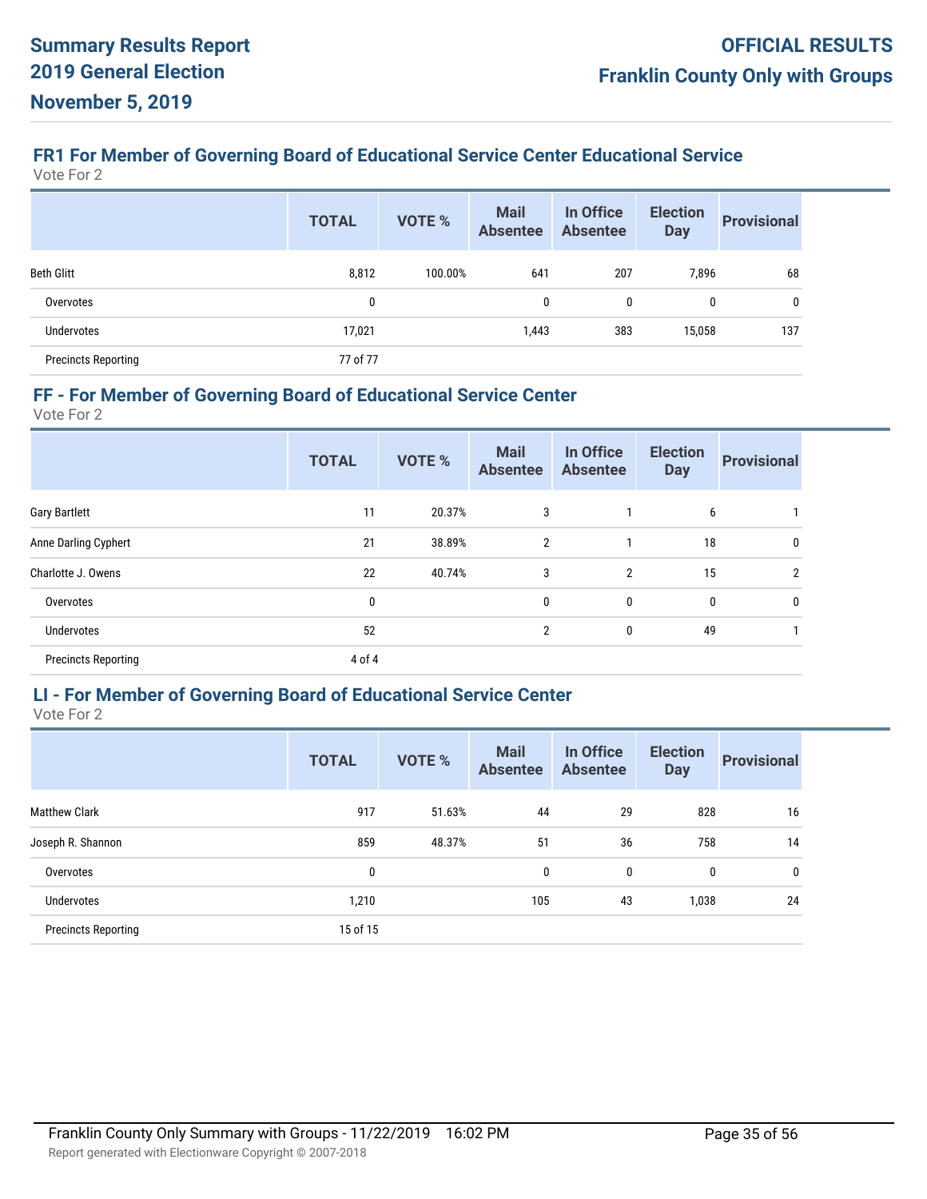## FR1 For Member of Governing Board of Educational Service Center Educational Service

Vote For 2

| | TOTAL | VOTE % | Mail Absentee | In Office Absentee | Election Day | Provisional |
|---|---|---|---|---|---|---|
| Beth Glitt | 8,812 | 100.00% | 641 | 207 | 7,896 | 68 |
| Overvotes | 0 | | 0 | 0 | 0 | 0 |
| Undervotes | 17,021 | | 1,443 | 383 | 15,058 | 137 |
| Precincts Reporting | 77 of 77 | | | | | |

## FF - For Member of Governing Board of Educational Service Center

Vote For 2

| | TOTAL | VOTE % | Mail Absentee | In Office Absentee | Election Day | Provisional |
|---|---|---|---|---|---|---|
| Gary Bartlett | 11 | 20.37% | 3 | 1 | 6 | 1 |
| Anne Darling Cyphert | 21 | 38.89% | 2 | 1 | 18 | 0 |
| Charlotte J. Owens | 22 | 40.74% | 3 | 2 | 15 | 2 |
| Overvotes | 0 | | 0 | 0 | 0 | 0 |
| Undervotes | 52 | | 2 | 0 | 49 | 1 |
| Precincts Reporting | 4 of 4 | | | | | |

## LI - For Member of Governing Board of Educational Service Center

Vote For 2

| | TOTAL | VOTE % | Mail Absentee | In Office Absentee | Election Day | Provisional |
|---|---|---|---|---|---|---|
| Matthew Clark | 917 | 51.63% | 44 | 29 | 828 | 16 |
| Joseph R. Shannon | 859 | 48.37% | 51 | 36 | 758 | 14 |
| Overvotes | 0 | | 0 | 0 | 0 | 0 |
| Undervotes | 1,210 | | 105 | 43 | 1,038 | 24 |
| Precincts Reporting | 15 of 15 | | | | | |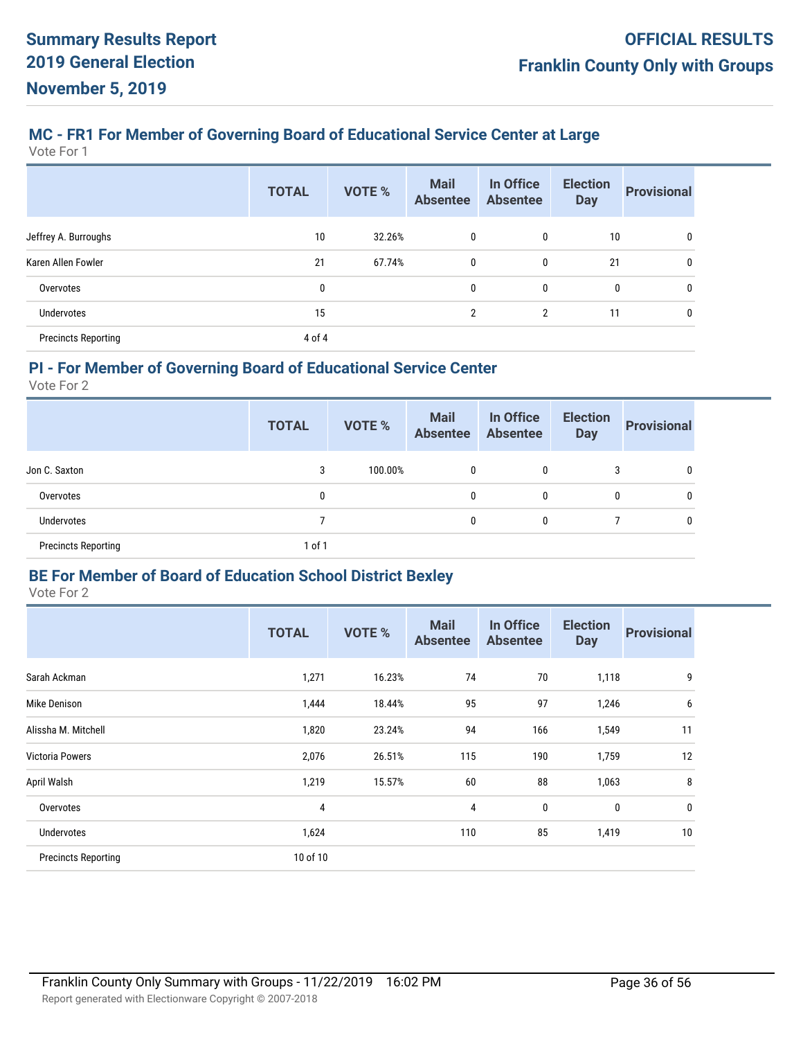# Summary Results Report
# 2019 General Election
# November 5, 2019

**OFFICIAL RESULTS**
**Franklin County Only with Groups**

## MC - FR1 For Member of Governing Board of Educational Service Center at Large

Vote For 1

| | TOTAL | VOTE % | Mail Absentee | In Office Absentee | Election Day | Provisional |
|---|---|---|---|---|---|---|
| Jeffrey A. Burroughs | 10 | 32.26% | 0 | 0 | 10 | 0 |
| Karen Allen Fowler | 21 | 67.74% | 0 | 0 | 21 | 0 |
| Overvotes | 0 | | 0 | 0 | 0 | 0 |
| Undervotes | 15 | | 2 | 2 | 11 | 0 |
| Precincts Reporting | 4 of 4 | | | | | |

## PI - For Member of Governing Board of Educational Service Center

Vote For 2

| | TOTAL | VOTE % | Mail Absentee | In Office Absentee | Election Day | Provisional |
|---|---|---|---|---|---|---|
| Jon C. Saxton | 3 | 100.00% | 0 | 0 | 3 | 0 |
| Overvotes | 0 | | 0 | 0 | 0 | 0 |
| Undervotes | 7 | | 0 | 0 | 7 | 0 |
| Precincts Reporting | 1 of 1 | | | | | |

## BE For Member of Board of Education School District Bexley

Vote For 2

| | TOTAL | VOTE % | Mail Absentee | In Office Absentee | Election Day | Provisional |
|---|---|---|---|---|---|---|
| Sarah Ackman | 1,271 | 16.23% | 74 | 70 | 1,118 | 9 |
| Mike Denison | 1,444 | 18.44% | 95 | 97 | 1,246 | 6 |
| Alissha M. Mitchell | 1,820 | 23.24% | 94 | 166 | 1,549 | 11 |
| Victoria Powers | 2,076 | 26.51% | 115 | 190 | 1,759 | 12 |
| April Walsh | 1,219 | 15.57% | 60 | 88 | 1,063 | 8 |
| Overvotes | 4 | | 4 | 0 | 0 | 0 |
| Undervotes | 1,624 | | 110 | 85 | 1,419 | 10 |
| Precincts Reporting | 10 of 10 | | | | | |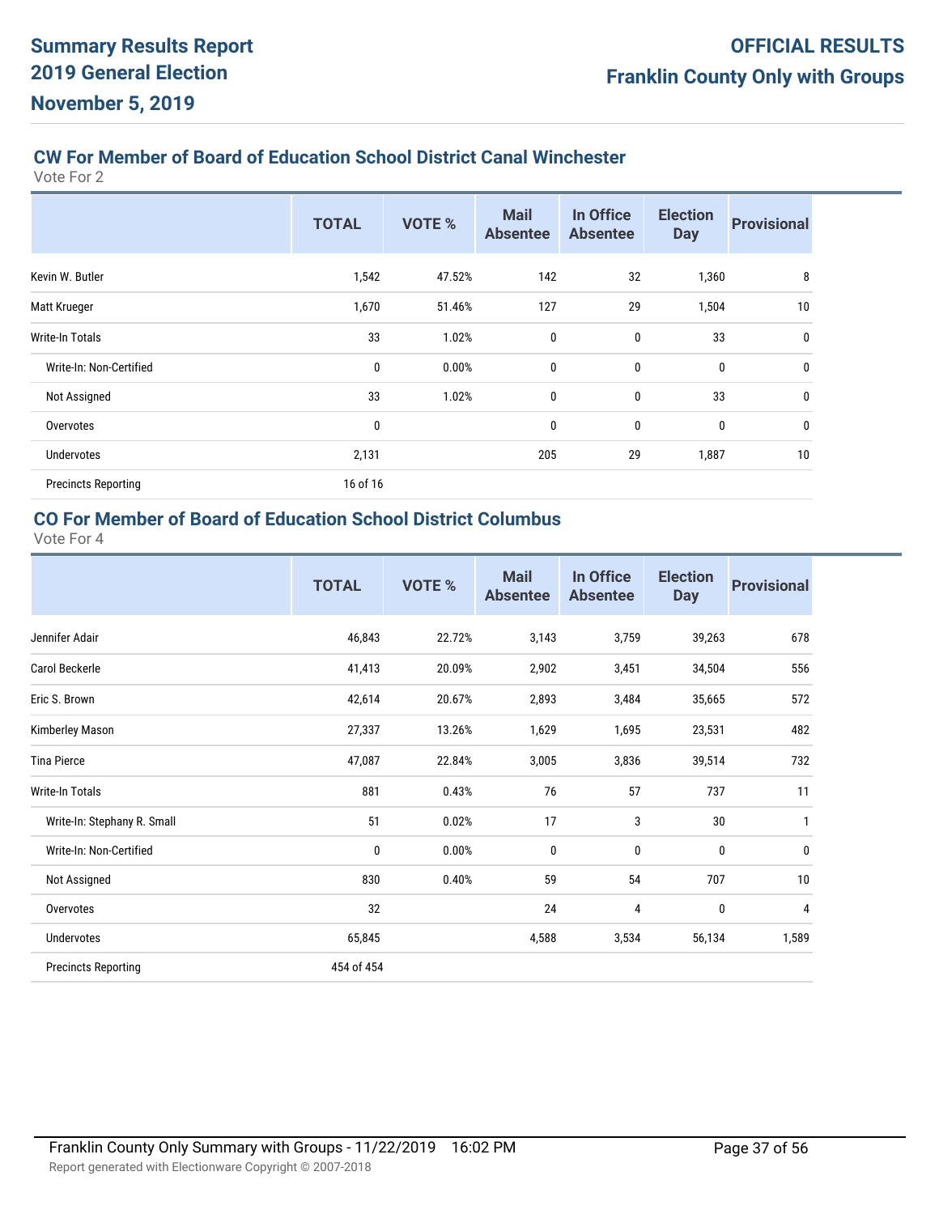# Summary Results Report
# 2019 General Election
# November 5, 2019

**OFFICIAL RESULTS**
**Franklin County Only with Groups**

## CW For Member of Board of Education School District Canal Winchester

Vote For 2

| | TOTAL | VOTE % | Mail Absentee | In Office Absentee | Election Day | Provisional |
|---|---|---|---|---|---|---|
| Kevin W. Butler | 1,542 | 47.52% | 142 | 32 | 1,360 | 8 |
| Matt Krueger | 1,670 | 51.46% | 127 | 29 | 1,504 | 10 |
| Write-In Totals | 33 | 1.02% | 0 | 0 | 33 | 0 |
| Write-In: Non-Certified | 0 | 0.00% | 0 | 0 | 0 | 0 |
| Not Assigned | 33 | 1.02% | 0 | 0 | 33 | 0 |
| Overvotes | 0 | | 0 | 0 | 0 | 0 |
| Undervotes | 2,131 | | 205 | 29 | 1,887 | 10 |
| Precincts Reporting | 16 of 16 | | | | | |

## CO For Member of Board of Education School District Columbus

Vote For 4

| | TOTAL | VOTE % | Mail Absentee | In Office Absentee | Election Day | Provisional |
|---|---|---|---|---|---|---|
| Jennifer Adair | 46,843 | 22.72% | 3,143 | 3,759 | 39,263 | 678 |
| Carol Beckerle | 41,413 | 20.09% | 2,902 | 3,451 | 34,504 | 556 |
| Eric S. Brown | 42,614 | 20.67% | 2,893 | 3,484 | 35,665 | 572 |
| Kimberley Mason | 27,337 | 13.26% | 1,629 | 1,695 | 23,531 | 482 |
| Tina Pierce | 47,087 | 22.84% | 3,005 | 3,836 | 39,514 | 732 |
| Write-In Totals | 881 | 0.43% | 76 | 57 | 737 | 11 |
| Write-In: Stephany R. Small | 51 | 0.02% | 17 | 3 | 30 | 1 |
| Write-In: Non-Certified | 0 | 0.00% | 0 | 0 | 0 | 0 |
| Not Assigned | 830 | 0.40% | 59 | 54 | 707 | 10 |
| Overvotes | 32 | | 24 | 4 | 0 | 4 |
| Undervotes | 65,845 | | 4,588 | 3,534 | 56,134 | 1,589 |
| Precincts Reporting | 454 of 454 | | | | | |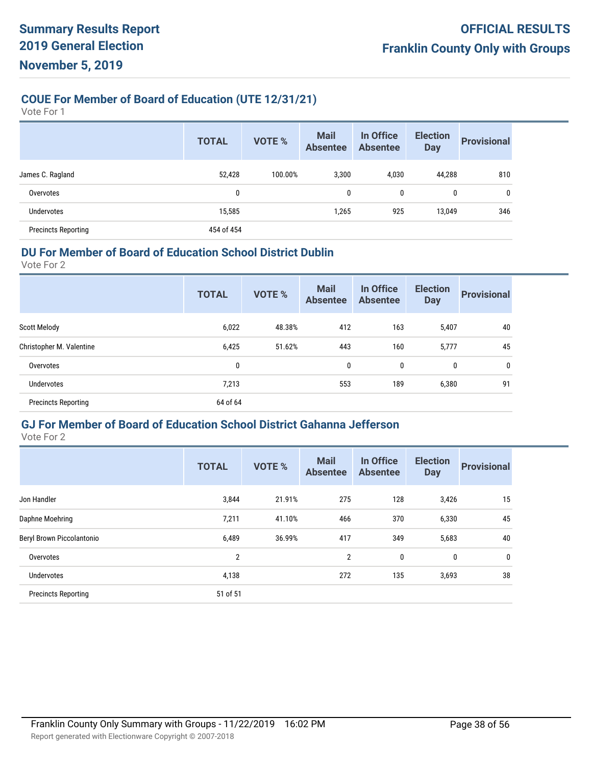# Summary Results Report 2019 General Election November 5, 2019

**OFFICIAL RESULTS**
**Franklin County Only with Groups**

## COUE For Member of Board of Education (UTE 12/31/21)

Vote For 1

| | TOTAL | VOTE % | Mail Absentee | In Office Absentee | Election Day | Provisional |
|---|---|---|---|---|---|---|
| James C. Ragland | 52,428 | 100.00% | 3,300 | 4,030 | 44,288 | 810 |
| Overvotes | 0 | | 0 | 0 | 0 | 0 |
| Undervotes | 15,585 | | 1,265 | 925 | 13,049 | 346 |
| Precincts Reporting | 454 of 454 | | | | | |

## DU For Member of Board of Education School District Dublin

Vote For 2

| | TOTAL | VOTE % | Mail Absentee | In Office Absentee | Election Day | Provisional |
|---|---|---|---|---|---|---|
| Scott Melody | 6,022 | 48.38% | 412 | 163 | 5,407 | 40 |
| Christopher M. Valentine | 6,425 | 51.62% | 443 | 160 | 5,777 | 45 |
| Overvotes | 0 | | 0 | 0 | 0 | 0 |
| Undervotes | 7,213 | | 553 | 189 | 6,380 | 91 |
| Precincts Reporting | 64 of 64 | | | | | |

## GJ For Member of Board of Education School District Gahanna Jefferson

Vote For 2

| | TOTAL | VOTE % | Mail Absentee | In Office Absentee | Election Day | Provisional |
|---|---|---|---|---|---|---|
| Jon Handler | 3,844 | 21.91% | 275 | 128 | 3,426 | 15 |
| Daphne Moehring | 7,211 | 41.10% | 466 | 370 | 6,330 | 45 |
| Beryl Brown Piccolantonio | 6,489 | 36.99% | 417 | 349 | 5,683 | 40 |
| Overvotes | 2 | | 2 | 0 | 0 | 0 |
| Undervotes | 4,138 | | 272 | 135 | 3,693 | 38 |
| Precincts Reporting | 51 of 51 | | | | | |

Franklin County Only Summary with Groups - 11/22/2019 16:02 PM

Report generated with Electionware Copyright © 2007-2018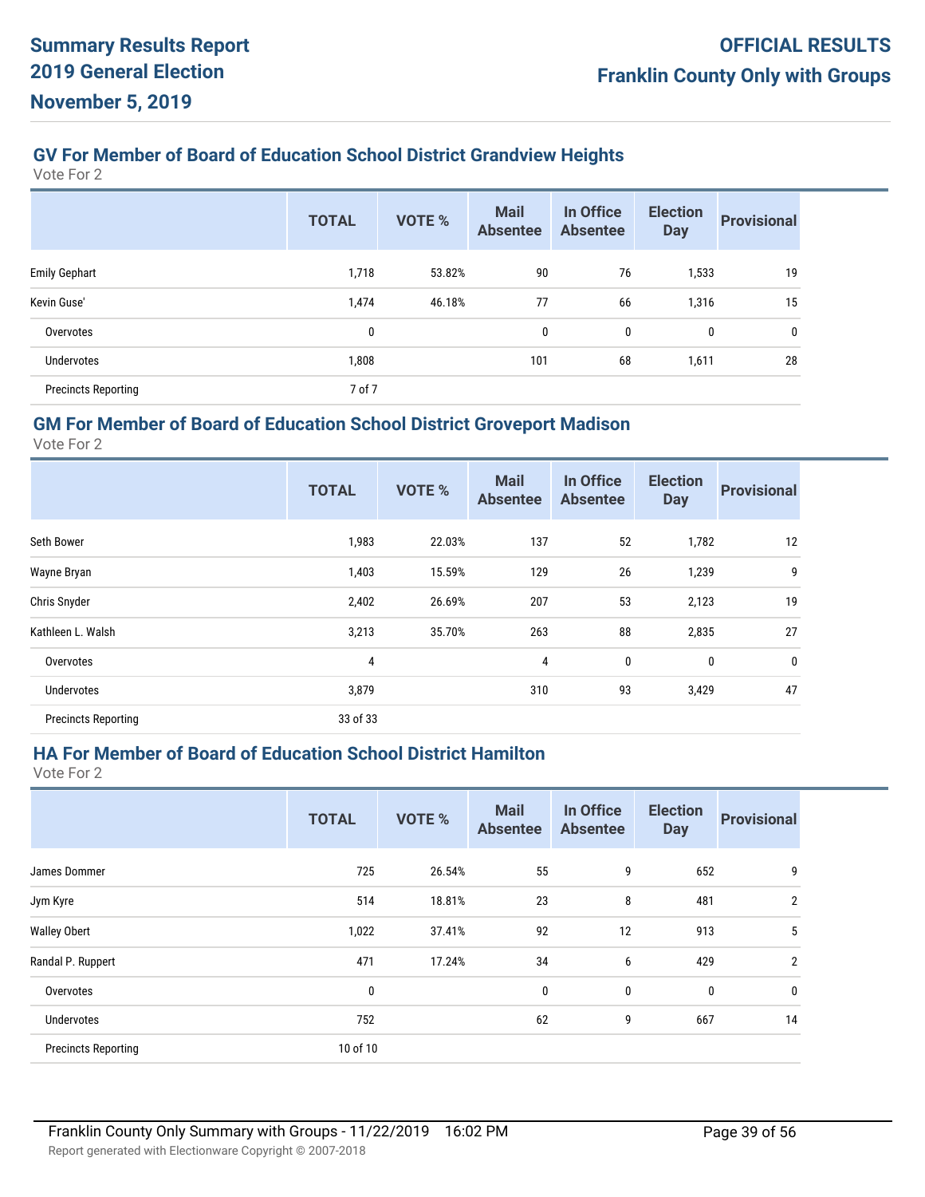# Summary Results Report 2019 General Election November 5, 2019

**OFFICIAL RESULTS**
**Franklin County Only with Groups**

## GV For Member of Board of Education School District Grandview Heights

Vote For 2

| | TOTAL | VOTE % | Mail Absentee | In Office Absentee | Election Day | Provisional |
|---|---|---|---|---|---|---|
| Emily Gephart | 1,718 | 53.82% | 90 | 76 | 1,533 | 19 |
| Kevin Guse' | 1,474 | 46.18% | 77 | 66 | 1,316 | 15 |
| Overvotes | 0 | | 0 | 0 | 0 | 0 |
| Undervotes | 1,808 | | 101 | 68 | 1,611 | 28 |
| Precincts Reporting | 7 of 7 | | | | | |

## GM For Member of Board of Education School District Groveport Madison

Vote For 2

| | TOTAL | VOTE % | Mail Absentee | In Office Absentee | Election Day | Provisional |
|---|---|---|---|---|---|---|
| Seth Bower | 1,983 | 22.03% | 137 | 52 | 1,782 | 12 |
| Wayne Bryan | 1,403 | 15.59% | 129 | 26 | 1,239 | 9 |
| Chris Snyder | 2,402 | 26.69% | 207 | 53 | 2,123 | 19 |
| Kathleen L. Walsh | 3,213 | 35.70% | 263 | 88 | 2,835 | 27 |
| Overvotes | 4 | | 4 | 0 | 0 | 0 |
| Undervotes | 3,879 | | 310 | 93 | 3,429 | 47 |
| Precincts Reporting | 33 of 33 | | | | | |

## HA For Member of Board of Education School District Hamilton

Vote For 2

| | TOTAL | VOTE % | Mail Absentee | In Office Absentee | Election Day | Provisional |
|---|---|---|---|---|---|---|
| James Dommer | 725 | 26.54% | 55 | 9 | 652 | 9 |
| Jym Kyre | 514 | 18.81% | 23 | 8 | 481 | 2 |
| Walley Obert | 1,022 | 37.41% | 92 | 12 | 913 | 5 |
| Randal P. Ruppert | 471 | 17.24% | 34 | 6 | 429 | 2 |
| Overvotes | 0 | | 0 | 0 | 0 | 0 |
| Undervotes | 752 | | 62 | 9 | 667 | 14 |
| Precincts Reporting | 10 of 10 | | | | | |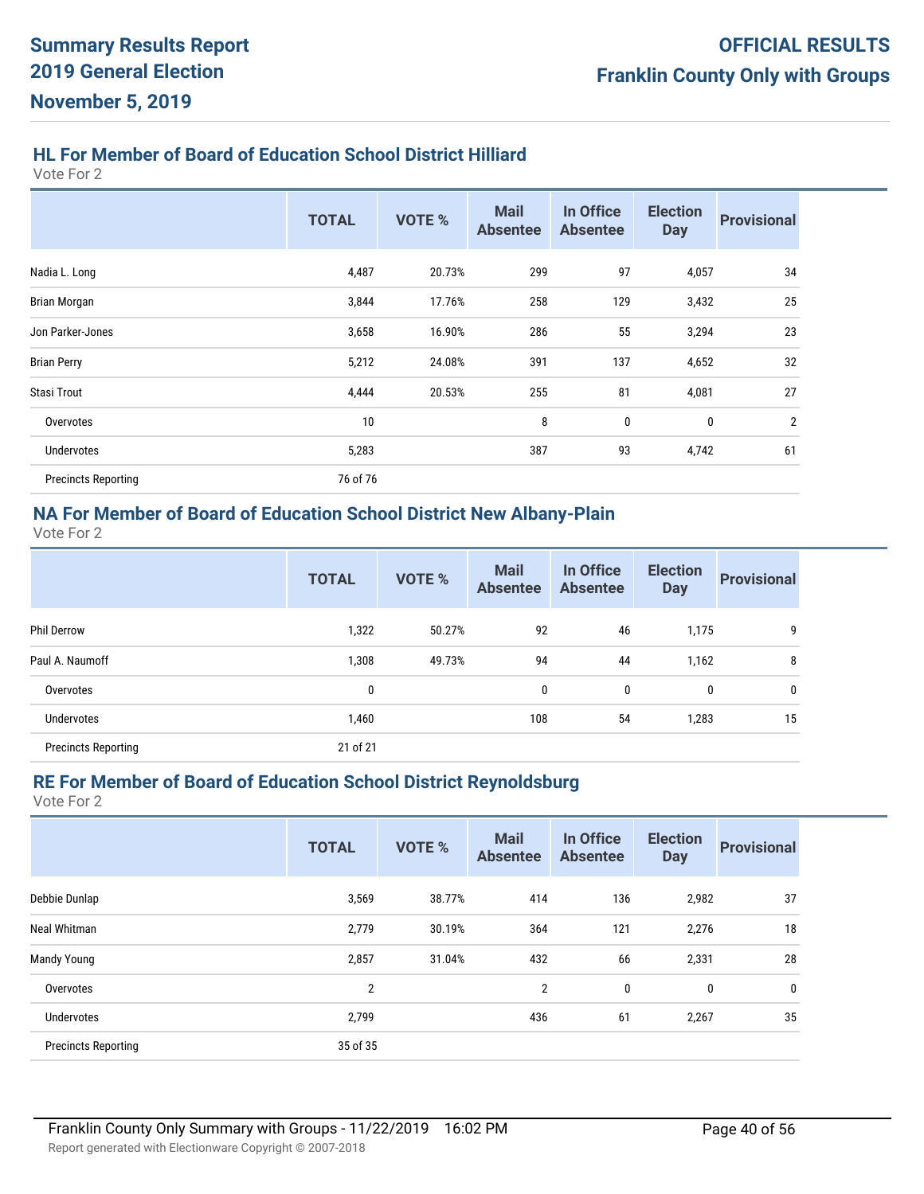# Summary Results Report
# 2019 General Election
# November 5, 2019

**OFFICIAL RESULTS**
**Franklin County Only with Groups**

## HL For Member of Board of Education School District Hilliard

Vote For 2

| | TOTAL | VOTE % | Mail Absentee | In Office Absentee | Election Day | Provisional |
|---|---|---|---|---|---|---|
| Nadia L. Long | 4,487 | 20.73% | 299 | 97 | 4,057 | 34 |
| Brian Morgan | 3,844 | 17.76% | 258 | 129 | 3,432 | 25 |
| Jon Parker-Jones | 3,658 | 16.90% | 286 | 55 | 3,294 | 23 |
| Brian Perry | 5,212 | 24.08% | 391 | 137 | 4,652 | 32 |
| Stasi Trout | 4,444 | 20.53% | 255 | 81 | 4,081 | 27 |
| Overvotes | 10 | | 8 | 0 | 0 | 2 |
| Undervotes | 5,283 | | 387 | 93 | 4,742 | 61 |
| Precincts Reporting | 76 of 76 | | | | | |

## NA For Member of Board of Education School District New Albany-Plain

Vote For 2

| | TOTAL | VOTE % | Mail Absentee | In Office Absentee | Election Day | Provisional |
|---|---|---|---|---|---|---|
| Phil Derrow | 1,322 | 50.27% | 92 | 46 | 1,175 | 9 |
| Paul A. Naumoff | 1,308 | 49.73% | 94 | 44 | 1,162 | 8 |
| Overvotes | 0 | | 0 | 0 | 0 | 0 |
| Undervotes | 1,460 | | 108 | 54 | 1,283 | 15 |
| Precincts Reporting | 21 of 21 | | | | | |

## RE For Member of Board of Education School District Reynoldsburg

Vote For 2

| | TOTAL | VOTE % | Mail Absentee | In Office Absentee | Election Day | Provisional |
|---|---|---|---|---|---|---|
| Debbie Dunlap | 3,569 | 38.77% | 414 | 136 | 2,982 | 37 |
| Neal Whitman | 2,779 | 30.19% | 364 | 121 | 2,276 | 18 |
| Mandy Young | 2,857 | 31.04% | 432 | 66 | 2,331 | 28 |
| Overvotes | 2 | | 2 | 0 | 0 | 0 |
| Undervotes | 2,799 | | 436 | 61 | 2,267 | 35 |
| Precincts Reporting | 35 of 35 | | | | | |

Franklin County Only Summary with Groups - 11/22/2019 16:02 PM

Report generated with Electionware Copyright © 2007-2018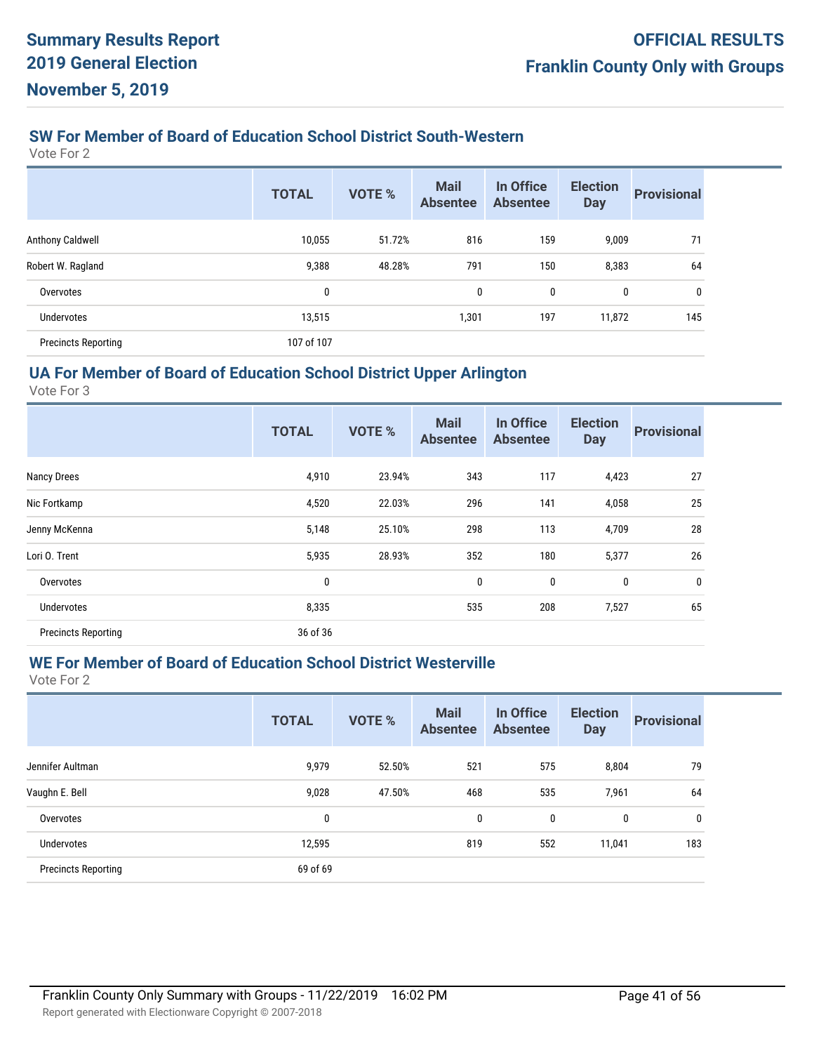## SW For Member of Board of Education School District South-Western

Vote For 2

| | TOTAL | VOTE % | Mail Absentee | In Office Absentee | Election Day | Provisional |
|---|---|---|---|---|---|---|
| Anthony Caldwell | 10,055 | 51.72% | 816 | 159 | 9,009 | 71 |
| Robert W. Ragland | 9,388 | 48.28% | 791 | 150 | 8,383 | 64 |
| Overvotes | 0 | | 0 | 0 | 0 | 0 |
| Undervotes | 13,515 | | 1,301 | 197 | 11,872 | 145 |
| Precincts Reporting | 107 of 107 | | | | | |

## UA For Member of Board of Education School District Upper Arlington

Vote For 3

| | TOTAL | VOTE % | Mail Absentee | In Office Absentee | Election Day | Provisional |
|---|---|---|---|---|---|---|
| Nancy Drees | 4,910 | 23.94% | 343 | 117 | 4,423 | 27 |
| Nic Fortkamp | 4,520 | 22.03% | 296 | 141 | 4,058 | 25 |
| Jenny McKenna | 5,148 | 25.10% | 298 | 113 | 4,709 | 28 |
| Lori O. Trent | 5,935 | 28.93% | 352 | 180 | 5,377 | 26 |
| Overvotes | 0 | | 0 | 0 | 0 | 0 |
| Undervotes | 8,335 | | 535 | 208 | 7,527 | 65 |
| Precincts Reporting | 36 of 36 | | | | | |

## WE For Member of Board of Education School District Westerville

Vote For 2

| | TOTAL | VOTE % | Mail Absentee | In Office Absentee | Election Day | Provisional |
|---|---|---|---|---|---|---|
| Jennifer Aultman | 9,979 | 52.50% | 521 | 575 | 8,804 | 79 |
| Vaughn E. Bell | 9,028 | 47.50% | 468 | 535 | 7,961 | 64 |
| Overvotes | 0 | | 0 | 0 | 0 | 0 |
| Undervotes | 12,595 | | 819 | 552 | 11,041 | 183 |
| Precincts Reporting | 69 of 69 | | | | | |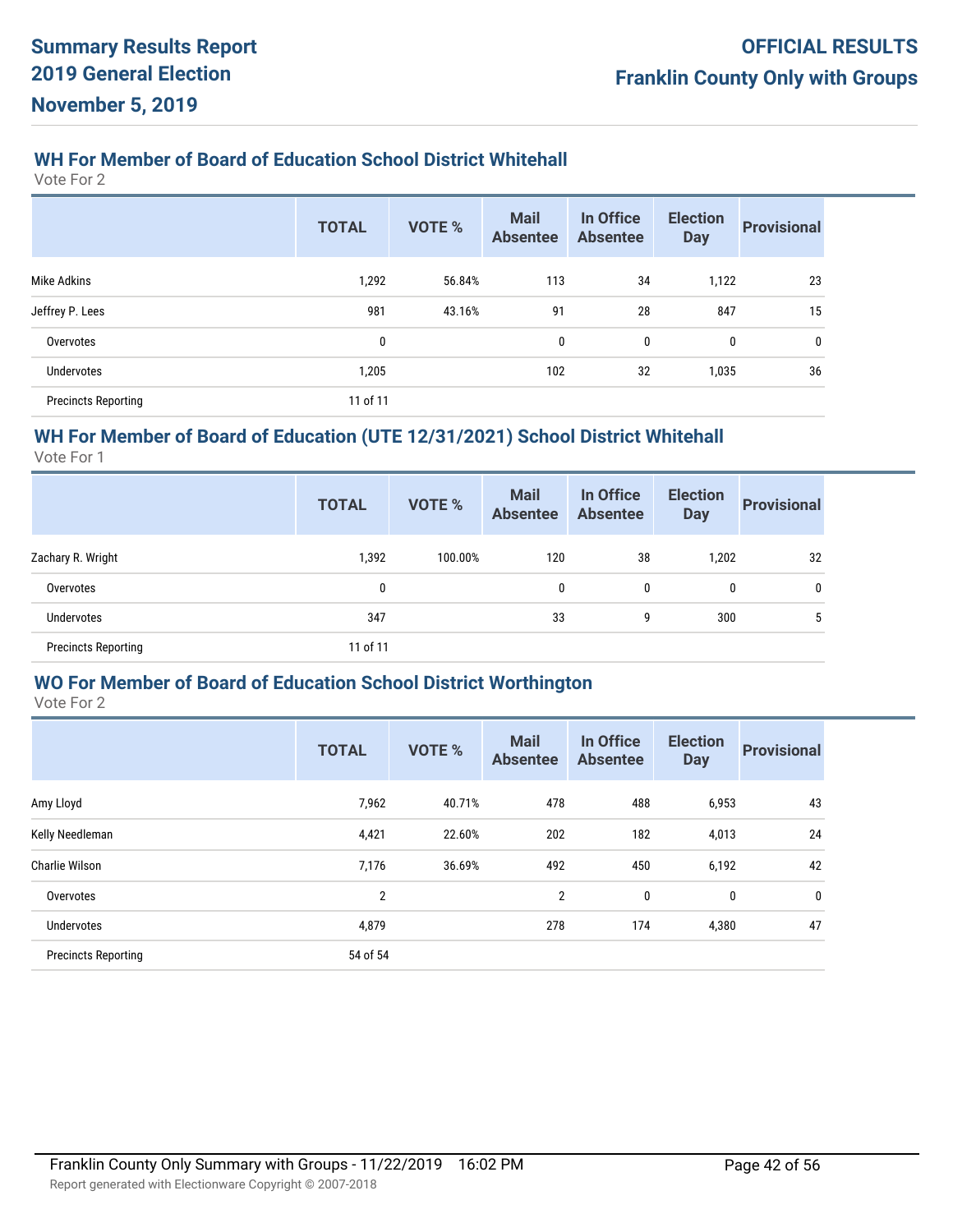## WH For Member of Board of Education School District Whitehall

Vote For 2

| | TOTAL | VOTE % | Mail Absentee | In Office Absentee | Election Day | Provisional |
|---|---|---|---|---|---|---|
| Mike Adkins | 1,292 | 56.84% | 113 | 34 | 1,122 | 23 |
| Jeffrey P. Lees | 981 | 43.16% | 91 | 28 | 847 | 15 |
| Overvotes | 0 | | 0 | 0 | 0 | 0 |
| Undervotes | 1,205 | | 102 | 32 | 1,035 | 36 |
| Precincts Reporting | 11 of 11 | | | | | |

## WH For Member of Board of Education (UTE 12/31/2021) School District Whitehall

Vote For 1

| | TOTAL | VOTE % | Mail Absentee | In Office Absentee | Election Day | Provisional |
|---|---|---|---|---|---|---|
| Zachary R. Wright | 1,392 | 100.00% | 120 | 38 | 1,202 | 32 |
| Overvotes | 0 | | 0 | 0 | 0 | 0 |
| Undervotes | 347 | | 33 | 9 | 300 | 5 |
| Precincts Reporting | 11 of 11 | | | | | |

## WO For Member of Board of Education School District Worthington

Vote For 2

| | TOTAL | VOTE % | Mail Absentee | In Office Absentee | Election Day | Provisional |
|---|---|---|---|---|---|---|
| Amy Lloyd | 7,962 | 40.71% | 478 | 488 | 6,953 | 43 |
| Kelly Needleman | 4,421 | 22.60% | 202 | 182 | 4,013 | 24 |
| Charlie Wilson | 7,176 | 36.69% | 492 | 450 | 6,192 | 42 |
| Overvotes | 2 | | 2 | 0 | 0 | 0 |
| Undervotes | 4,879 | | 278 | 174 | 4,380 | 47 |
| Precincts Reporting | 54 of 54 | | | | | |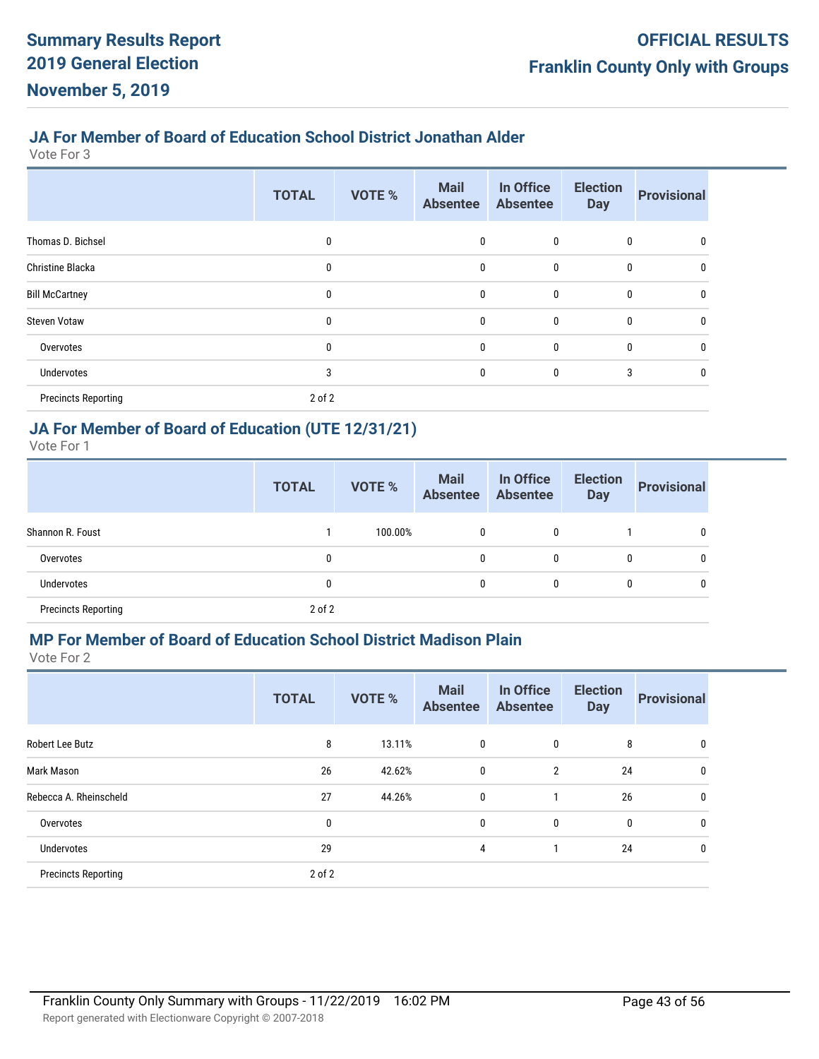# Summary Results Report
# 2019 General Election
# November 5, 2019

**OFFICIAL RESULTS**
**Franklin County Only with Groups**

## JA For Member of Board of Education School District Jonathan Alder

Vote For 3

| | TOTAL | VOTE % | Mail Absentee | In Office Absentee | Election Day | Provisional |
|---|---|---|---|---|---|---|
| Thomas D. Bichsel | 0 | | 0 | 0 | 0 | 0 |
| Christine Blacka | 0 | | 0 | 0 | 0 | 0 |
| Bill McCartney | 0 | | 0 | 0 | 0 | 0 |
| Steven Votaw | 0 | | 0 | 0 | 0 | 0 |
| Overvotes | 0 | | 0 | 0 | 0 | 0 |
| Undervotes | 3 | | 0 | 0 | 3 | 0 |
| Precincts Reporting | 2 of 2 | | | | | |

## JA For Member of Board of Education (UTE 12/31/21)

Vote For 1

| | TOTAL | VOTE % | Mail Absentee | In Office Absentee | Election Day | Provisional |
|---|---|---|---|---|---|---|
| Shannon R. Foust | 1 | 100.00% | 0 | 0 | 1 | 0 |
| Overvotes | 0 | | 0 | 0 | 0 | 0 |
| Undervotes | 0 | | 0 | 0 | 0 | 0 |
| Precincts Reporting | 2 of 2 | | | | | |

## MP For Member of Board of Education School District Madison Plain

Vote For 2

| | TOTAL | VOTE % | Mail Absentee | In Office Absentee | Election Day | Provisional |
|---|---|---|---|---|---|---|
| Robert Lee Butz | 8 | 13.11% | 0 | 0 | 8 | 0 |
| Mark Mason | 26 | 42.62% | 0 | 2 | 24 | 0 |
| Rebecca A. Rheinscheld | 27 | 44.26% | 0 | 1 | 26 | 0 |
| Overvotes | 0 | | 0 | 0 | 0 | 0 |
| Undervotes | 29 | | 4 | 1 | 24 | 0 |
| Precincts Reporting | 2 of 2 | | | | | |

Franklin County Only Summary with Groups - 11/22/2019 16:02 PM

Report generated with Electionware Copyright © 2007-2018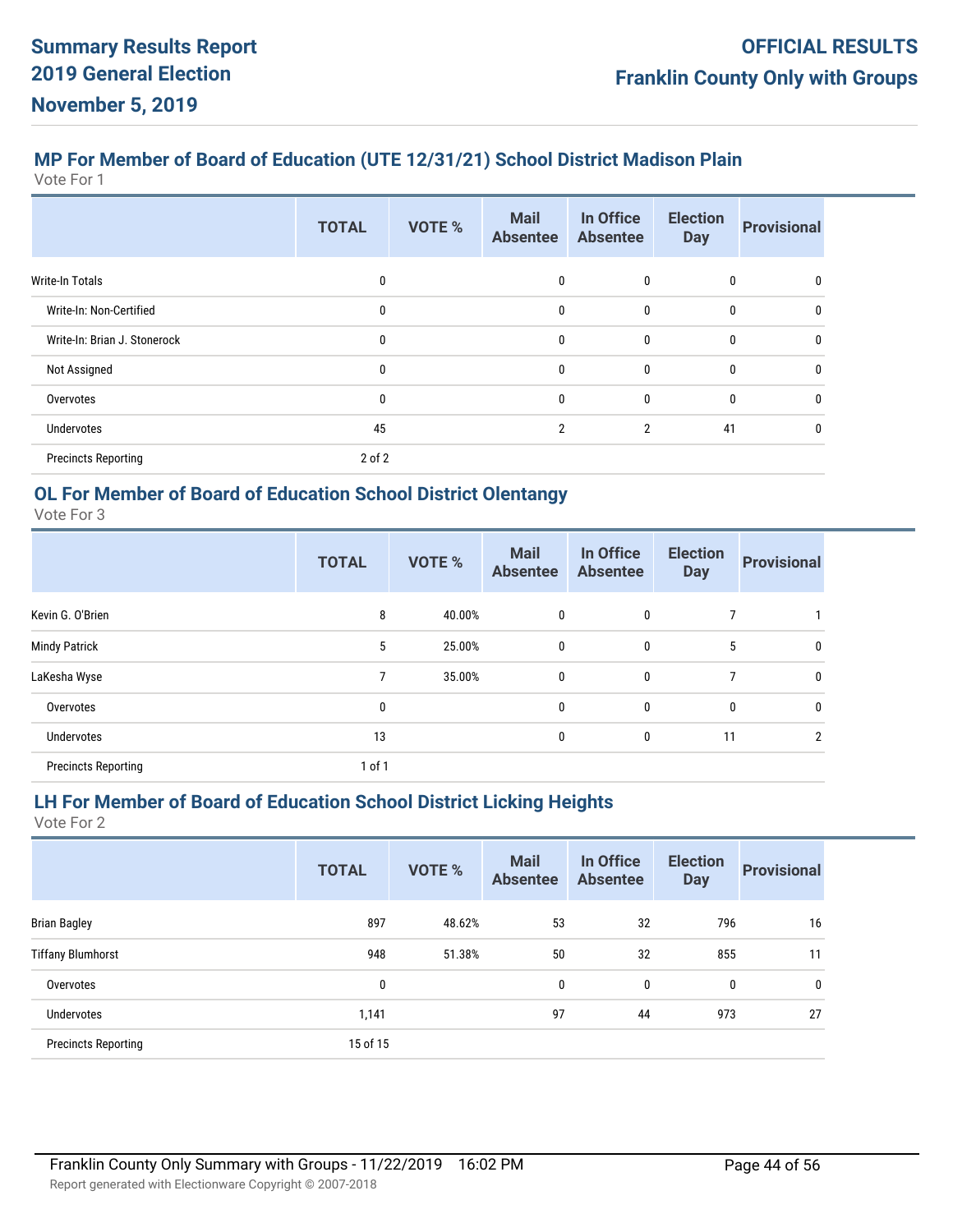## MP For Member of Board of Education (UTE 12/31/21) School District Madison Plain

Vote For 1

| | TOTAL | VOTE % | Mail Absentee | In Office Absentee | Election Day | Provisional |
|---|---|---|---|---|---|---|
| Write-In Totals | 0 | | 0 | 0 | 0 | 0 |
| Write-In: Non-Certified | 0 | | 0 | 0 | 0 | 0 |
| Write-In: Brian J. Stonerock | 0 | | 0 | 0 | 0 | 0 |
| Not Assigned | 0 | | 0 | 0 | 0 | 0 |
| Overvotes | 0 | | 0 | 0 | 0 | 0 |
| Undervotes | 45 | | 2 | 2 | 41 | 0 |
| Precincts Reporting | 2 of 2 | | | | | |

## OL For Member of Board of Education School District Olentangy

Vote For 3

| | TOTAL | VOTE % | Mail Absentee | In Office Absentee | Election Day | Provisional |
|---|---|---|---|---|---|---|
| Kevin G. O'Brien | 8 | 40.00% | 0 | 0 | 7 | 1 |
| Mindy Patrick | 5 | 25.00% | 0 | 0 | 5 | 0 |
| LaKesha Wyse | 7 | 35.00% | 0 | 0 | 7 | 0 |
| Overvotes | 0 | | 0 | 0 | 0 | 0 |
| Undervotes | 13 | | 0 | 0 | 11 | 2 |
| Precincts Reporting | 1 of 1 | | | | | |

## LH For Member of Board of Education School District Licking Heights

Vote For 2

| | TOTAL | VOTE % | Mail Absentee | In Office Absentee | Election Day | Provisional |
|---|---|---|---|---|---|---|
| Brian Bagley | 897 | 48.62% | 53 | 32 | 796 | 16 |
| Tiffany Blumhorst | 948 | 51.38% | 50 | 32 | 855 | 11 |
| Overvotes | 0 | | 0 | 0 | 0 | 0 |
| Undervotes | 1,141 | | 97 | 44 | 973 | 27 |
| Precincts Reporting | 15 of 15 | | | | | |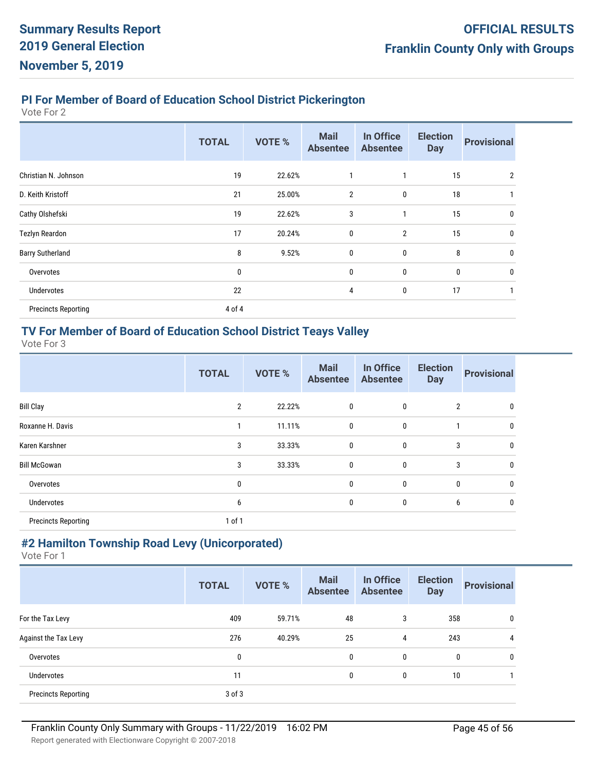# Summary Results Report
# 2019 General Election
# November 5, 2019

**OFFICIAL RESULTS**
**Franklin County Only with Groups**

## PI For Member of Board of Education School District Pickerington

Vote For 2

| | TOTAL | VOTE % | Mail Absentee | In Office Absentee | Election Day | Provisional |
|---|---|---|---|---|---|---|
| Christian N. Johnson | 19 | 22.62% | 1 | 1 | 15 | 2 |
| D. Keith Kristoff | 21 | 25.00% | 2 | 0 | 18 | 1 |
| Cathy Olshefski | 19 | 22.62% | 3 | 1 | 15 | 0 |
| Tezlyn Reardon | 17 | 20.24% | 0 | 2 | 15 | 0 |
| Barry Sutherland | 8 | 9.52% | 0 | 0 | 8 | 0 |
| Overvotes | 0 | | 0 | 0 | 0 | 0 |
| Undervotes | 22 | | 4 | 0 | 17 | 1 |
| Precincts Reporting | 4 of 4 | | | | | |

## TV For Member of Board of Education School District Teays Valley

Vote For 3

| | TOTAL | VOTE % | Mail Absentee | In Office Absentee | Election Day | Provisional |
|---|---|---|---|---|---|---|
| Bill Clay | 2 | 22.22% | 0 | 0 | 2 | 0 |
| Roxanne H. Davis | 1 | 11.11% | 0 | 0 | 1 | 0 |
| Karen Karshner | 3 | 33.33% | 0 | 0 | 3 | 0 |
| Bill McGowan | 3 | 33.33% | 0 | 0 | 3 | 0 |
| Overvotes | 0 | | 0 | 0 | 0 | 0 |
| Undervotes | 6 | | 0 | 0 | 6 | 0 |
| Precincts Reporting | 1 of 1 | | | | | |

## #2 Hamilton Township Road Levy (Unicorporated)

Vote For 1

| | TOTAL | VOTE % | Mail Absentee | In Office Absentee | Election Day | Provisional |
|---|---|---|---|---|---|---|
| For the Tax Levy | 409 | 59.71% | 48 | 3 | 358 | 0 |
| Against the Tax Levy | 276 | 40.29% | 25 | 4 | 243 | 4 |
| Overvotes | 0 | | 0 | 0 | 0 | 0 |
| Undervotes | 11 | | 0 | 0 | 10 | 1 |
| Precincts Reporting | 3 of 3 | | | | | |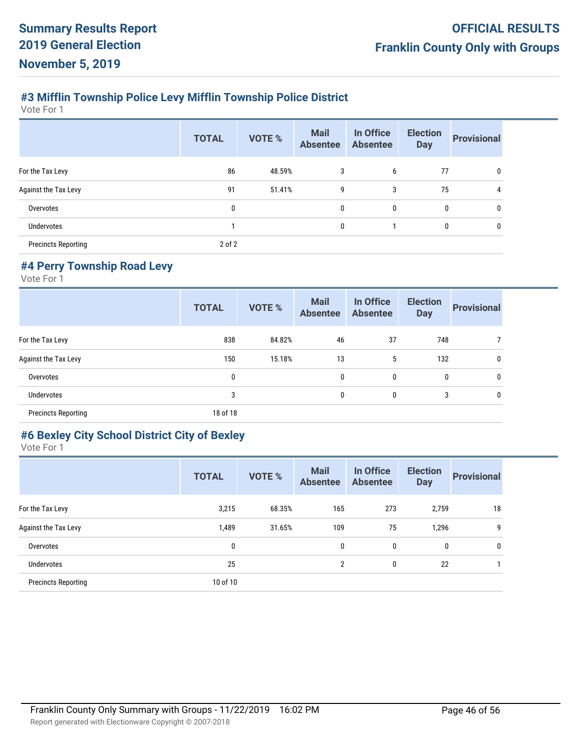## #3 Mifflin Township Police Levy Mifflin Township Police District

Vote For 1

| | TOTAL | VOTE % | Mail Absentee | In Office Absentee | Election Day | Provisional |
|---|---|---|---|---|---|---|
| For the Tax Levy | 86 | 48.59% | 3 | 6 | 77 | 0 |
| Against the Tax Levy | 91 | 51.41% | 9 | 3 | 75 | 4 |
| Overvotes | 0 | | 0 | 0 | 0 | 0 |
| Undervotes | 1 | | 0 | 1 | 0 | 0 |
| Precincts Reporting | 2 of 2 | | | | | |

## #4 Perry Township Road Levy

Vote For 1

| | TOTAL | VOTE % | Mail Absentee | In Office Absentee | Election Day | Provisional |
|---|---|---|---|---|---|---|
| For the Tax Levy | 838 | 84.82% | 46 | 37 | 748 | 7 |
| Against the Tax Levy | 150 | 15.18% | 13 | 5 | 132 | 0 |
| Overvotes | 0 | | 0 | 0 | 0 | 0 |
| Undervotes | 3 | | 0 | 0 | 3 | 0 |
| Precincts Reporting | 18 of 18 | | | | | |

## #6 Bexley City School District City of Bexley

Vote For 1

| | TOTAL | VOTE % | Mail Absentee | In Office Absentee | Election Day | Provisional |
|---|---|---|---|---|---|---|
| For the Tax Levy | 3,215 | 68.35% | 165 | 273 | 2,759 | 18 |
| Against the Tax Levy | 1,489 | 31.65% | 109 | 75 | 1,296 | 9 |
| Overvotes | 0 | | 0 | 0 | 0 | 0 |
| Undervotes | 25 | | 2 | 0 | 22 | 1 |
| Precincts Reporting | 10 of 10 | | | | | |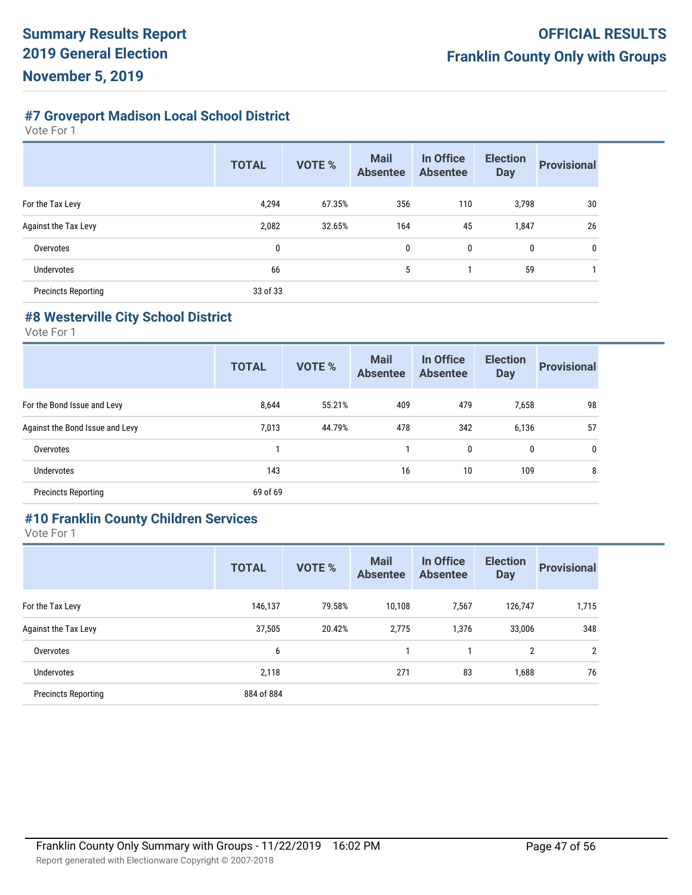# Summary Results Report
# 2019 General Election
# November 5, 2019

**OFFICIAL RESULTS**
**Franklin County Only with Groups**

## #7 Groveport Madison Local School District

Vote For 1

| | TOTAL | VOTE % | Mail Absentee | In Office Absentee | Election Day | Provisional |
|---|---|---|---|---|---|---|
| For the Tax Levy | 4,294 | 67.35% | 356 | 110 | 3,798 | 30 |
| Against the Tax Levy | 2,082 | 32.65% | 164 | 45 | 1,847 | 26 |
| Overvotes | 0 | | 0 | 0 | 0 | 0 |
| Undervotes | 66 | | 5 | 1 | 59 | 1 |
| Precincts Reporting | 33 of 33 | | | | | |

## #8 Westerville City School District

Vote For 1

| | TOTAL | VOTE % | Mail Absentee | In Office Absentee | Election Day | Provisional |
|---|---|---|---|---|---|---|
| For the Bond Issue and Levy | 8,644 | 55.21% | 409 | 479 | 7,658 | 98 |
| Against the Bond Issue and Levy | 7,013 | 44.79% | 478 | 342 | 6,136 | 57 |
| Overvotes | 1 | | 1 | 0 | 0 | 0 |
| Undervotes | 143 | | 16 | 10 | 109 | 8 |
| Precincts Reporting | 69 of 69 | | | | | |

## #10 Franklin County Children Services

Vote For 1

| | TOTAL | VOTE % | Mail Absentee | In Office Absentee | Election Day | Provisional |
|---|---|---|---|---|---|---|
| For the Tax Levy | 146,137 | 79.58% | 10,108 | 7,567 | 126,747 | 1,715 |
| Against the Tax Levy | 37,505 | 20.42% | 2,775 | 1,376 | 33,006 | 348 |
| Overvotes | 6 | | 1 | 1 | 2 | 2 |
| Undervotes | 2,118 | | 271 | 83 | 1,688 | 76 |
| Precincts Reporting | 884 of 884 | | | | | |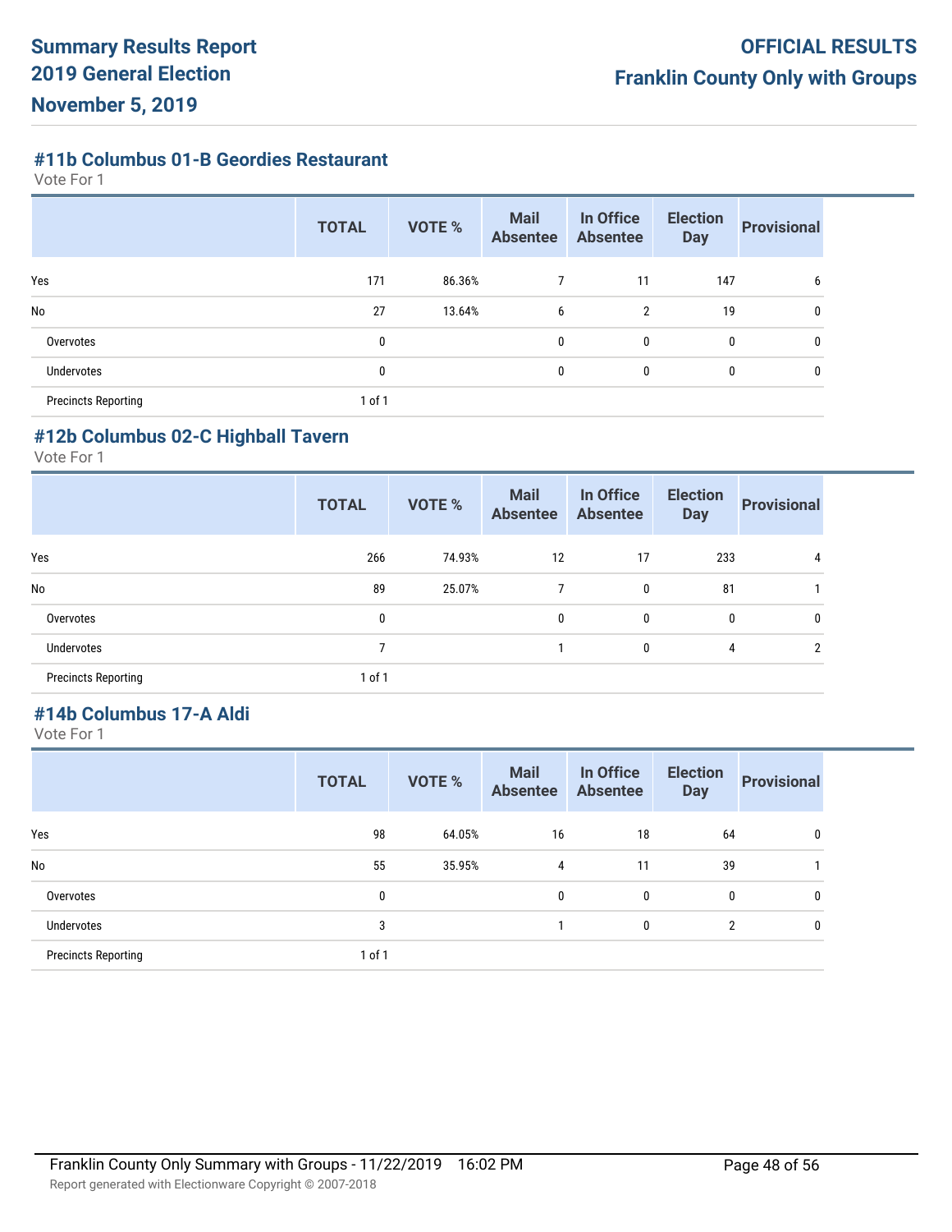## #11b Columbus 01-B Geordies Restaurant

Vote For 1

| | TOTAL | VOTE % | Mail Absentee | In Office Absentee | Election Day | Provisional |
|---|---|---|---|---|---|---|
| Yes | 171 | 86.36% | 7 | 11 | 147 | 6 |
| No | 27 | 13.64% | 6 | 2 | 19 | 0 |
| Overvotes | 0 | | 0 | 0 | 0 | 0 |
| Undervotes | 0 | | 0 | 0 | 0 | 0 |
| Precincts Reporting | 1 of 1 | | | | | |

## #12b Columbus 02-C Highball Tavern

Vote For 1

| | TOTAL | VOTE % | Mail Absentee | In Office Absentee | Election Day | Provisional |
|---|---|---|---|---|---|---|
| Yes | 266 | 74.93% | 12 | 17 | 233 | 4 |
| No | 89 | 25.07% | 7 | 0 | 81 | 1 |
| Overvotes | 0 | | 0 | 0 | 0 | 0 |
| Undervotes | 7 | | 1 | 0 | 4 | 2 |
| Precincts Reporting | 1 of 1 | | | | | |

## #14b Columbus 17-A Aldi

Vote For 1

| | TOTAL | VOTE % | Mail Absentee | In Office Absentee | Election Day | Provisional |
|---|---|---|---|---|---|---|
| Yes | 98 | 64.05% | 16 | 18 | 64 | 0 |
| No | 55 | 35.95% | 4 | 11 | 39 | 1 |
| Overvotes | 0 | | 0 | 0 | 0 | 0 |
| Undervotes | 3 | | 1 | 0 | 2 | 0 |
| Precincts Reporting | 1 of 1 | | | | | |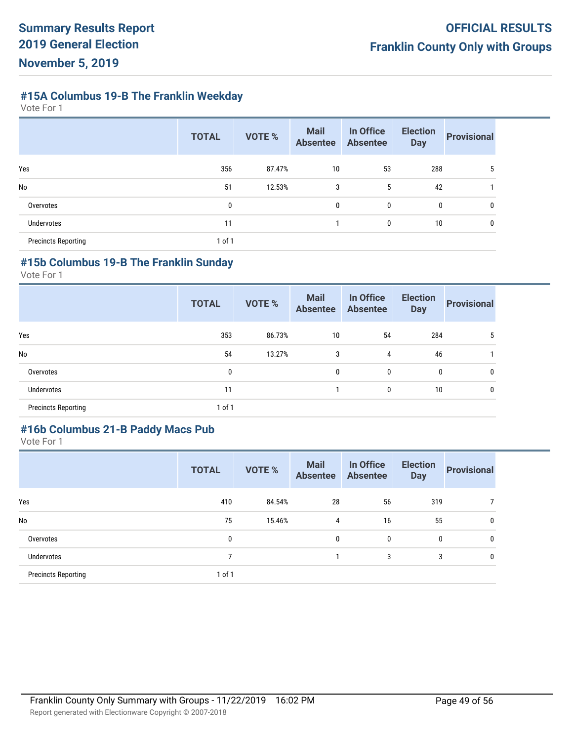## #15A Columbus 19-B The Franklin Weekday

Vote For 1

| | TOTAL | VOTE % | Mail Absentee | In Office Absentee | Election Day | Provisional |
|---|---|---|---|---|---|---|
| Yes | 356 | 87.47% | 10 | 53 | 288 | 5 |
| No | 51 | 12.53% | 3 | 5 | 42 | 1 |
| Overvotes | 0 | | 0 | 0 | 0 | 0 |
| Undervotes | 11 | | 1 | 0 | 10 | 0 |
| Precincts Reporting | 1 of 1 | | | | | |

## #15b Columbus 19-B The Franklin Sunday

Vote For 1

| | TOTAL | VOTE % | Mail Absentee | In Office Absentee | Election Day | Provisional |
|---|---|---|---|---|---|---|
| Yes | 353 | 86.73% | 10 | 54 | 284 | 5 |
| No | 54 | 13.27% | 3 | 4 | 46 | 1 |
| Overvotes | 0 | | 0 | 0 | 0 | 0 |
| Undervotes | 11 | | 1 | 0 | 10 | 0 |
| Precincts Reporting | 1 of 1 | | | | | |

## #16b Columbus 21-B Paddy Macs Pub

Vote For 1

| | TOTAL | VOTE % | Mail Absentee | In Office Absentee | Election Day | Provisional |
|---|---|---|---|---|---|---|
| Yes | 410 | 84.54% | 28 | 56 | 319 | 7 |
| No | 75 | 15.46% | 4 | 16 | 55 | 0 |
| Overvotes | 0 | | 0 | 0 | 0 | 0 |
| Undervotes | 7 | | 1 | 3 | 3 | 0 |
| Precincts Reporting | 1 of 1 | | | | | |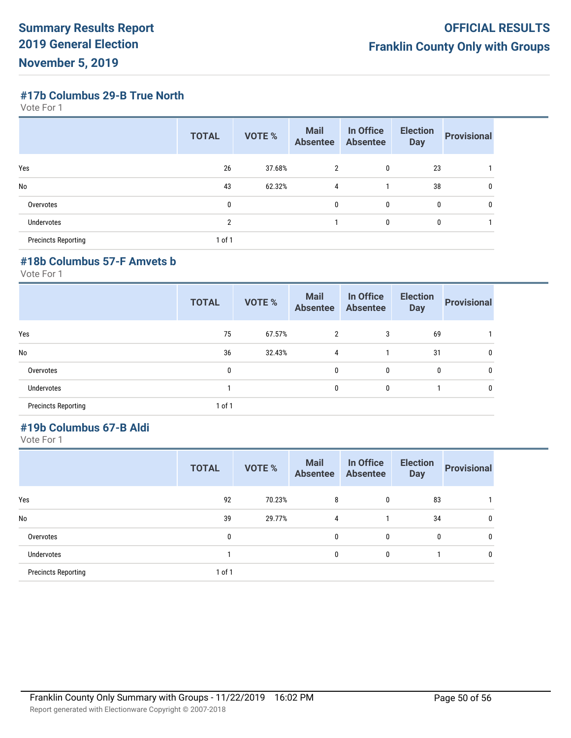# Summary Results Report
# 2019 General Election
# November 5, 2019

**OFFICIAL RESULTS**
**Franklin County Only with Groups**

## #17b Columbus 29-B True North

Vote For 1

| | TOTAL | VOTE % | Mail Absentee | In Office Absentee | Election Day | Provisional |
|---|---|---|---|---|---|---|
| Yes | 26 | 37.68% | 2 | 0 | 23 | 1 |
| No | 43 | 62.32% | 4 | 1 | 38 | 0 |
| Overvotes | 0 | | 0 | 0 | 0 | 0 |
| Undervotes | 2 | | 1 | 0 | 0 | 1 |
| Precincts Reporting | 1 of 1 | | | | | |

## #18b Columbus 57-F Amvets b

Vote For 1

| | TOTAL | VOTE % | Mail Absentee | In Office Absentee | Election Day | Provisional |
|---|---|---|---|---|---|---|
| Yes | 75 | 67.57% | 2 | 3 | 69 | 1 |
| No | 36 | 32.43% | 4 | 1 | 31 | 0 |
| Overvotes | 0 | | 0 | 0 | 0 | 0 |
| Undervotes | 1 | | 0 | 0 | 1 | 0 |
| Precincts Reporting | 1 of 1 | | | | | |

## #19b Columbus 67-B Aldi

Vote For 1

| | TOTAL | VOTE % | Mail Absentee | In Office Absentee | Election Day | Provisional |
|---|---|---|---|---|---|---|
| Yes | 92 | 70.23% | 8 | 0 | 83 | 1 |
| No | 39 | 29.77% | 4 | 1 | 34 | 0 |
| Overvotes | 0 | | 0 | 0 | 0 | 0 |
| Undervotes | 1 | | 0 | 0 | 1 | 0 |
| Precincts Reporting | 1 of 1 | | | | | |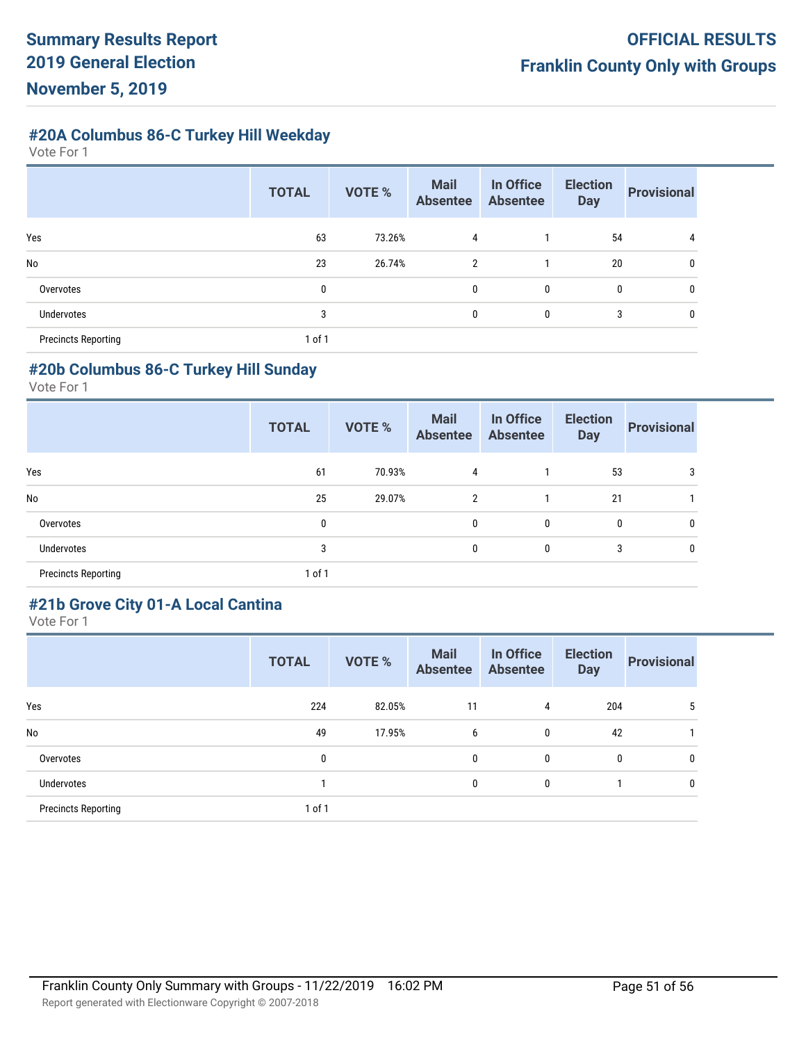## #20A Columbus 86-C Turkey Hill Weekday

Vote For 1

| | TOTAL | VOTE % | Mail Absentee | In Office Absentee | Election Day | Provisional |
|---|---|---|---|---|---|---|
| Yes | 63 | 73.26% | 4 | 1 | 54 | 4 |
| No | 23 | 26.74% | 2 | 1 | 20 | 0 |
| Overvotes | 0 | | 0 | 0 | 0 | 0 |
| Undervotes | 3 | | 0 | 0 | 3 | 0 |
| Precincts Reporting | 1 of 1 | | | | | |

## #20b Columbus 86-C Turkey Hill Sunday

Vote For 1

| | TOTAL | VOTE % | Mail Absentee | In Office Absentee | Election Day | Provisional |
|---|---|---|---|---|---|---|
| Yes | 61 | 70.93% | 4 | 1 | 53 | 3 |
| No | 25 | 29.07% | 2 | 1 | 21 | 1 |
| Overvotes | 0 | | 0 | 0 | 0 | 0 |
| Undervotes | 3 | | 0 | 0 | 3 | 0 |
| Precincts Reporting | 1 of 1 | | | | | |

## #21b Grove City 01-A Local Cantina

Vote For 1

| | TOTAL | VOTE % | Mail Absentee | In Office Absentee | Election Day | Provisional |
|---|---|---|---|---|---|---|
| Yes | 224 | 82.05% | 11 | 4 | 204 | 5 |
| No | 49 | 17.95% | 6 | 0 | 42 | 1 |
| Overvotes | 0 | | 0 | 0 | 0 | 0 |
| Undervotes | 1 | | 0 | 0 | 1 | 0 |
| Precincts Reporting | 1 of 1 | | | | | |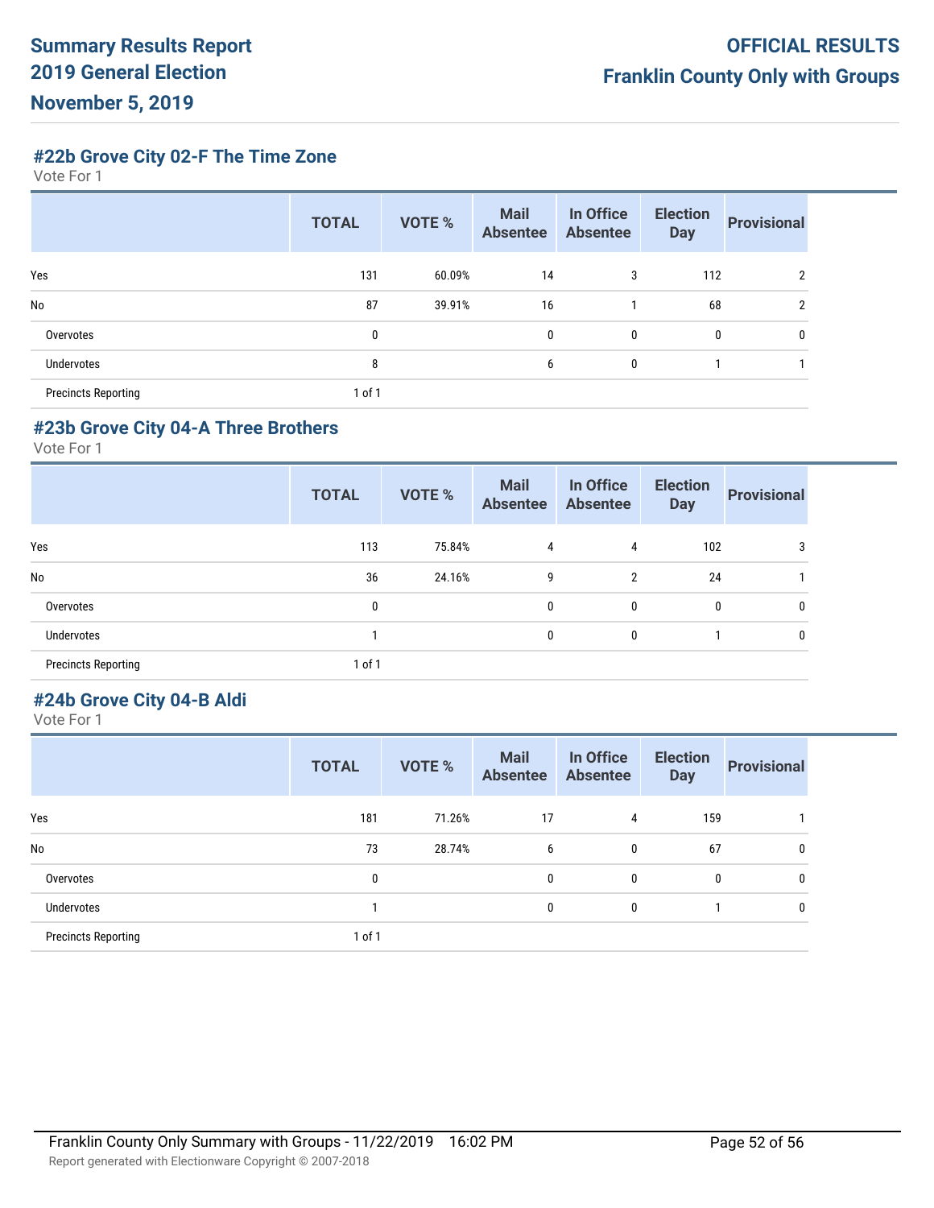### #22b Grove City 02-F The Time Zone

Vote For 1

| | TOTAL | VOTE % | Mail Absentee | In Office Absentee | Election Day | Provisional |
|---|---|---|---|---|---|---|
| Yes | 131 | 60.09% | 14 | 3 | 112 | 2 |
| No | 87 | 39.91% | 16 | 1 | 68 | 2 |
| Overvotes | 0 | | 0 | 0 | 0 | 0 |
| Undervotes | 8 | | 6 | 0 | 1 | 1 |
| Precincts Reporting | 1 of 1 | | | | | |

### #23b Grove City 04-A Three Brothers

Vote For 1

| | TOTAL | VOTE % | Mail Absentee | In Office Absentee | Election Day | Provisional |
|---|---|---|---|---|---|---|
| Yes | 113 | 75.84% | 4 | 4 | 102 | 3 |
| No | 36 | 24.16% | 9 | 2 | 24 | 1 |
| Overvotes | 0 | | 0 | 0 | 0 | 0 |
| Undervotes | 1 | | 0 | 0 | 1 | 0 |
| Precincts Reporting | 1 of 1 | | | | | |

### #24b Grove City 04-B Aldi

Vote For 1

| | TOTAL | VOTE % | Mail Absentee | In Office Absentee | Election Day | Provisional |
|---|---|---|---|---|---|---|
| Yes | 181 | 71.26% | 17 | 4 | 159 | 1 |
| No | 73 | 28.74% | 6 | 0 | 67 | 0 |
| Overvotes | 0 | | 0 | 0 | 0 | 0 |
| Undervotes | 1 | | 0 | 0 | 1 | 0 |
| Precincts Reporting | 1 of 1 | | | | | |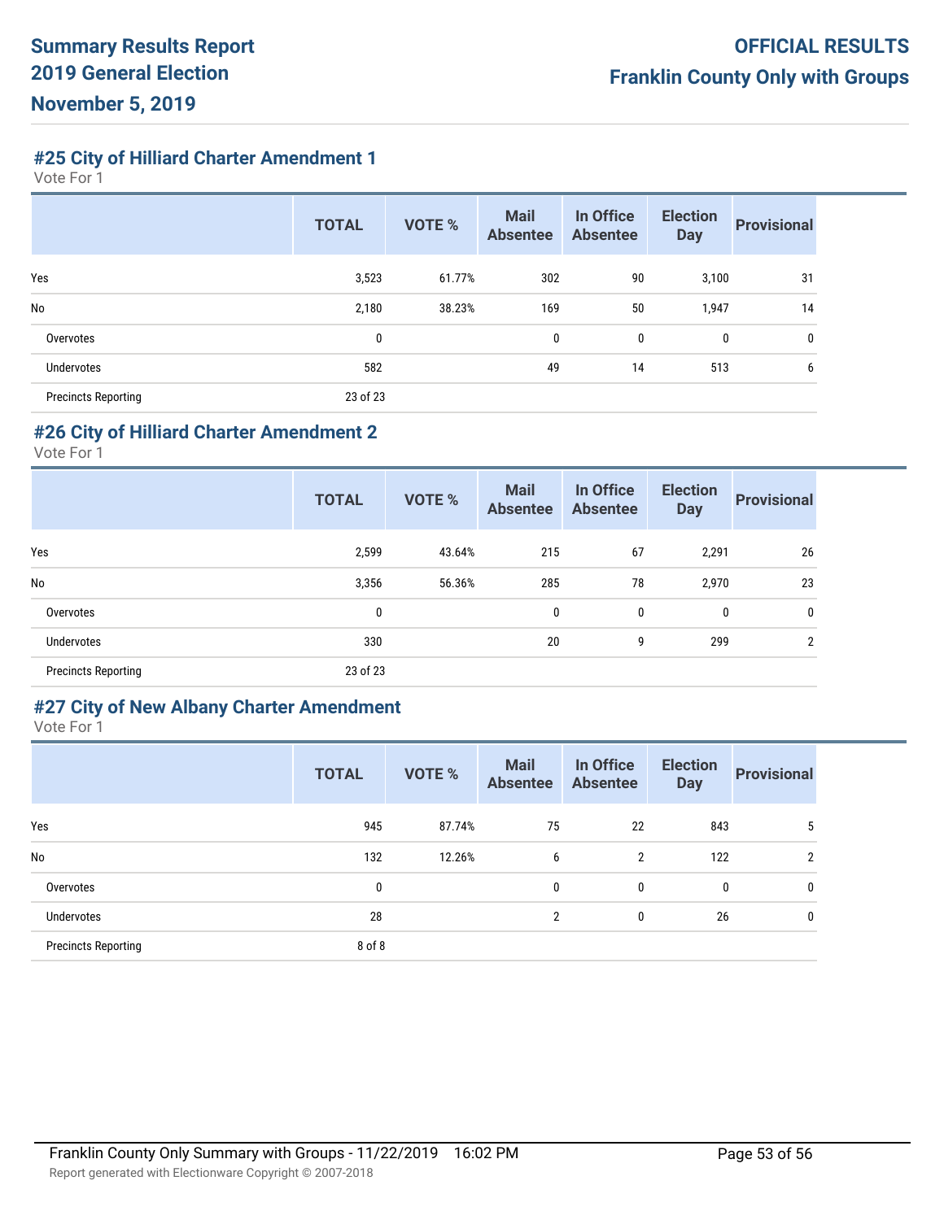**Summary Results Report**
**2019 General Election**
**November 5, 2019**

**OFFICIAL RESULTS**
**Franklin County Only with Groups**

### #25 City of Hilliard Charter Amendment 1

Vote For 1

| | TOTAL | VOTE % | Mail Absentee | In Office Absentee | Election Day | Provisional |
|---|---|---|---|---|---|---|
| Yes | 3,523 | 61.77% | 302 | 90 | 3,100 | 31 |
| No | 2,180 | 38.23% | 169 | 50 | 1,947 | 14 |
| Overvotes | 0 | | 0 | 0 | 0 | 0 |
| Undervotes | 582 | | 49 | 14 | 513 | 6 |
| Precincts Reporting | 23 of 23 | | | | | |

### #26 City of Hilliard Charter Amendment 2

Vote For 1

| | TOTAL | VOTE % | Mail Absentee | In Office Absentee | Election Day | Provisional |
|---|---|---|---|---|---|---|
| Yes | 2,599 | 43.64% | 215 | 67 | 2,291 | 26 |
| No | 3,356 | 56.36% | 285 | 78 | 2,970 | 23 |
| Overvotes | 0 | | 0 | 0 | 0 | 0 |
| Undervotes | 330 | | 20 | 9 | 299 | 2 |
| Precincts Reporting | 23 of 23 | | | | | |

### #27 City of New Albany Charter Amendment

Vote For 1

| | TOTAL | VOTE % | Mail Absentee | In Office Absentee | Election Day | Provisional |
|---|---|---|---|---|---|---|
| Yes | 945 | 87.74% | 75 | 22 | 843 | 5 |
| No | 132 | 12.26% | 6 | 2 | 122 | 2 |
| Overvotes | 0 | | 0 | 0 | 0 | 0 |
| Undervotes | 28 | | 2 | 0 | 26 | 0 |
| Precincts Reporting | 8 of 8 | | | | | |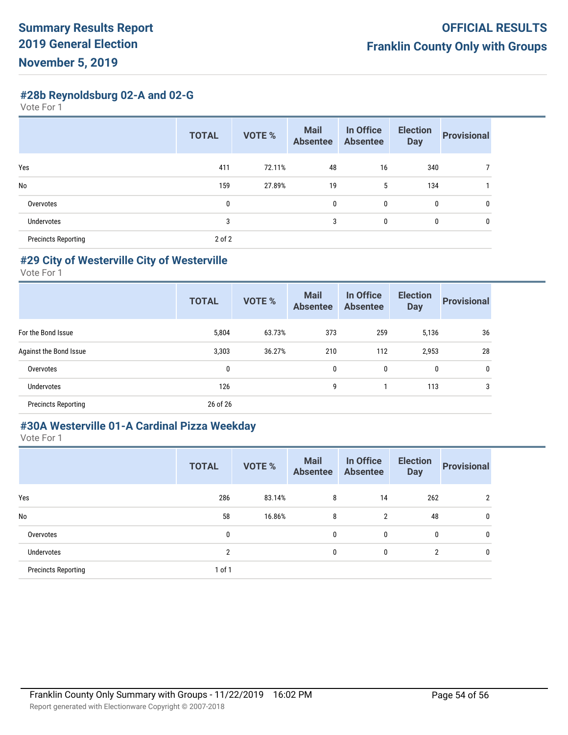## #28b Reynoldsburg 02-A and 02-G

Vote For 1

| | TOTAL | VOTE % | Mail Absentee | In Office Absentee | Election Day | Provisional |
|---|---|---|---|---|---|---|
| Yes | 411 | 72.11% | 48 | 16 | 340 | 7 |
| No | 159 | 27.89% | 19 | 5 | 134 | 1 |
| Overvotes | 0 | | 0 | 0 | 0 | 0 |
| Undervotes | 3 | | 3 | 0 | 0 | 0 |
| Precincts Reporting | 2 of 2 | | | | | |

## #29 City of Westerville City of Westerville

Vote For 1

| | TOTAL | VOTE % | Mail Absentee | In Office Absentee | Election Day | Provisional |
|---|---|---|---|---|---|---|
| For the Bond Issue | 5,804 | 63.73% | 373 | 259 | 5,136 | 36 |
| Against the Bond Issue | 3,303 | 36.27% | 210 | 112 | 2,953 | 28 |
| Overvotes | 0 | | 0 | 0 | 0 | 0 |
| Undervotes | 126 | | 9 | 1 | 113 | 3 |
| Precincts Reporting | 26 of 26 | | | | | |

## #30A Westerville 01-A Cardinal Pizza Weekday

Vote For 1

| | TOTAL | VOTE % | Mail Absentee | In Office Absentee | Election Day | Provisional |
|---|---|---|---|---|---|---|
| Yes | 286 | 83.14% | 8 | 14 | 262 | 2 |
| No | 58 | 16.86% | 8 | 2 | 48 | 0 |
| Overvotes | 0 | | 0 | 0 | 0 | 0 |
| Undervotes | 2 | | 0 | 0 | 2 | 0 |
| Precincts Reporting | 1 of 1 | | | | | |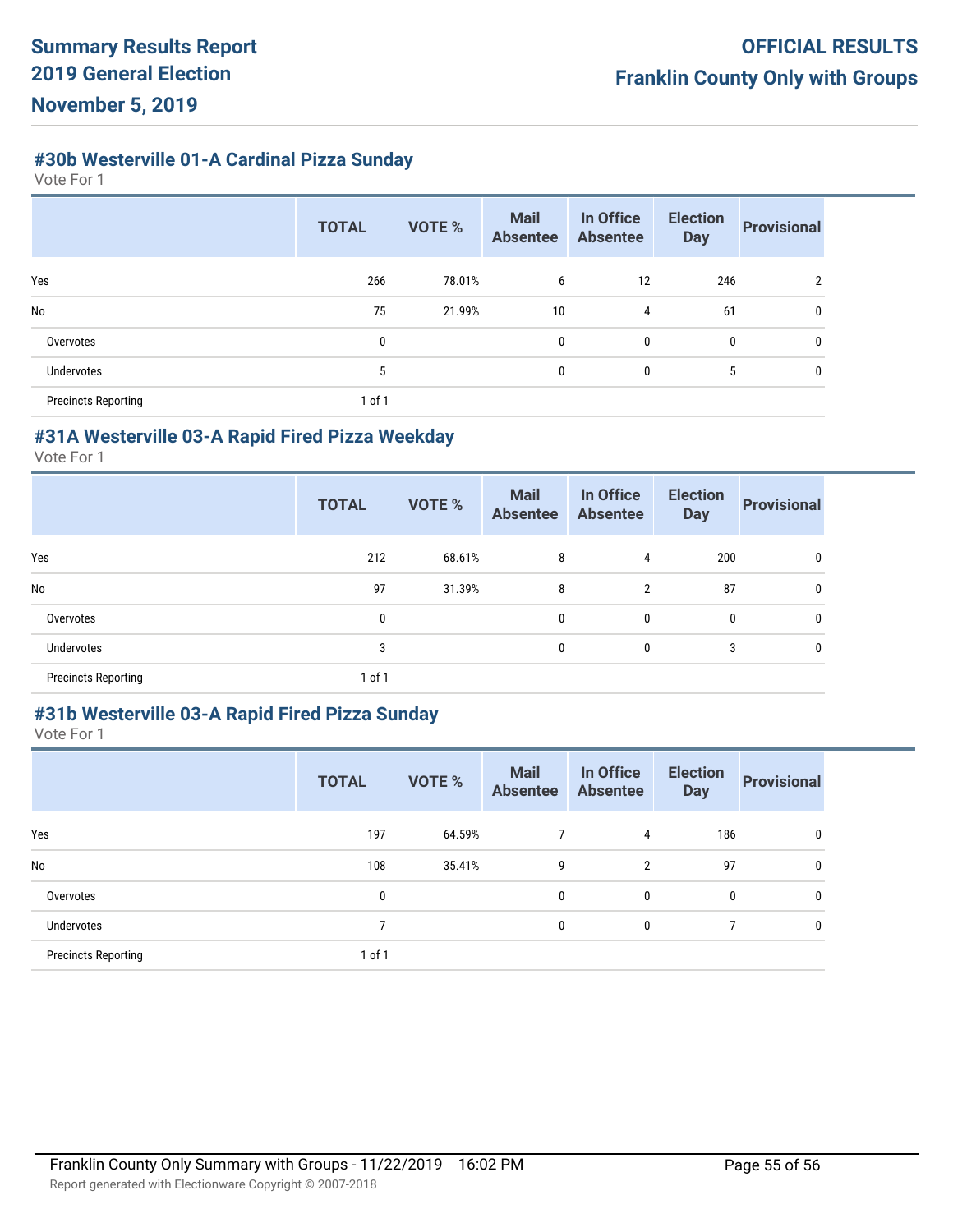## #30b Westerville 01-A Cardinal Pizza Sunday

Vote For 1

| | TOTAL | VOTE % | Mail Absentee | In Office Absentee | Election Day | Provisional |
|---|---|---|---|---|---|---|
| Yes | 266 | 78.01% | 6 | 12 | 246 | 2 |
| No | 75 | 21.99% | 10 | 4 | 61 | 0 |
| Overvotes | 0 | | 0 | 0 | 0 | 0 |
| Undervotes | 5 | | 0 | 0 | 5 | 0 |
| Precincts Reporting | 1 of 1 | | | | | |

## #31A Westerville 03-A Rapid Fired Pizza Weekday

Vote For 1

| | TOTAL | VOTE % | Mail Absentee | In Office Absentee | Election Day | Provisional |
|---|---|---|---|---|---|---|
| Yes | 212 | 68.61% | 8 | 4 | 200 | 0 |
| No | 97 | 31.39% | 8 | 2 | 87 | 0 |
| Overvotes | 0 | | 0 | 0 | 0 | 0 |
| Undervotes | 3 | | 0 | 0 | 3 | 0 |
| Precincts Reporting | 1 of 1 | | | | | |

## #31b Westerville 03-A Rapid Fired Pizza Sunday

Vote For 1

| | TOTAL | VOTE % | Mail Absentee | In Office Absentee | Election Day | Provisional |
|---|---|---|---|---|---|---|
| Yes | 197 | 64.59% | 7 | 4 | 186 | 0 |
| No | 108 | 35.41% | 9 | 2 | 97 | 0 |
| Overvotes | 0 | | 0 | 0 | 0 | 0 |
| Undervotes | 7 | | 0 | 0 | 7 | 0 |
| Precincts Reporting | 1 of 1 | | | | | |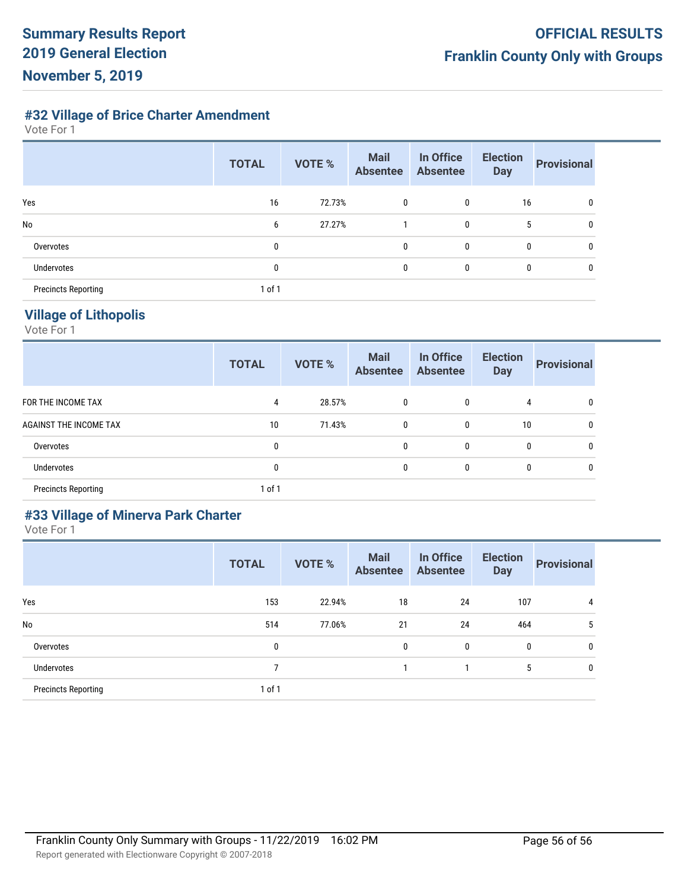## #32 Village of Brice Charter Amendment

Vote For 1

| | TOTAL | VOTE % | Mail Absentee | In Office Absentee | Election Day | Provisional |
|---|---|---|---|---|---|---|
| Yes | 16 | 72.73% | 0 | 0 | 16 | 0 |
| No | 6 | 27.27% | 1 | 0 | 5 | 0 |
| Overvotes | 0 | | 0 | 0 | 0 | 0 |
| Undervotes | 0 | | 0 | 0 | 0 | 0 |
| Precincts Reporting | 1 of 1 | | | | | |

## Village of Lithopolis

Vote For 1

| | TOTAL | VOTE % | Mail Absentee | In Office Absentee | Election Day | Provisional |
|---|---|---|---|---|---|---|
| FOR THE INCOME TAX | 4 | 28.57% | 0 | 0 | 4 | 0 |
| AGAINST THE INCOME TAX | 10 | 71.43% | 0 | 0 | 10 | 0 |
| Overvotes | 0 | | 0 | 0 | 0 | 0 |
| Undervotes | 0 | | 0 | 0 | 0 | 0 |
| Precincts Reporting | 1 of 1 | | | | | |

## #33 Village of Minerva Park Charter

Vote For 1

| | TOTAL | VOTE % | Mail Absentee | In Office Absentee | Election Day | Provisional |
|---|---|---|---|---|---|---|
| Yes | 153 | 22.94% | 18 | 24 | 107 | 4 |
| No | 514 | 77.06% | 21 | 24 | 464 | 5 |
| Overvotes | 0 | | 0 | 0 | 0 | 0 |
| Undervotes | 7 | | 1 | 1 | 5 | 0 |
| Precincts Reporting | 1 of 1 | | | | | |